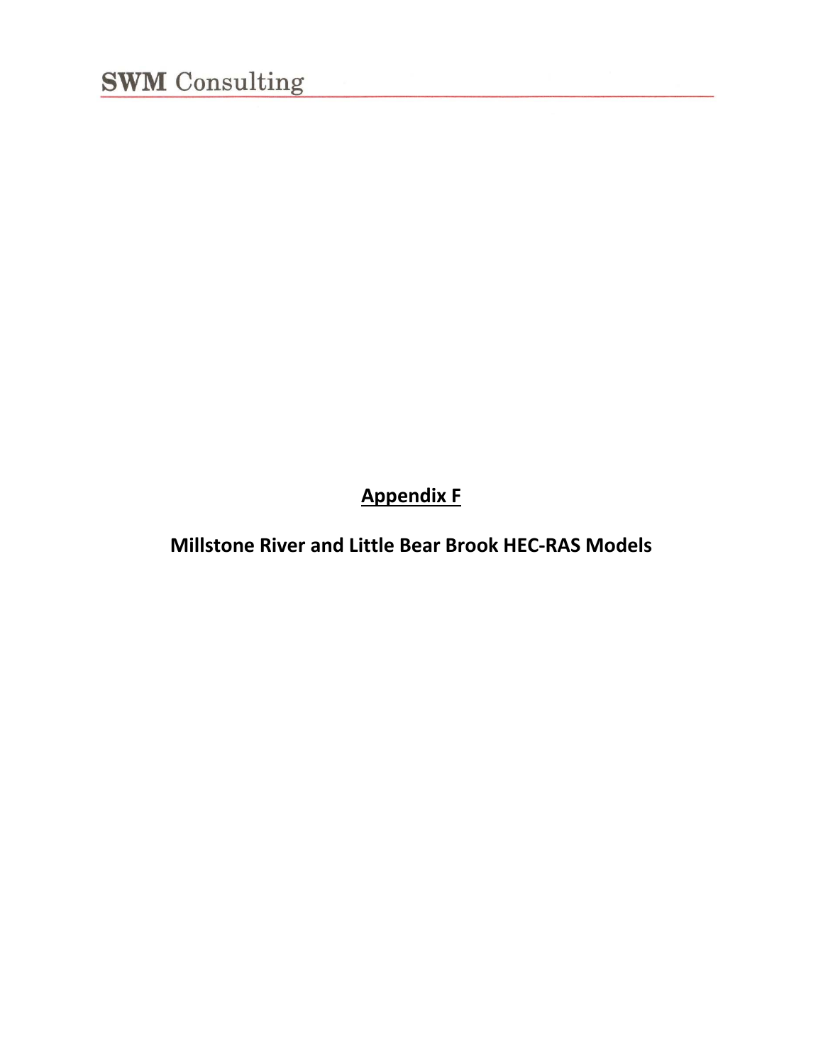# Appendix F

## Millstone River and Little Bear Brook HEC-RAS Models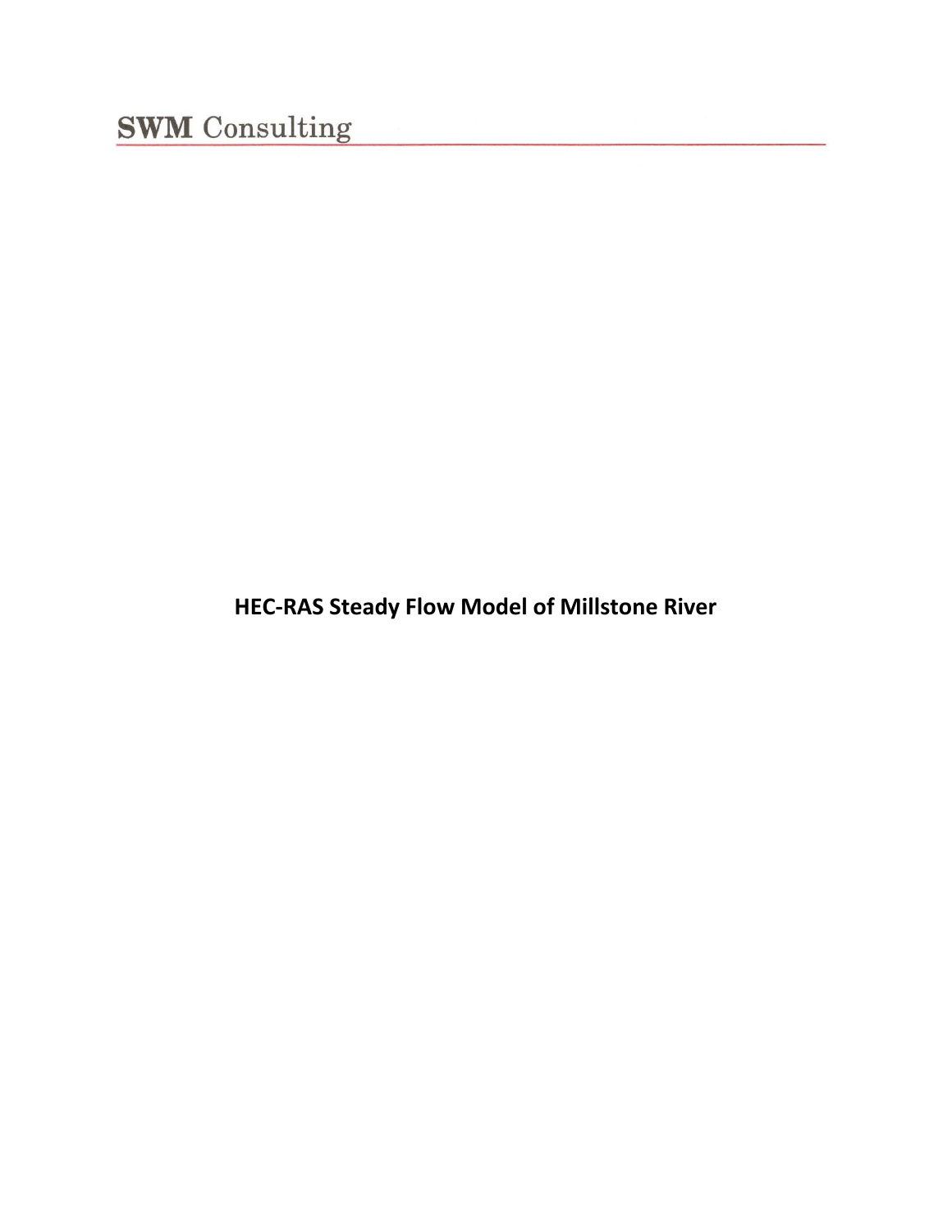SWM Consulting

# HEC-RAS Steady Flow Model of Millstone River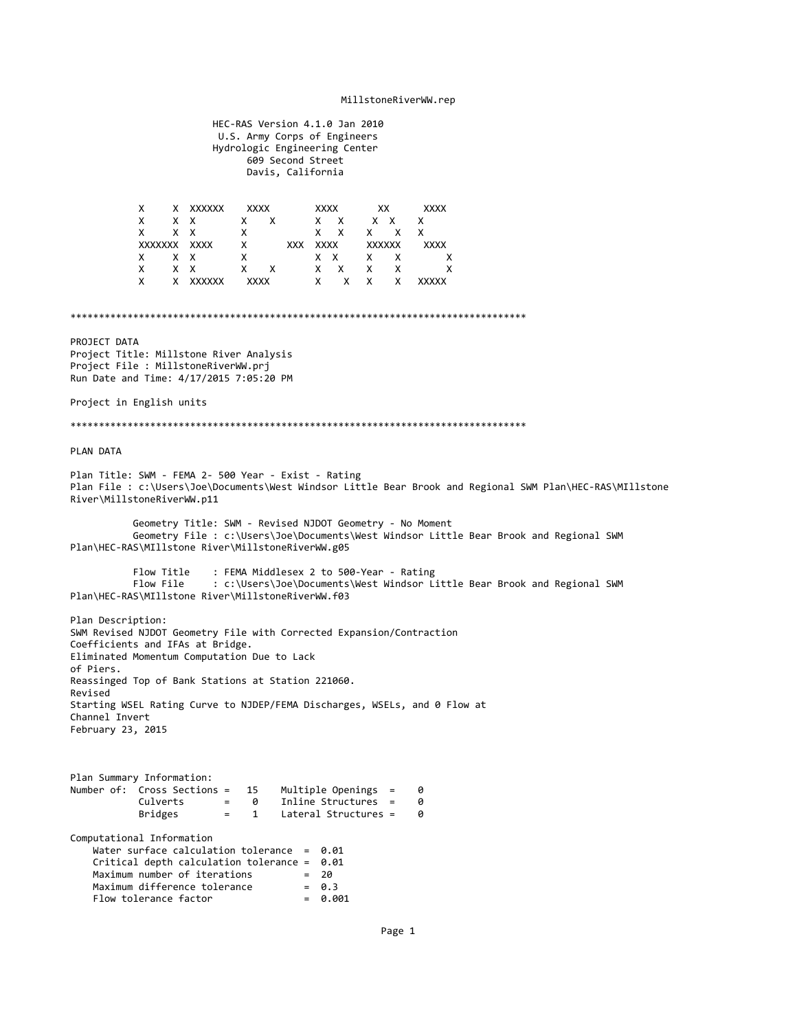HEC-RAS Version 4.1.0 Jan 2010
U.S. Army Corps of Engineers
Hydrologic Engineering Center
609 Second Street
Davis, California

```
 X     X  XXXXXX    XXXX        XXXX       XX      XXXX
 X     X  X        X    X       X   X     X  X    X
 X     X  X        X            X   X    X    X   X
 XXXXXXX  XXXX     X      XXX   XXXX     XXXXXX    XXXX
 X     X  X        X            X  X     X    X        X
 X     X  X        X    X       X   X    X    X        X
 X     X  XXXXXX    XXXX        X    X   X    X   XXXXX
```

********************************************************************************

PROJECT DATA
Project Title: Millstone River Analysis
Project File : MillstoneRiverWW.prj
Run Date and Time: 4/17/2015 7:05:20 PM

Project in English units

********************************************************************************

PLAN DATA

Plan Title: SWM - FEMA 2- 500 Year - Exist - Rating
Plan File : c:\Users\Joe\Documents\West Windsor Little Bear Brook and Regional SWM Plan\HEC-RAS\MIllstone River\MillstoneRiverWW.p11

Geometry Title: SWM - Revised NJDOT Geometry - No Moment
Geometry File : c:\Users\Joe\Documents\West Windsor Little Bear Brook and Regional SWM Plan\HEC-RAS\MIllstone River\MillstoneRiverWW.g05

Flow Title    : FEMA Middlesex 2 to 500-Year - Rating
Flow File     : c:\Users\Joe\Documents\West Windsor Little Bear Brook and Regional SWM Plan\HEC-RAS\MIllstone River\MillstoneRiverWW.f03

Plan Description:
SWM Revised NJDOT Geometry File with Corrected Expansion/Contraction
Coefficients and IFAs at Bridge.
Eliminated Momentum Computation Due to Lack
of Piers.
Reassinged Top of Bank Stations at Station 221060.
Revised
Starting WSEL Rating Curve to NJDEP/FEMA Discharges, WSELs, and 0 Flow at
Channel Invert
February 23, 2015

Plan Summary Information:

```
Number of:  Cross Sections =   15    Multiple Openings  =    0
            Culverts       =    0    Inline Structures  =    0
            Bridges        =    1    Lateral Structures =    0
```

Computational Information

```
    Water surface calculation tolerance  =  0.01
    Critical depth calculation tolerance =  0.01
    Maximum number of iterations         =  20
    Maximum difference tolerance         =  0.3
    Flow tolerance factor                =  0.001
```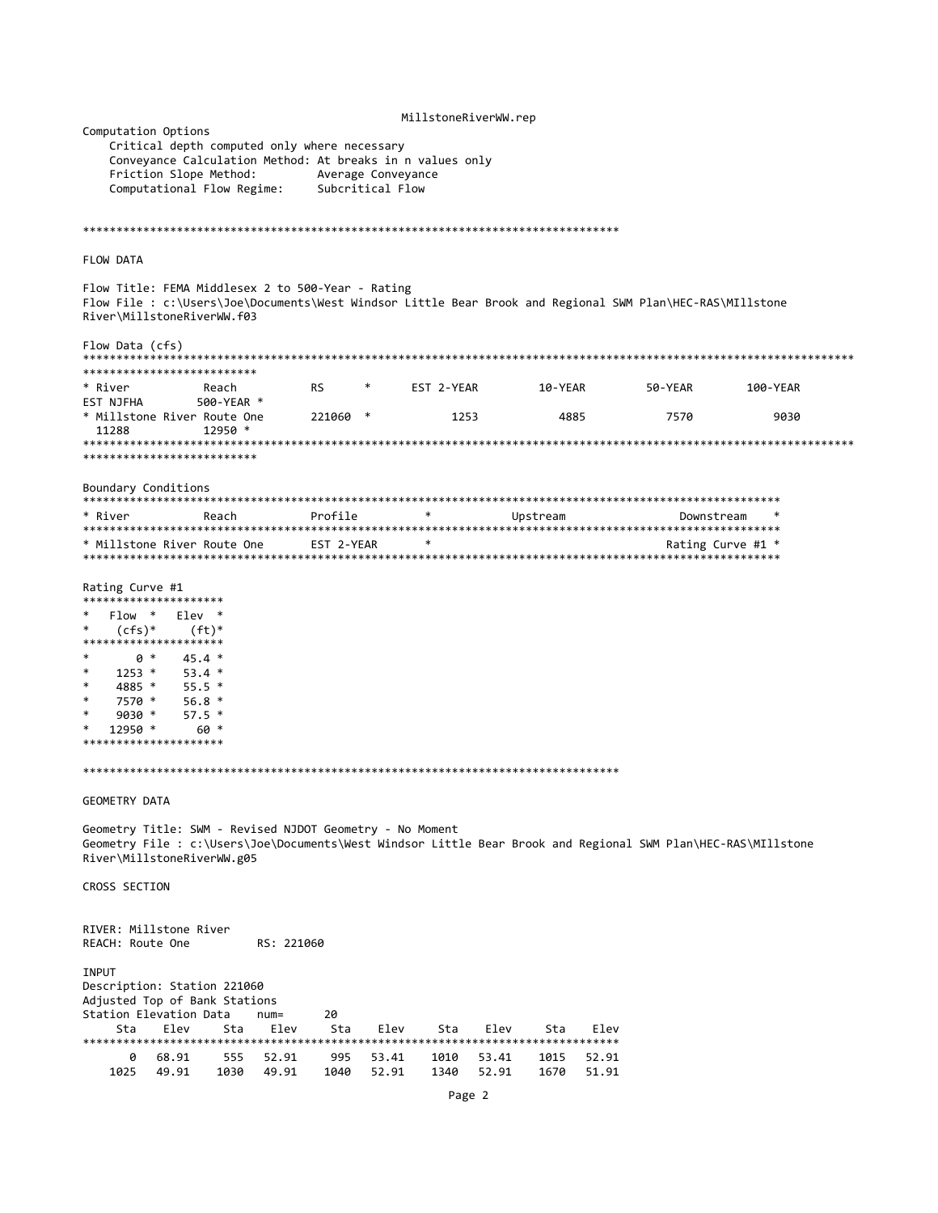Computation Options
- Critical depth computed only where necessary
- Conveyance Calculation Method: At breaks in n values only
- Friction Slope Method: Average Conveyance
- Computational Flow Regime: Subcritical Flow

## FLOW DATA

Flow Title: FEMA Middlesex 2 to 500-Year - Rating
Flow File : c:\Users\Joe\Documents\West Windsor Little Bear Brook and Regional SWM Plan\HEC-RAS\MIllstone River\MillstoneRiverWW.f03

Flow Data (cfs)

| River | Reach | RS | EST 2-YEAR | 10-YEAR | 50-YEAR | 100-YEAR | EST NJFHA | 500-YEAR |
|---|---|---|---|---|---|---|---|---|
| Millstone River | Route One | 221060 | 1253 | 4885 | 7570 | 9030 | 11288 | 12950 |

Boundary Conditions

| River | Reach | Profile | Upstream | Downstream |
|---|---|---|---|---|
| Millstone River | Route One | EST 2-YEAR | | Rating Curve #1 |

Rating Curve #1

| Flow (cfs) | Elev (ft) |
|---|---|
| 0 | 45.4 |
| 1253 | 53.4 |
| 4885 | 55.5 |
| 7570 | 56.8 |
| 9030 | 57.5 |
| 12950 | 60 |

## GEOMETRY DATA

Geometry Title: SWM - Revised NJDOT Geometry - No Moment
Geometry File : c:\Users\Joe\Documents\West Windsor Little Bear Brook and Regional SWM Plan\HEC-RAS\MIllstone River\MillstoneRiverWW.g05

### CROSS SECTION

RIVER: Millstone River
REACH: Route One RS: 221060

INPUT
Description: Station 221060
Adjusted Top of Bank Stations
Station Elevation Data num= 20

| Sta | Elev | Sta | Elev | Sta | Elev | Sta | Elev | Sta | Elev |
|---|---|---|---|---|---|---|---|---|---|
| 0 | 68.91 | 555 | 52.91 | 995 | 53.41 | 1010 | 53.41 | 1015 | 52.91 |
| 1025 | 49.91 | 1030 | 49.91 | 1040 | 52.91 | 1340 | 52.91 | 1670 | 51.91 |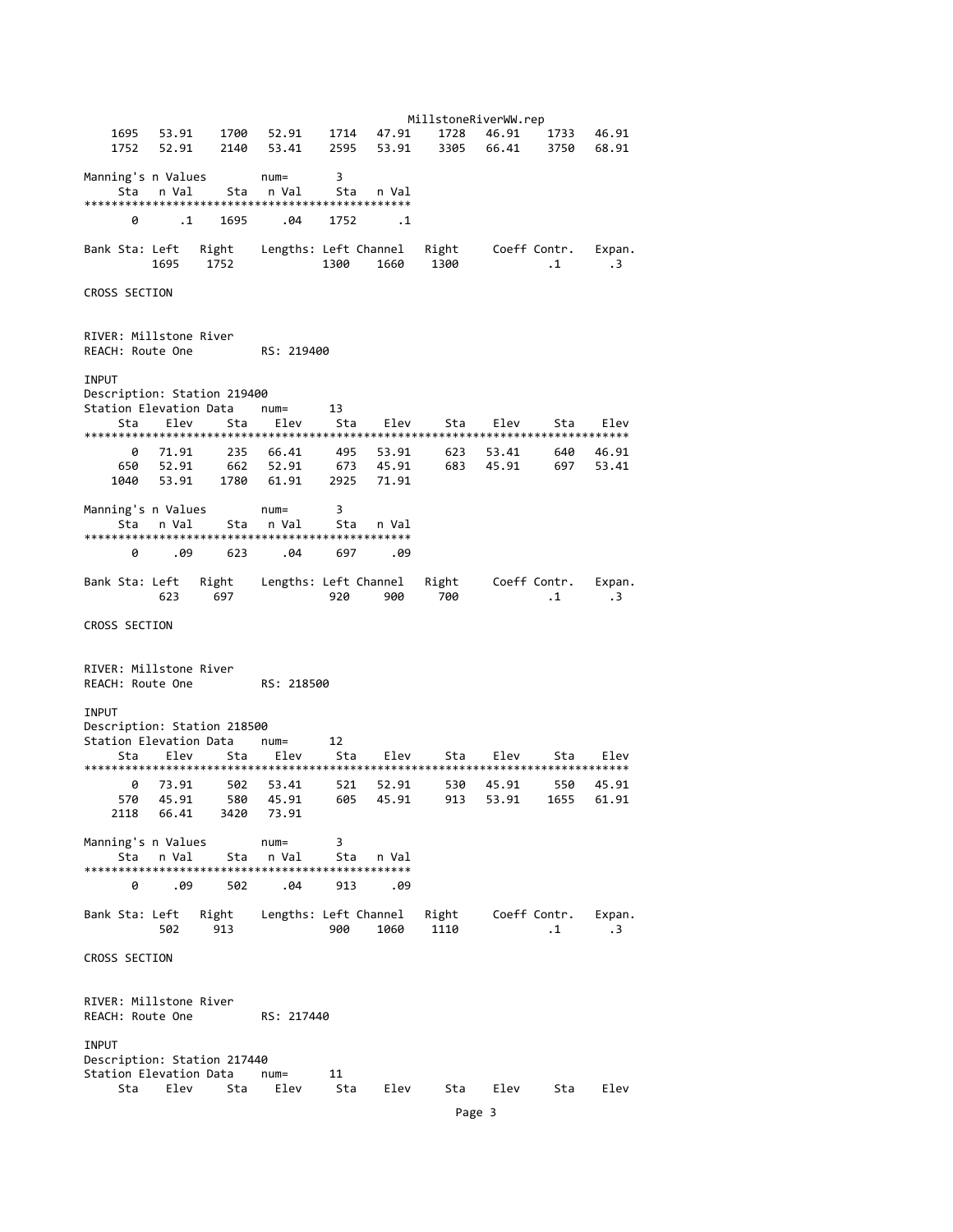| | | | | | | | | | |
|---|---|---|---|---|---|---|---|---|---|
| 1695 | 53.91 | 1700 | 52.91 | 1714 | 47.91 | 1728 | 46.91 | 1733 | 46.91 |
| 1752 | 52.91 | 2140 | 53.41 | 2595 | 53.91 | 3305 | 66.41 | 3750 | 68.91 |

Manning's n Values num= 3

| Sta | n Val | Sta | n Val | Sta | n Val |
|---|---|---|---|---|---|
| 0 | .1 | 1695 | .04 | 1752 | .1 |

| Bank Sta: Left | Right | Lengths: Left | Channel | Right | Coeff Contr. | Expan. |
|---|---|---|---|---|---|---|
| 1695 | 1752 | 1300 | 1660 | 1300 | .1 | .3 |

CROSS SECTION

RIVER: Millstone River
REACH: Route One RS: 219400

INPUT
Description: Station 219400
Station Elevation Data num= 13

| Sta | Elev | Sta | Elev | Sta | Elev | Sta | Elev | Sta | Elev |
|---|---|---|---|---|---|---|---|---|---|
| 0 | 71.91 | 235 | 66.41 | 495 | 53.91 | 623 | 53.41 | 640 | 46.91 |
| 650 | 52.91 | 662 | 52.91 | 673 | 45.91 | 683 | 45.91 | 697 | 53.41 |
| 1040 | 53.91 | 1780 | 61.91 | 2925 | 71.91 | | | | |

Manning's n Values num= 3

| Sta | n Val | Sta | n Val | Sta | n Val |
|---|---|---|---|---|---|
| 0 | .09 | 623 | .04 | 697 | .09 |

| Bank Sta: Left | Right | Lengths: Left | Channel | Right | Coeff Contr. | Expan. |
|---|---|---|---|---|---|---|
| 623 | 697 | 920 | 900 | 700 | .1 | .3 |

CROSS SECTION

RIVER: Millstone River
REACH: Route One RS: 218500

INPUT
Description: Station 218500
Station Elevation Data num= 12

| Sta | Elev | Sta | Elev | Sta | Elev | Sta | Elev | Sta | Elev |
|---|---|---|---|---|---|---|---|---|---|
| 0 | 73.91 | 502 | 53.41 | 521 | 52.91 | 530 | 45.91 | 550 | 45.91 |
| 570 | 45.91 | 580 | 45.91 | 605 | 45.91 | 913 | 53.91 | 1655 | 61.91 |
| 2118 | 66.41 | 3420 | 73.91 | | | | | | |

Manning's n Values num= 3

| Sta | n Val | Sta | n Val | Sta | n Val |
|---|---|---|---|---|---|
| 0 | .09 | 502 | .04 | 913 | .09 |

| Bank Sta: Left | Right | Lengths: Left | Channel | Right | Coeff Contr. | Expan. |
|---|---|---|---|---|---|---|
| 502 | 913 | 900 | 1060 | 1110 | .1 | .3 |

CROSS SECTION

RIVER: Millstone River
REACH: Route One RS: 217440

INPUT
Description: Station 217440
Station Elevation Data num= 11

| Sta | Elev | Sta | Elev | Sta | Elev | Sta | Elev | Sta | Elev |
|---|---|---|---|---|---|---|---|---|---|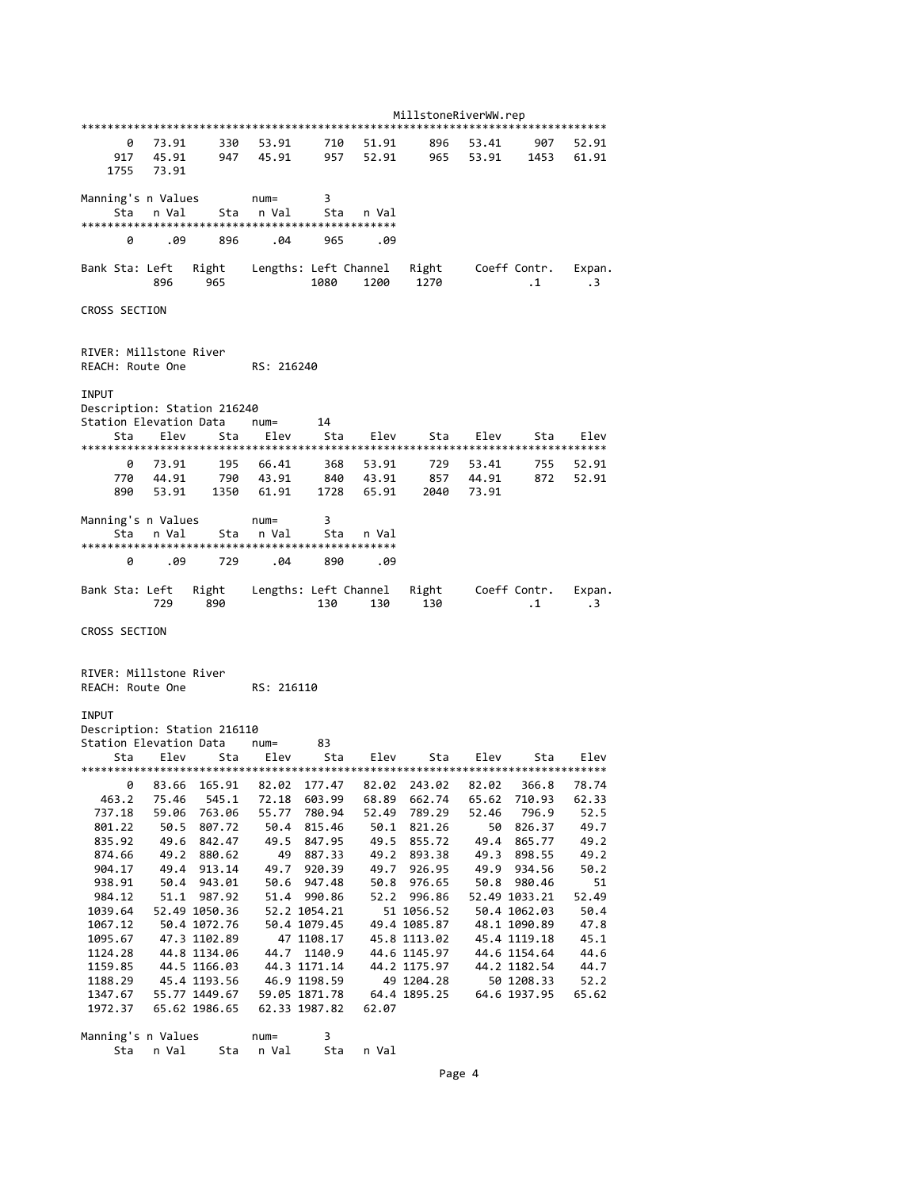```
*******************************************************************************
       0   73.91     330   53.91     710   51.91     896   53.41     907   52.91
     917   45.91     947   45.91     957   52.91     965   53.91    1453   61.91
    1755   73.91

Manning's n Values         num=       3
     Sta   n Val     Sta   n Val     Sta   n Val
***********************************************
       0     .09     896     .04     965     .09

Bank Sta: Left   Right    Lengths: Left Channel   Right     Coeff Contr.   Expan.
           896     965              1080    1200    1270             .1       .3

CROSS SECTION


RIVER: Millstone River
REACH: Route One          RS: 216240

INPUT
Description: Station 216240
Station Elevation Data    num=      14
     Sta    Elev     Sta    Elev     Sta    Elev     Sta    Elev     Sta    Elev
*******************************************************************************
       0   73.91     195   66.41     368   53.91     729   53.41     755   52.91
     770   44.91     790   43.91     840   43.91     857   44.91     872   52.91
     890   53.91    1350   61.91    1728   65.91    2040   73.91

Manning's n Values         num=       3
     Sta   n Val     Sta   n Val     Sta   n Val
***********************************************
       0     .09     729     .04     890     .09

Bank Sta: Left   Right    Lengths: Left Channel   Right     Coeff Contr.   Expan.
           729     890               130     130     130             .1       .3

CROSS SECTION


RIVER: Millstone River
REACH: Route One          RS: 216110

INPUT
Description: Station 216110
Station Elevation Data    num=      83
     Sta    Elev     Sta    Elev     Sta    Elev     Sta    Elev     Sta    Elev
*******************************************************************************
       0   83.66  165.91   82.02  177.47   82.02  243.02   82.02   366.8   78.74
   463.2   75.46   545.1   72.18  603.99   68.89  662.74   65.62  710.93   62.33
  737.18   59.06  763.06   55.77  780.94   52.49  789.29   52.46   796.9    52.5
  801.22    50.5  807.72    50.4  815.46    50.1  821.26      50  826.37    49.7
  835.92    49.6  842.47    49.5  847.95    49.5  855.72    49.4  865.77    49.2
  874.66    49.2  880.62      49  887.33    49.2  893.38    49.3  898.55    49.2
  904.17    49.4  913.14    49.7  920.39    49.7  926.95    49.9  934.56    50.2
  938.91    50.4  943.01    50.6  947.48    50.8  976.65    50.8  980.46      51
  984.12    51.1  987.92    51.4  990.86    52.2  996.86   52.49 1033.21   52.49
 1039.64   52.49 1050.36    52.2 1054.21      51 1056.52    50.4 1062.03    50.4
 1067.12    50.4 1072.76    50.4 1079.45    49.4 1085.87    48.1 1090.89    47.8
 1095.67    47.3 1102.89      47 1108.17    45.8 1113.02    45.4 1119.18    45.1
 1124.28    44.8 1134.06    44.7  1140.9    44.6 1145.97    44.6 1154.64    44.6
 1159.85    44.5 1166.03    44.3 1171.14    44.2 1175.97    44.2 1182.54    44.7
 1188.29    45.4 1193.56    46.9 1198.59      49 1204.28      50 1208.33    52.2
 1347.67   55.77 1449.67   59.05 1871.78    64.4 1895.25    64.6 1937.95   65.62
 1972.37   65.62 1986.65   62.33 1987.82   62.07

Manning's n Values         num=       3
     Sta   n Val     Sta   n Val     Sta   n Val
```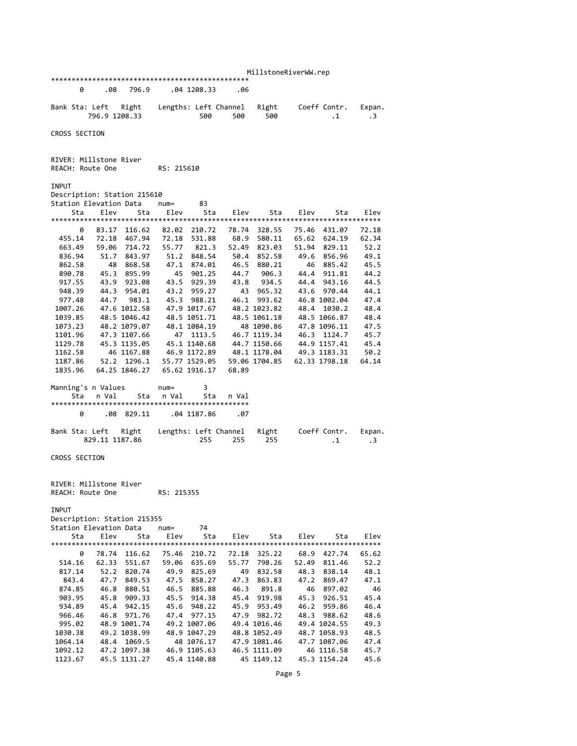| Sta | n Val | Sta | n Val | Sta | n Val |
|---|---|---|---|---|---|
| 0 | .08 | 796.9 | .04 | 1208.33 | .06 |

| Bank Sta: Left | Right | Lengths: Left | Channel | Right | Coeff Contr. | Expan. |
|---|---|---|---|---|---|---|
| 796.9 | 1208.33 | 500 | 500 | 500 | .1 | .3 |

CROSS SECTION

RIVER: Millstone River
REACH: Route One RS: 215610

INPUT
Description: Station 215610
Station Elevation Data num= 83

| Sta | Elev | Sta | Elev | Sta | Elev | Sta | Elev | Sta | Elev |
|---|---|---|---|---|---|---|---|---|---|
| 0 | 83.17 | 116.62 | 82.02 | 210.72 | 78.74 | 328.55 | 75.46 | 431.07 | 72.18 |
| 455.14 | 72.18 | 467.94 | 72.18 | 531.88 | 68.9 | 580.11 | 65.62 | 624.19 | 62.34 |
| 663.49 | 59.06 | 714.72 | 55.77 | 821.3 | 52.49 | 823.03 | 51.94 | 829.11 | 52.2 |
| 836.94 | 51.7 | 843.97 | 51.2 | 848.54 | 50.4 | 852.58 | 49.6 | 856.96 | 49.1 |
| 862.58 | 48 | 868.58 | 47.1 | 874.01 | 46.5 | 880.21 | 46 | 885.42 | 45.5 |
| 890.78 | 45.3 | 895.99 | 45 | 901.25 | 44.7 | 906.3 | 44.4 | 911.81 | 44.2 |
| 917.55 | 43.9 | 923.08 | 43.5 | 929.39 | 43.8 | 934.5 | 44.4 | 943.16 | 44.5 |
| 948.39 | 44.3 | 954.01 | 43.2 | 959.27 | 43 | 965.32 | 43.6 | 970.44 | 44.1 |
| 977.48 | 44.7 | 983.1 | 45.3 | 988.21 | 46.1 | 993.62 | 46.8 | 1002.04 | 47.4 |
| 1007.26 | 47.6 | 1012.58 | 47.9 | 1017.67 | 48.2 | 1023.82 | 48.4 | 1030.2 | 48.4 |
| 1039.85 | 48.5 | 1046.42 | 48.5 | 1051.71 | 48.5 | 1061.18 | 48.5 | 1066.87 | 48.4 |
| 1073.23 | 48.2 | 1079.07 | 48.1 | 1084.19 | 48 | 1090.86 | 47.8 | 1096.11 | 47.5 |
| 1101.96 | 47.3 | 1107.66 | 47 | 1113.5 | 46.7 | 1119.34 | 46.3 | 1124.7 | 45.7 |
| 1129.78 | 45.3 | 1135.05 | 45.1 | 1140.68 | 44.7 | 1150.66 | 44.9 | 1157.41 | 45.4 |
| 1162.58 | 46 | 1167.88 | 46.9 | 1172.89 | 48.1 | 1178.04 | 49.3 | 1183.31 | 50.2 |
| 1187.86 | 52.2 | 1296.1 | 55.77 | 1529.05 | 59.06 | 1704.85 | 62.33 | 1798.18 | 64.14 |
| 1835.96 | 64.25 | 1846.27 | 65.62 | 1916.17 | 68.89 | | | | |

Manning's n Values num= 3

| Sta | n Val | Sta | n Val | Sta | n Val |
|---|---|---|---|---|---|
| 0 | .08 | 829.11 | .04 | 1187.86 | .07 |

| Bank Sta: Left | Right | Lengths: Left | Channel | Right | Coeff Contr. | Expan. |
|---|---|---|---|---|---|---|
| 829.11 | 1187.86 | 255 | 255 | 255 | .1 | .3 |

CROSS SECTION

RIVER: Millstone River
REACH: Route One RS: 215355

INPUT
Description: Station 215355
Station Elevation Data num= 74

| Sta | Elev | Sta | Elev | Sta | Elev | Sta | Elev | Sta | Elev |
|---|---|---|---|---|---|---|---|---|---|
| 0 | 78.74 | 116.62 | 75.46 | 210.72 | 72.18 | 325.22 | 68.9 | 427.74 | 65.62 |
| 514.16 | 62.33 | 551.67 | 59.06 | 635.69 | 55.77 | 798.26 | 52.49 | 811.46 | 52.2 |
| 817.14 | 52.2 | 820.74 | 49.9 | 825.69 | 49 | 832.58 | 48.3 | 838.14 | 48.1 |
| 843.4 | 47.7 | 849.53 | 47.5 | 858.27 | 47.3 | 863.83 | 47.2 | 869.47 | 47.1 |
| 874.85 | 46.8 | 880.51 | 46.5 | 885.88 | 46.3 | 891.8 | 46 | 897.02 | 46 |
| 903.95 | 45.8 | 909.33 | 45.5 | 914.38 | 45.4 | 919.98 | 45.3 | 926.51 | 45.4 |
| 934.89 | 45.4 | 942.15 | 45.6 | 948.22 | 45.9 | 953.49 | 46.2 | 959.86 | 46.4 |
| 966.46 | 46.8 | 971.76 | 47.4 | 977.15 | 47.9 | 982.72 | 48.3 | 988.62 | 48.6 |
| 995.02 | 48.9 | 1001.74 | 49.2 | 1007.06 | 49.4 | 1016.46 | 49.4 | 1024.55 | 49.3 |
| 1030.38 | 49.2 | 1038.99 | 48.9 | 1047.29 | 48.8 | 1052.49 | 48.7 | 1058.93 | 48.5 |
| 1064.14 | 48.4 | 1069.5 | 48 | 1076.17 | 47.9 | 1081.46 | 47.7 | 1087.06 | 47.4 |
| 1092.12 | 47.2 | 1097.38 | 46.9 | 1105.63 | 46.5 | 1111.09 | 46 | 1116.58 | 45.7 |
| 1123.67 | 45.5 | 1131.27 | 45.4 | 1140.88 | 45 | 1149.12 | 45.3 | 1154.24 | 45.6 |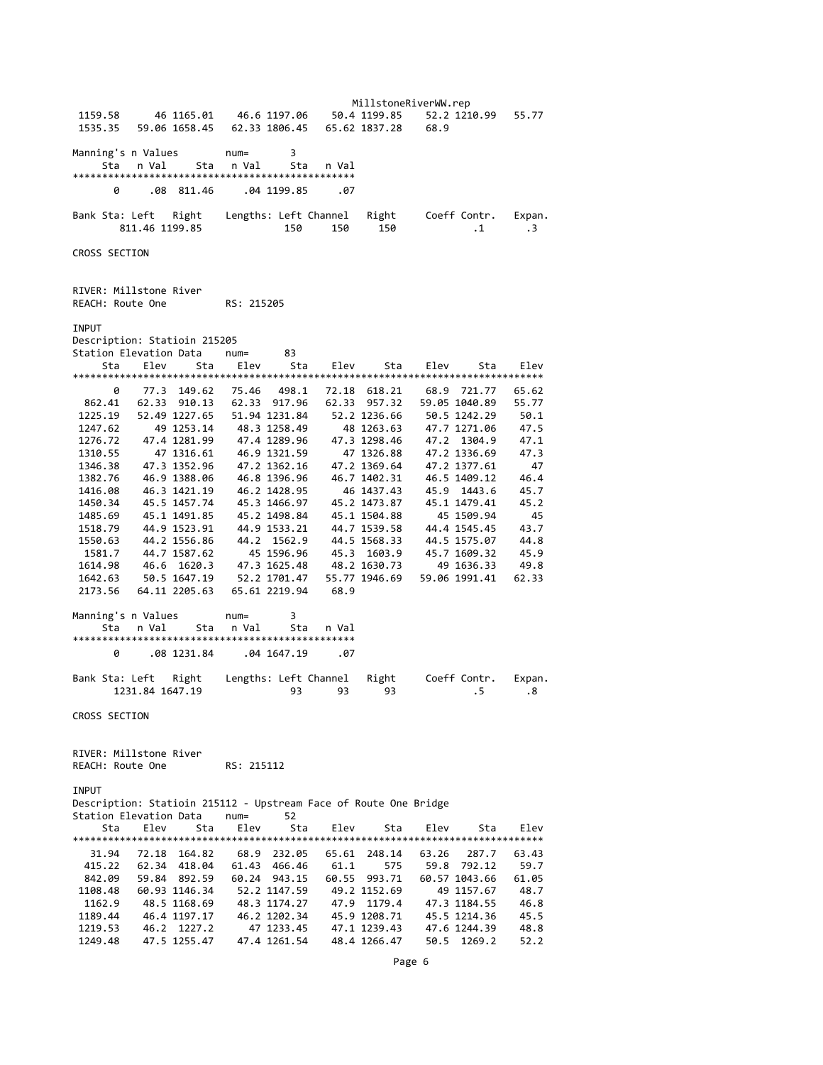```
 1159.58      46 1165.01    46.6 1197.06    50.4 1199.85    52.2 1210.99   55.77
 1535.35   59.06 1658.45   62.33 1806.45   65.62 1837.28    68.9

Manning's n Values         num=       3
     Sta   n Val      Sta   n Val     Sta   n Val
***********************************************
       0     .08  811.46     .04 1199.85     .07

Bank Sta: Left   Right    Lengths: Left Channel   Right     Coeff Contr.   Expan.
        811.46 1199.85              150     150     150             .1       .3

CROSS SECTION


RIVER: Millstone River
REACH: Route One         RS: 215205

INPUT
Description: Statioin 215205
Station Elevation Data    num=      83
     Sta    Elev     Sta    Elev     Sta    Elev     Sta    Elev     Sta    Elev
*******************************************************************************
       0    77.3  149.62   75.46   498.1   72.18  618.21    68.9  721.77   65.62
  862.41   62.33  910.13   62.33  917.96   62.33  957.32   59.05 1040.89   55.77
 1225.19   52.49 1227.65   51.94 1231.84    52.2 1236.66    50.5 1242.29    50.1
 1247.62      49 1253.14    48.3 1258.49      48 1263.63    47.7 1271.06    47.5
 1276.72    47.4 1281.99    47.4 1289.96    47.3 1298.46    47.2  1304.9    47.1
 1310.55      47 1316.61    46.9 1321.59      47 1326.88    47.2 1336.69    47.3
 1346.38    47.3 1352.96    47.2 1362.16    47.2 1369.64    47.2 1377.61      47
 1382.76    46.9 1388.06    46.8 1396.96    46.7 1402.31    46.5 1409.12    46.4
 1416.08    46.3 1421.19    46.2 1428.95      46 1437.43    45.9  1443.6    45.7
 1450.34    45.5 1457.74    45.3 1466.97    45.2 1473.87    45.1 1479.41    45.2
 1485.69    45.1 1491.85    45.2 1498.84    45.1 1504.88      45 1509.94      45
 1518.79    44.9 1523.91    44.9 1533.21    44.7 1539.58    44.4 1545.45    43.7
 1550.63    44.2 1556.86    44.2  1562.9    44.5 1568.33    44.5 1575.07    44.8
  1581.7    44.7 1587.62      45 1596.96    45.3  1603.9    45.7 1609.32    45.9
 1614.98    46.6  1620.3    47.3 1625.48    48.2 1630.73      49 1636.33    49.8
 1642.63    50.5 1647.19    52.2 1701.47   55.77 1946.69   59.06 1991.41   62.33
 2173.56   64.11 2205.63   65.61 2219.94    68.9

Manning's n Values         num=       3
     Sta   n Val      Sta   n Val     Sta   n Val
***********************************************
       0     .08 1231.84     .04 1647.19     .07

Bank Sta: Left   Right    Lengths: Left Channel   Right     Coeff Contr.   Expan.
       1231.84 1647.19               93      93      93             .5       .8

CROSS SECTION


RIVER: Millstone River
REACH: Route One         RS: 215112

INPUT
Description: Statioin 215112 - Upstream Face of Route One Bridge
Station Elevation Data    num=      52
     Sta    Elev     Sta    Elev     Sta    Elev     Sta    Elev     Sta    Elev
*******************************************************************************
   31.94   72.18  164.82    68.9  232.05   65.61  248.14   63.26   287.7   63.43
  415.22   62.34  418.04   61.43  466.46    61.1     575    59.8  792.12    59.7
  842.09   59.84  892.59   60.24  943.15   60.55  993.71   60.57 1043.66   61.05
 1108.48   60.93 1146.34    52.2 1147.59    49.2 1152.69      49 1157.67    48.7
  1162.9    48.5 1168.69    48.3 1174.27    47.9  1179.4    47.3 1184.55    46.8
 1189.44    46.4 1197.17    46.2 1202.34    45.9 1208.71    45.5 1214.36    45.5
 1219.53    46.2  1227.2      47 1233.45    47.1 1239.43    47.6 1244.39    48.8
 1249.48    47.5 1255.47    47.4 1261.54    48.4 1266.47    50.5  1269.2    52.2
```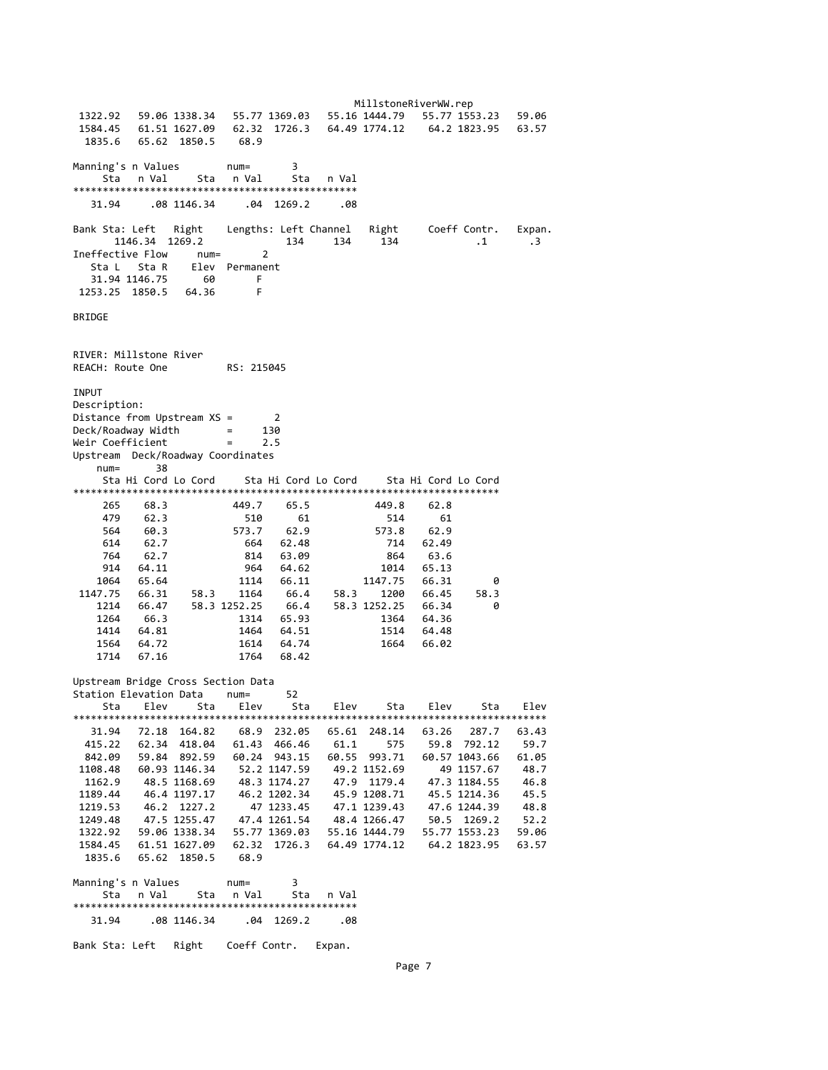```
 1322.92   59.06 1338.34   55.77 1369.03   55.16 1444.79   55.77 1553.23   59.06
 1584.45   61.51 1627.09   62.32  1726.3   64.49 1774.12    64.2 1823.95   63.57
  1835.6   65.62  1850.5    68.9

Manning's n Values        num=        3
     Sta   n Val     Sta   n Val     Sta   n Val
***********************************************
   31.94     .08 1146.34     .04  1269.2     .08

Bank Sta: Left   Right    Lengths: Left Channel   Right     Coeff Contr.   Expan.
       1146.34  1269.2             134     134     134             .1       .3
Ineffective Flow     num=       2
   Sta L   Sta R    Elev  Permanent
   31.94 1146.75      60       F
 1253.25  1850.5   64.36       F

BRIDGE


RIVER: Millstone River
REACH: Route One          RS: 215045

INPUT
Description:
Distance from Upstream XS =       2
Deck/Roadway Width        =     130
Weir Coefficient          =     2.5
Upstream  Deck/Roadway Coordinates
    num=      38
     Sta Hi Cord Lo Cord     Sta Hi Cord Lo Cord     Sta Hi Cord Lo Cord
*************************************************************************
     265    68.3           449.7    65.5           449.8    62.8
     479    62.3             510      61             514      61
     564    60.3           573.7    62.9           573.8    62.9
     614    62.7             664   62.48             714   62.49
     764    62.7             814   63.09             864    63.6
     914   64.11             964   64.62            1014   65.13
    1064   65.64            1114   66.11         1147.75   66.31       0
 1147.75   66.31    58.3    1164    66.4    58.3    1200   66.45    58.3
    1214   66.47    58.3 1252.25    66.4    58.3 1252.25   66.34       0
    1264    66.3            1314   65.93            1364   64.36
    1414   64.81            1464   64.51            1514   64.48
    1564   64.72            1614   64.74            1664   66.02
    1714   67.16            1764   68.42

Upstream Bridge Cross Section Data
Station Elevation Data    num=      52
     Sta    Elev     Sta    Elev     Sta    Elev     Sta    Elev     Sta    Elev
********************************************************************************
   31.94   72.18  164.82    68.9  232.05   65.61  248.14   63.26   287.7   63.43
  415.22   62.34  418.04   61.43  466.46    61.1     575    59.8  792.12    59.7
  842.09   59.84  892.59   60.24  943.15   60.55  993.71   60.57 1043.66   61.05
 1108.48   60.93 1146.34    52.2 1147.59    49.2 1152.69      49 1157.67    48.7
  1162.9    48.5 1168.69    48.3 1174.27    47.9  1179.4    47.3 1184.55    46.8
 1189.44    46.4 1197.17    46.2 1202.34    45.9 1208.71    45.5 1214.36    45.5
 1219.53    46.2  1227.2      47 1233.45    47.1 1239.43    47.6 1244.39    48.8
 1249.48    47.5 1255.47    47.4 1261.54    48.4 1266.47    50.5  1269.2    52.2
 1322.92   59.06 1338.34   55.77 1369.03   55.16 1444.79   55.77 1553.23   59.06
 1584.45   61.51 1627.09   62.32  1726.3   64.49 1774.12    64.2 1823.95   63.57
  1835.6   65.62  1850.5    68.9

Manning's n Values        num=        3
     Sta   n Val     Sta   n Val     Sta   n Val
***********************************************
   31.94     .08 1146.34     .04  1269.2     .08

Bank Sta: Left   Right    Coeff Contr.   Expan.
```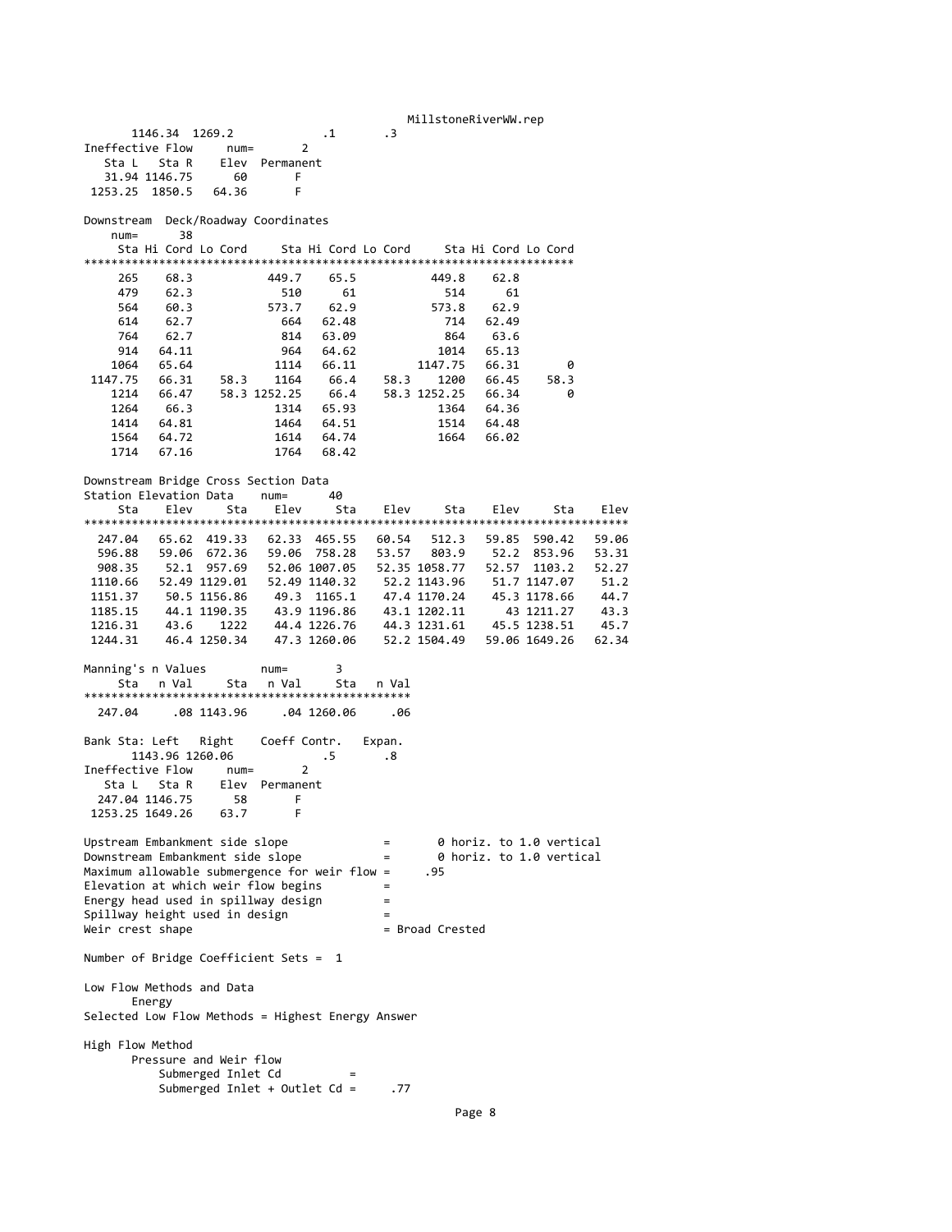```
       1146.34  1269.2            .1       .3
Ineffective Flow     num=       2
   Sta L   Sta R    Elev  Permanent
   31.94 1146.75      60       F
 1253.25  1850.5   64.36       F

Downstream  Deck/Roadway Coordinates
    num=      38
     Sta Hi Cord Lo Cord     Sta Hi Cord Lo Cord     Sta Hi Cord Lo Cord
*******************************************************************
     265    68.3           449.7    65.5          449.8    62.8
     479    62.3             510      61            514      61
     564    60.3           573.7    62.9          573.8    62.9
     614    62.7             664   62.48            714   62.49
     764    62.7             814   63.09            864    63.6
     914   64.11             964   64.62           1014   65.13
    1064   65.64            1114   66.11        1147.75   66.31       0
 1147.75   66.31    58.3    1164    66.4    58.3    1200   66.45    58.3
    1214   66.47    58.3 1252.25    66.4    58.3 1252.25   66.34       0
    1264    66.3            1314   65.93           1364   64.36
    1414   64.81            1464   64.51           1514   64.48
    1564   64.72            1614   64.74           1664   66.02
    1714   67.16            1764   68.42

Downstream Bridge Cross Section Data
Station Elevation Data    num=      40
     Sta    Elev     Sta    Elev     Sta    Elev     Sta    Elev     Sta    Elev
********************************************************************************
  247.04   65.62  419.33   62.33  465.55   60.54   512.3   59.85  590.42   59.06
  596.88   59.06  672.36   59.06  758.28   53.57   803.9    52.2  853.96   53.31
  908.35    52.1  957.69   52.06 1007.05   52.35 1058.77   52.57  1103.2   52.27
 1110.66   52.49 1129.01   52.49 1140.32    52.2 1143.96    51.7 1147.07    51.2
 1151.37    50.5 1156.86    49.3  1165.1    47.4 1170.24    45.3 1178.66    44.7
 1185.15    44.1 1190.35    43.9 1196.86    43.1 1202.11      43 1211.27    43.3
 1216.31    43.6    1222    44.4 1226.76    44.3 1231.61    45.5 1238.51    45.7
 1244.31    46.4 1250.34    47.3 1260.06    52.2 1504.49   59.06 1649.26   62.34

Manning's n Values        num=       3
     Sta   n Val     Sta   n Val     Sta   n Val
************************************************
  247.04     .08 1143.96     .04 1260.06     .06

Bank Sta: Left   Right    Coeff Contr.   Expan.
       1143.96 1260.06            .5       .8
Ineffective Flow     num=       2
   Sta L   Sta R    Elev  Permanent
  247.04 1146.75      58       F
 1253.25 1649.26    63.7       F

Upstream Embankment side slope             =       0 horiz. to 1.0 vertical
Downstream Embankment side slope           =       0 horiz. to 1.0 vertical
Maximum allowable submergence for weir flow =      .95
Elevation at which weir flow begins         =
Energy head used in spillway design         =
Spillway height used in design              =
Weir crest shape                            = Broad Crested

Number of Bridge Coefficient Sets =  1

Low Flow Methods and Data
       Energy
Selected Low Flow Methods = Highest Energy Answer

High Flow Method
       Pressure and Weir flow
           Submerged Inlet Cd          =
           Submerged Inlet + Outlet Cd =     .77
```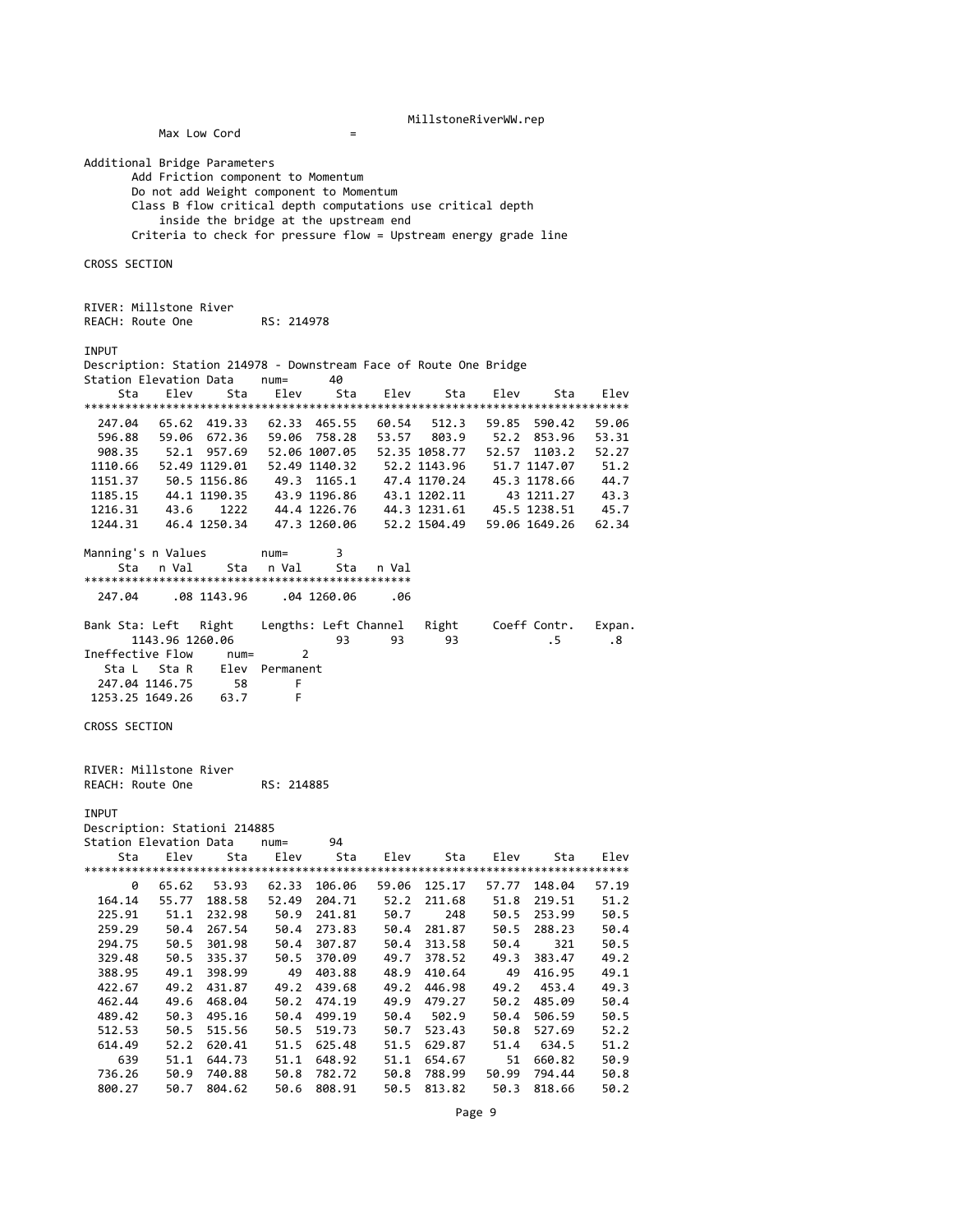Max Low Cord =

Additional Bridge Parameters
Add Friction component to Momentum
Do not add Weight component to Momentum
Class B flow critical depth computations use critical depth inside the bridge at the upstream end
Criteria to check for pressure flow = Upstream energy grade line

CROSS SECTION

RIVER: Millstone River
REACH: Route One RS: 214978

INPUT
Description: Station 214978 - Downstream Face of Route One Bridge

Station Elevation Data num= 40

| Sta | Elev | Sta | Elev | Sta | Elev | Sta | Elev | Sta | Elev |
|---|---|---|---|---|---|---|---|---|---|
| 247.04 | 65.62 | 419.33 | 62.33 | 465.55 | 60.54 | 512.3 | 59.85 | 590.42 | 59.06 |
| 596.88 | 59.06 | 672.36 | 59.06 | 758.28 | 53.57 | 803.9 | 52.2 | 853.96 | 53.31 |
| 908.35 | 52.1 | 957.69 | 52.06 | 1007.05 | 52.35 | 1058.77 | 52.57 | 1103.2 | 52.27 |
| 1110.66 | 52.49 | 1129.01 | 52.49 | 1140.32 | 52.2 | 1143.96 | 51.7 | 1147.07 | 51.2 |
| 1151.37 | 50.5 | 1156.86 | 49.3 | 1165.1 | 47.4 | 1170.24 | 45.3 | 1178.66 | 44.7 |
| 1185.15 | 44.1 | 1190.35 | 43.9 | 1196.86 | 43.1 | 1202.11 | 43 | 1211.27 | 43.3 |
| 1216.31 | 43.6 | 1222 | 44.4 | 1226.76 | 44.3 | 1231.61 | 45.5 | 1238.51 | 45.7 |
| 1244.31 | 46.4 | 1250.34 | 47.3 | 1260.06 | 52.2 | 1504.49 | 59.06 | 1649.26 | 62.34 |

Manning's n Values num= 3

| Sta | n Val | Sta | n Val | Sta | n Val |
|---|---|---|---|---|---|
| 247.04 | .08 | 1143.96 | .04 | 1260.06 | .06 |

| Bank Sta: Left | Right | Lengths: Left | Channel | Right | Coeff Contr. | Expan. |
|---|---|---|---|---|---|---|
| 1143.96 | 1260.06 | 93 | 93 | 93 | .5 | .8 |

Ineffective Flow num= 2

| Sta L | Sta R | Elev | Permanent |
|---|---|---|---|
| 247.04 | 1146.75 | 58 | F |
| 1253.25 | 1649.26 | 63.7 | F |

CROSS SECTION

RIVER: Millstone River
REACH: Route One RS: 214885

INPUT
Description: Stationi 214885

Station Elevation Data num= 94

| Sta | Elev | Sta | Elev | Sta | Elev | Sta | Elev | Sta | Elev |
|---|---|---|---|---|---|---|---|---|---|
| 0 | 65.62 | 53.93 | 62.33 | 106.06 | 59.06 | 125.17 | 57.77 | 148.04 | 57.19 |
| 164.14 | 55.77 | 188.58 | 52.49 | 204.71 | 52.2 | 211.68 | 51.8 | 219.51 | 51.2 |
| 225.91 | 51.1 | 232.98 | 50.9 | 241.81 | 50.7 | 248 | 50.5 | 253.99 | 50.5 |
| 259.29 | 50.4 | 267.54 | 50.4 | 273.83 | 50.4 | 281.87 | 50.5 | 288.23 | 50.4 |
| 294.75 | 50.5 | 301.98 | 50.4 | 307.87 | 50.4 | 313.58 | 50.4 | 321 | 50.5 |
| 329.48 | 50.5 | 335.37 | 50.5 | 370.09 | 49.7 | 378.52 | 49.3 | 383.47 | 49.2 |
| 388.95 | 49.1 | 398.99 | 49 | 403.88 | 48.9 | 410.64 | 49 | 416.95 | 49.1 |
| 422.67 | 49.2 | 431.87 | 49.2 | 439.68 | 49.2 | 446.98 | 49.2 | 453.4 | 49.3 |
| 462.44 | 49.6 | 468.04 | 50.2 | 474.19 | 49.9 | 479.27 | 50.2 | 485.09 | 50.4 |
| 489.42 | 50.3 | 495.16 | 50.4 | 499.19 | 50.4 | 502.9 | 50.4 | 506.59 | 50.5 |
| 512.53 | 50.5 | 515.56 | 50.5 | 519.73 | 50.7 | 523.43 | 50.8 | 527.69 | 52.2 |
| 614.49 | 52.2 | 620.41 | 51.5 | 625.48 | 51.5 | 629.87 | 51.4 | 634.5 | 51.2 |
| 639 | 51.1 | 644.73 | 51.1 | 648.92 | 51.1 | 654.67 | 51 | 660.82 | 50.9 |
| 736.26 | 50.9 | 740.88 | 50.8 | 782.72 | 50.8 | 788.99 | 50.99 | 794.44 | 50.8 |
| 800.27 | 50.7 | 804.62 | 50.6 | 808.91 | 50.5 | 813.82 | 50.3 | 818.66 | 50.2 |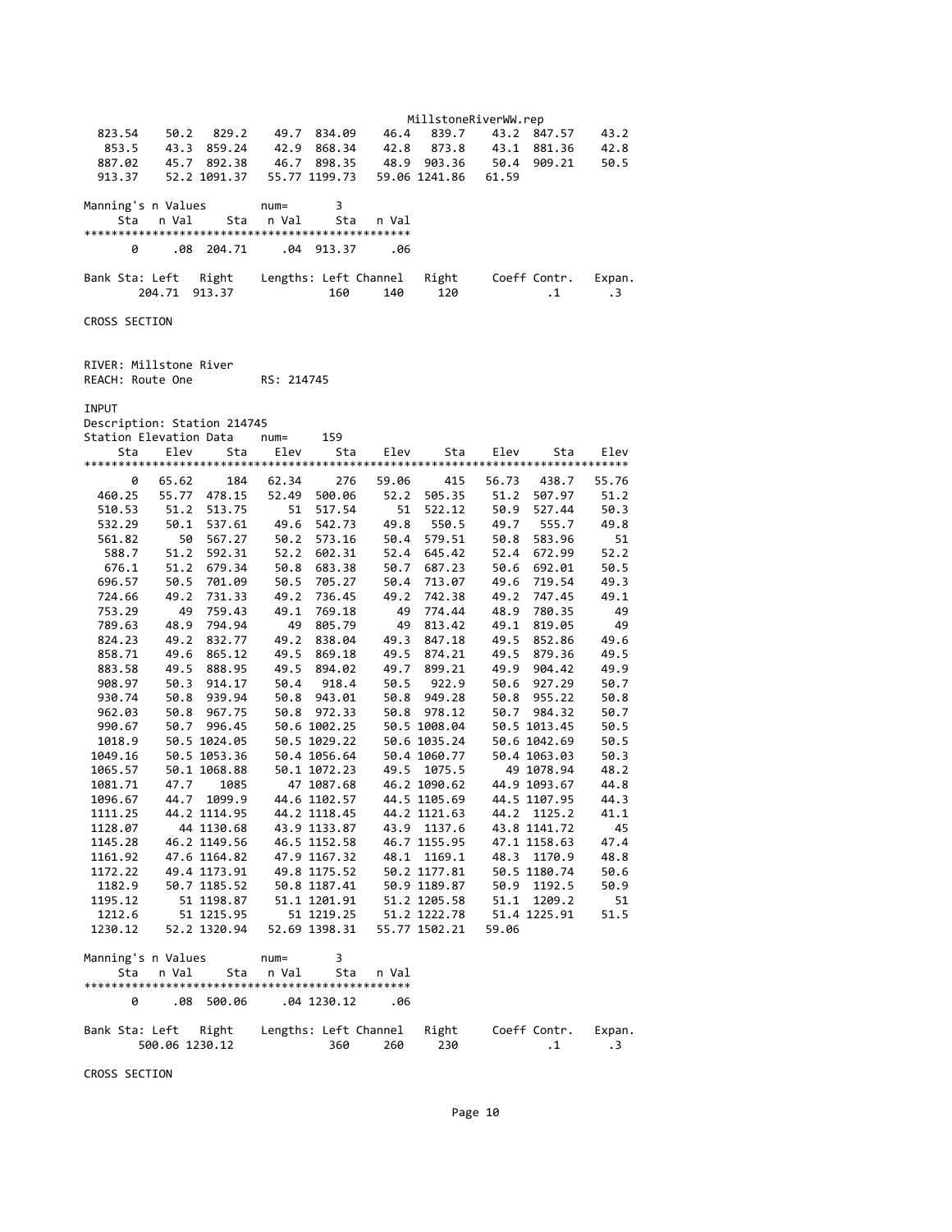| 823.54 | 50.2 | 829.2 | 49.7 | 834.09 | 46.4 | 839.7 | 43.2 | 847.57 | 43.2 |
|---|---|---|---|---|---|---|---|---|---|
| 853.5 | 43.3 | 859.24 | 42.9 | 868.34 | 42.8 | 873.8 | 43.1 | 881.36 | 42.8 |
| 887.02 | 45.7 | 892.38 | 46.7 | 898.35 | 48.9 | 903.36 | 50.4 | 909.21 | 50.5 |
| 913.37 | 52.2 | 1091.37 | 55.77 | 1199.73 | 59.06 | 1241.86 | 61.59 | | |

Manning's n Values num= 3

| Sta | n Val | Sta | n Val | Sta | n Val |
|---|---|---|---|---|---|
| 0 | .08 | 204.71 | .04 | 913.37 | .06 |

| Bank Sta: Left | Right | Lengths: Left | Channel | Right | Coeff Contr. | Expan. |
|---|---|---|---|---|---|---|
| 204.71 | 913.37 | 160 | 140 | 120 | .1 | .3 |

CROSS SECTION

RIVER: Millstone River
REACH: Route One RS: 214745

INPUT
Description: Station 214745
Station Elevation Data num= 159

| Sta | Elev | Sta | Elev | Sta | Elev | Sta | Elev | Sta | Elev |
|---|---|---|---|---|---|---|---|---|---|
| 0 | 65.62 | 184 | 62.34 | 276 | 59.06 | 415 | 56.73 | 438.7 | 55.76 |
| 460.25 | 55.77 | 478.15 | 52.49 | 500.06 | 52.2 | 505.35 | 51.2 | 507.97 | 51.2 |
| 510.53 | 51.2 | 513.75 | 51 | 517.54 | 51 | 522.12 | 50.9 | 527.44 | 50.3 |
| 532.29 | 50.1 | 537.61 | 49.6 | 542.73 | 49.8 | 550.5 | 49.7 | 555.7 | 49.8 |
| 561.82 | 50 | 567.27 | 50.2 | 573.16 | 50.4 | 579.51 | 50.8 | 583.96 | 51 |
| 588.7 | 51.2 | 592.31 | 52.2 | 602.31 | 52.4 | 645.42 | 52.4 | 672.99 | 52.2 |
| 676.1 | 51.2 | 679.34 | 50.8 | 683.38 | 50.7 | 687.23 | 50.6 | 692.01 | 50.5 |
| 696.57 | 50.5 | 701.09 | 50.5 | 705.27 | 50.4 | 713.07 | 49.6 | 719.54 | 49.3 |
| 724.66 | 49.2 | 731.33 | 49.2 | 736.45 | 49.2 | 742.38 | 49.2 | 747.45 | 49.1 |
| 753.29 | 49 | 759.43 | 49.1 | 769.18 | 49 | 774.44 | 48.9 | 780.35 | 49 |
| 789.63 | 48.9 | 794.94 | 49 | 805.79 | 49 | 813.42 | 49.1 | 819.05 | 49 |
| 824.23 | 49.2 | 832.77 | 49.2 | 838.04 | 49.3 | 847.18 | 49.5 | 852.86 | 49.6 |
| 858.71 | 49.6 | 865.12 | 49.5 | 869.18 | 49.5 | 874.21 | 49.5 | 879.36 | 49.5 |
| 883.58 | 49.5 | 888.95 | 49.5 | 894.02 | 49.7 | 899.21 | 49.9 | 904.42 | 49.9 |
| 908.97 | 50.3 | 914.17 | 50.4 | 918.4 | 50.5 | 922.9 | 50.6 | 927.29 | 50.7 |
| 930.74 | 50.8 | 939.94 | 50.8 | 943.01 | 50.8 | 949.28 | 50.8 | 955.22 | 50.8 |
| 962.03 | 50.8 | 967.75 | 50.8 | 972.33 | 50.8 | 978.12 | 50.7 | 984.32 | 50.7 |
| 990.67 | 50.7 | 996.45 | 50.6 | 1002.25 | 50.5 | 1008.04 | 50.5 | 1013.45 | 50.5 |
| 1018.9 | 50.5 | 1024.05 | 50.5 | 1029.22 | 50.6 | 1035.24 | 50.6 | 1042.69 | 50.5 |
| 1049.16 | 50.5 | 1053.36 | 50.4 | 1056.64 | 50.4 | 1060.77 | 50.4 | 1063.03 | 50.3 |
| 1065.57 | 50.1 | 1068.88 | 50.1 | 1072.23 | 49.5 | 1075.5 | 49 | 1078.94 | 48.2 |
| 1081.71 | 47.7 | 1085 | 47 | 1087.68 | 46.2 | 1090.62 | 44.9 | 1093.67 | 44.8 |
| 1096.67 | 44.7 | 1099.9 | 44.6 | 1102.57 | 44.5 | 1105.69 | 44.5 | 1107.95 | 44.3 |
| 1111.25 | 44.2 | 1114.95 | 44.2 | 1118.45 | 44.2 | 1121.63 | 44.2 | 1125.2 | 41.1 |
| 1128.07 | 44 | 1130.68 | 43.9 | 1133.87 | 43.9 | 1137.6 | 43.8 | 1141.72 | 45 |
| 1145.28 | 46.2 | 1149.56 | 46.5 | 1152.58 | 46.7 | 1155.95 | 47.1 | 1158.63 | 47.4 |
| 1161.92 | 47.6 | 1164.82 | 47.9 | 1167.32 | 48.1 | 1169.1 | 48.3 | 1170.9 | 48.8 |
| 1172.22 | 49.4 | 1173.91 | 49.8 | 1175.52 | 50.2 | 1177.81 | 50.5 | 1180.74 | 50.6 |
| 1182.9 | 50.7 | 1185.52 | 50.8 | 1187.41 | 50.9 | 1189.87 | 50.9 | 1192.5 | 50.9 |
| 1195.12 | 51 | 1198.87 | 51.1 | 1201.91 | 51.2 | 1205.58 | 51.1 | 1209.2 | 51 |
| 1212.6 | 51 | 1215.95 | 51 | 1219.25 | 51.2 | 1222.78 | 51.4 | 1225.91 | 51.5 |
| 1230.12 | 52.2 | 1320.94 | 52.69 | 1398.31 | 55.77 | 1502.21 | 59.06 | | |

Manning's n Values num= 3

| Sta | n Val | Sta | n Val | Sta | n Val |
|---|---|---|---|---|---|
| 0 | .08 | 500.06 | .04 | 1230.12 | .06 |

| Bank Sta: Left | Right | Lengths: Left | Channel | Right | Coeff Contr. | Expan. |
|---|---|---|---|---|---|---|
| 500.06 | 1230.12 | 360 | 260 | 230 | .1 | .3 |

CROSS SECTION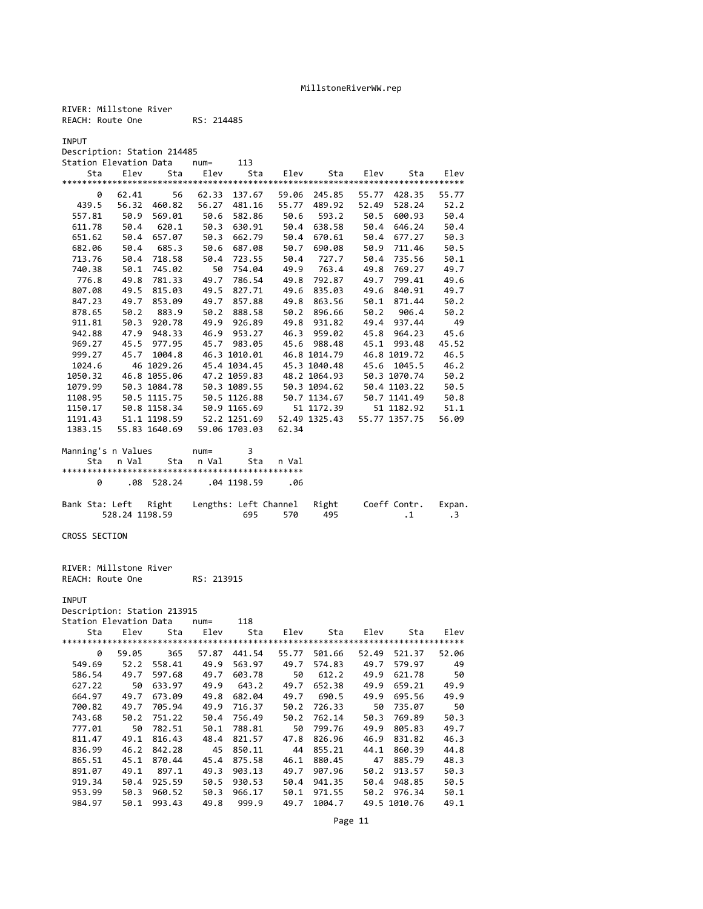RIVER: Millstone River
REACH: Route One RS: 214485

INPUT
Description: Station 214485
Station Elevation Data num= 113

| Sta | Elev | Sta | Elev | Sta | Elev | Sta | Elev | Sta | Elev |
|---|---|---|---|---|---|---|---|---|---|
| 0 | 62.41 | 56 | 62.33 | 137.67 | 59.06 | 245.85 | 55.77 | 428.35 | 55.77 |
| 439.5 | 56.32 | 460.82 | 56.27 | 481.16 | 55.77 | 489.92 | 52.49 | 528.24 | 52.2 |
| 557.81 | 50.9 | 569.01 | 50.6 | 582.86 | 50.6 | 593.2 | 50.5 | 600.93 | 50.4 |
| 611.78 | 50.4 | 620.1 | 50.3 | 630.91 | 50.4 | 638.58 | 50.4 | 646.24 | 50.4 |
| 651.62 | 50.4 | 657.07 | 50.3 | 662.79 | 50.4 | 670.61 | 50.4 | 677.27 | 50.3 |
| 682.06 | 50.4 | 685.3 | 50.6 | 687.08 | 50.7 | 690.08 | 50.9 | 711.46 | 50.5 |
| 713.76 | 50.4 | 718.58 | 50.4 | 723.55 | 50.4 | 727.7 | 50.4 | 735.56 | 50.1 |
| 740.38 | 50.1 | 745.02 | 50 | 754.04 | 49.9 | 763.4 | 49.8 | 769.27 | 49.7 |
| 776.8 | 49.8 | 781.33 | 49.7 | 786.54 | 49.8 | 792.87 | 49.7 | 799.41 | 49.6 |
| 807.08 | 49.5 | 815.03 | 49.5 | 827.71 | 49.6 | 835.03 | 49.6 | 840.91 | 49.7 |
| 847.23 | 49.7 | 853.09 | 49.7 | 857.88 | 49.8 | 863.56 | 50.1 | 871.44 | 50.2 |
| 878.65 | 50.2 | 883.9 | 50.2 | 888.58 | 50.2 | 896.66 | 50.2 | 906.4 | 50.2 |
| 911.81 | 50.3 | 920.78 | 49.9 | 926.89 | 49.8 | 931.82 | 49.4 | 937.44 | 49 |
| 942.88 | 47.9 | 948.33 | 46.9 | 953.27 | 46.3 | 959.02 | 45.8 | 964.23 | 45.6 |
| 969.27 | 45.5 | 977.95 | 45.7 | 983.05 | 45.6 | 988.48 | 45.1 | 993.48 | 45.52 |
| 999.27 | 45.7 | 1004.8 | 46.3 | 1010.01 | 46.8 | 1014.79 | 46.8 | 1019.72 | 46.5 |
| 1024.6 | 46 | 1029.26 | 45.4 | 1034.45 | 45.3 | 1040.48 | 45.6 | 1045.5 | 46.2 |
| 1050.32 | 46.8 | 1055.06 | 47.2 | 1059.83 | 48.2 | 1064.93 | 50.3 | 1070.74 | 50.2 |
| 1079.99 | 50.3 | 1084.78 | 50.3 | 1089.55 | 50.3 | 1094.62 | 50.4 | 1103.22 | 50.5 |
| 1108.95 | 50.5 | 1115.75 | 50.5 | 1126.88 | 50.7 | 1134.67 | 50.7 | 1141.49 | 50.8 |
| 1150.17 | 50.8 | 1158.34 | 50.9 | 1165.69 | 51 | 1172.39 | 51 | 1182.92 | 51.1 |
| 1191.43 | 51.1 | 1198.59 | 52.2 | 1251.69 | 52.49 | 1325.43 | 55.77 | 1357.75 | 56.09 |
| 1383.15 | 55.83 | 1640.69 | 59.06 | 1703.03 | 62.34 | | | | |

Manning's n Values num= 3

| Sta | n Val | Sta | n Val | Sta | n Val |
|---|---|---|---|---|---|
| 0 | .08 | 528.24 | .04 | 1198.59 | .06 |

| Bank Sta: Left | Right | Lengths: Left | Channel | Right | Coeff Contr. | Expan. |
|---|---|---|---|---|---|---|
| 528.24 | 1198.59 | 695 | 570 | 495 | .1 | .3 |

CROSS SECTION

RIVER: Millstone River
REACH: Route One RS: 213915

INPUT
Description: Station 213915
Station Elevation Data num= 118

| Sta | Elev | Sta | Elev | Sta | Elev | Sta | Elev | Sta | Elev |
|---|---|---|---|---|---|---|---|---|---|
| 0 | 59.05 | 365 | 57.87 | 441.54 | 55.77 | 501.66 | 52.49 | 521.37 | 52.06 |
| 549.69 | 52.2 | 558.41 | 49.9 | 563.97 | 49.7 | 574.83 | 49.7 | 579.97 | 49 |
| 586.54 | 49.7 | 597.68 | 49.7 | 603.78 | 50 | 612.2 | 49.9 | 621.78 | 50 |
| 627.22 | 50 | 633.97 | 49.9 | 643.2 | 49.7 | 652.38 | 49.9 | 659.21 | 49.9 |
| 664.97 | 49.7 | 673.09 | 49.8 | 682.04 | 49.7 | 690.5 | 49.9 | 695.56 | 49.9 |
| 700.82 | 49.7 | 705.94 | 49.9 | 716.37 | 50.2 | 726.33 | 50 | 735.07 | 50 |
| 743.68 | 50.2 | 751.22 | 50.4 | 756.49 | 50.2 | 762.14 | 50.3 | 769.89 | 50.3 |
| 777.01 | 50 | 782.51 | 50.1 | 788.81 | 50 | 799.76 | 49.9 | 805.83 | 49.7 |
| 811.47 | 49.1 | 816.43 | 48.4 | 821.57 | 47.8 | 826.96 | 46.9 | 831.82 | 46.3 |
| 836.99 | 46.2 | 842.28 | 45 | 850.11 | 44 | 855.21 | 44.1 | 860.39 | 44.8 |
| 865.51 | 45.1 | 870.44 | 45.4 | 875.58 | 46.1 | 880.45 | 47 | 885.79 | 48.3 |
| 891.07 | 49.1 | 897.1 | 49.3 | 903.13 | 49.7 | 907.96 | 50.2 | 913.57 | 50.3 |
| 919.34 | 50.4 | 925.59 | 50.5 | 930.53 | 50.4 | 941.35 | 50.4 | 948.85 | 50.5 |
| 953.99 | 50.3 | 960.52 | 50.3 | 966.17 | 50.1 | 971.55 | 50.2 | 976.34 | 50.1 |
| 984.97 | 50.1 | 993.43 | 49.8 | 999.9 | 49.7 | 1004.7 | 49.5 | 1010.76 | 49.1 |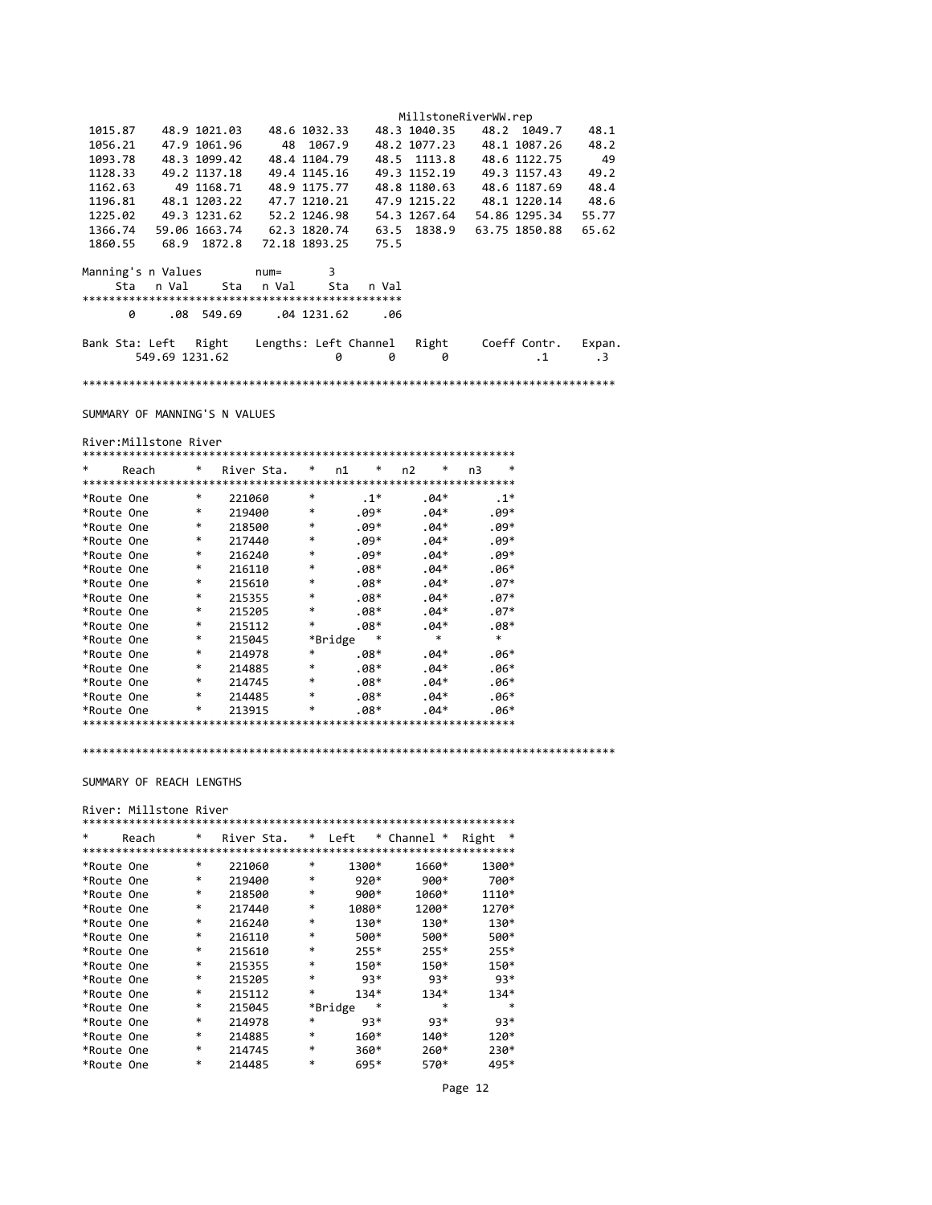| | | | | | | | | | |
|---|---|---|---|---|---|---|---|---|---|
| 1015.87 | 48.9 | 1021.03 | 48.6 | 1032.33 | 48.3 | 1040.35 | 48.2 | 1049.7 | 48.1 |
| 1056.21 | 47.9 | 1061.96 | 48 | 1067.9 | 48.2 | 1077.23 | 48.1 | 1087.26 | 48.2 |
| 1093.78 | 48.3 | 1099.42 | 48.4 | 1104.79 | 48.5 | 1113.8 | 48.6 | 1122.75 | 49 |
| 1128.33 | 49.2 | 1137.18 | 49.4 | 1145.16 | 49.3 | 1152.19 | 49.3 | 1157.43 | 49.2 |
| 1162.63 | 49 | 1168.71 | 48.9 | 1175.77 | 48.8 | 1180.63 | 48.6 | 1187.69 | 48.4 |
| 1196.81 | 48.1 | 1203.22 | 47.7 | 1210.21 | 47.9 | 1215.22 | 48.1 | 1220.14 | 48.6 |
| 1225.02 | 49.3 | 1231.62 | 52.2 | 1246.98 | 54.3 | 1267.64 | 54.86 | 1295.34 | 55.77 |
| 1366.74 | 59.06 | 1663.74 | 62.3 | 1820.74 | 63.5 | 1838.9 | 63.75 | 1850.88 | 65.62 |
| 1860.55 | 68.9 | 1872.8 | 72.18 | 1893.25 | 75.5 | | | | |

Manning's n Values num= 3

| Sta | n Val | Sta | n Val | Sta | n Val |
|---|---|---|---|---|---|
| 0 | .08 | 549.69 | .04 | 1231.62 | .06 |

| Bank Sta: Left | Right | Lengths: Left | Channel | Right | Coeff Contr. | Expan. |
|---|---|---|---|---|---|---|
| 549.69 | 1231.62 | 0 | 0 | 0 | .1 | .3 |

## SUMMARY OF MANNING'S N VALUES

River:Millstone River

| Reach | River Sta. | n1 | n2 | n3 |
|---|---|---|---|---|
| Route One | 221060 | .1 | .04 | .1 |
| Route One | 219400 | .09 | .04 | .09 |
| Route One | 218500 | .09 | .04 | .09 |
| Route One | 217440 | .09 | .04 | .09 |
| Route One | 216240 | .09 | .04 | .09 |
| Route One | 216110 | .08 | .04 | .06 |
| Route One | 215610 | .08 | .04 | .07 |
| Route One | 215355 | .08 | .04 | .07 |
| Route One | 215205 | .08 | .04 | .07 |
| Route One | 215112 | .08 | .04 | .08 |
| Route One | 215045 | Bridge | | |
| Route One | 214978 | .08 | .04 | .06 |
| Route One | 214885 | .08 | .04 | .06 |
| Route One | 214745 | .08 | .04 | .06 |
| Route One | 214485 | .08 | .04 | .06 |
| Route One | 213915 | .08 | .04 | .06 |

## SUMMARY OF REACH LENGTHS

River: Millstone River

| Reach | River Sta. | Left | Channel | Right |
|---|---|---|---|---|
| Route One | 221060 | 1300 | 1660 | 1300 |
| Route One | 219400 | 920 | 900 | 700 |
| Route One | 218500 | 900 | 1060 | 1110 |
| Route One | 217440 | 1080 | 1200 | 1270 |
| Route One | 216240 | 130 | 130 | 130 |
| Route One | 216110 | 500 | 500 | 500 |
| Route One | 215610 | 255 | 255 | 255 |
| Route One | 215355 | 150 | 150 | 150 |
| Route One | 215205 | 93 | 93 | 93 |
| Route One | 215112 | 134 | 134 | 134 |
| Route One | 215045 | Bridge | | |
| Route One | 214978 | 93 | 93 | 93 |
| Route One | 214885 | 160 | 140 | 120 |
| Route One | 214745 | 360 | 260 | 230 |
| Route One | 214485 | 695 | 570 | 495 |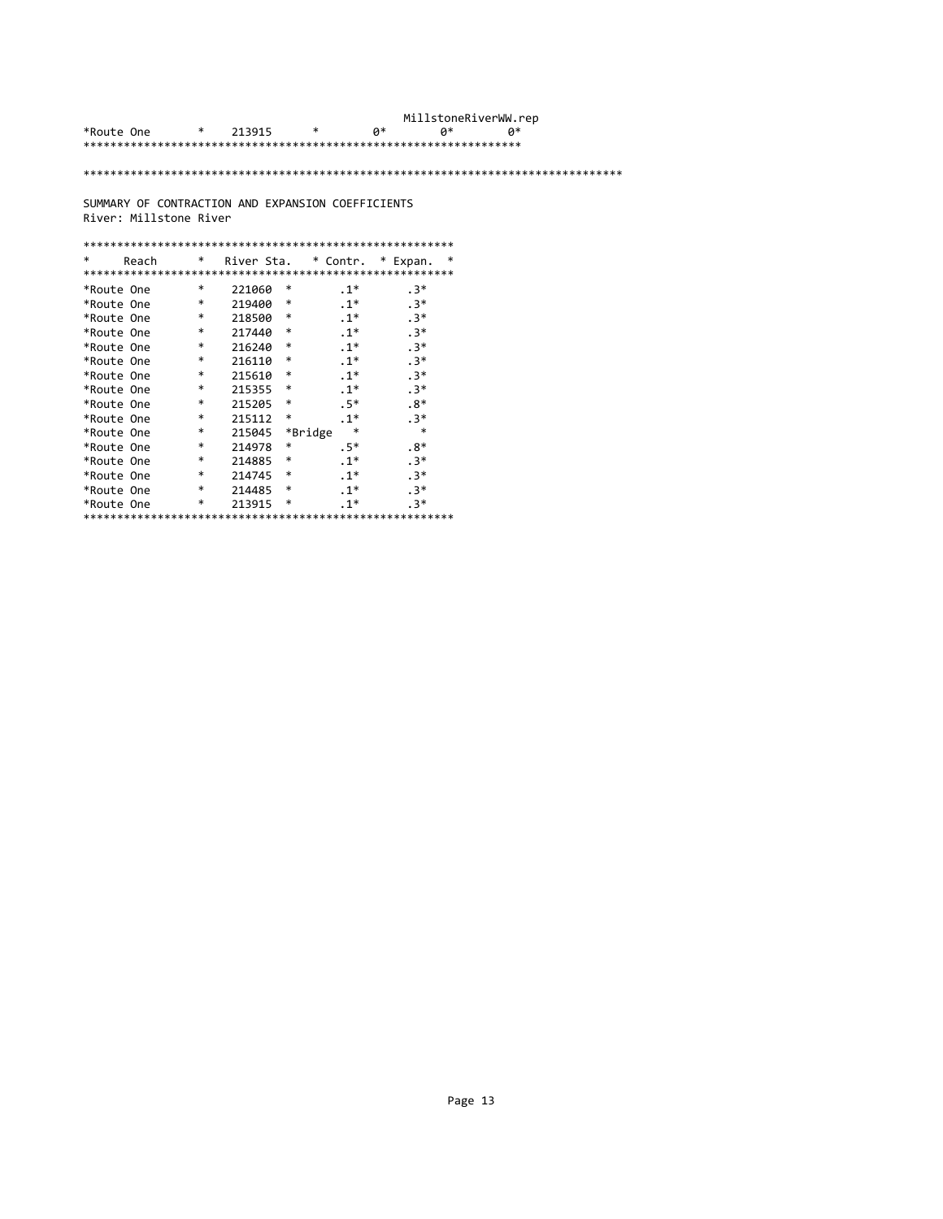```
*Route One       *   213915      *        0*        0*        0*
*****************************************************************

*******************************************************************************

SUMMARY OF CONTRACTION AND EXPANSION COEFFICIENTS
River: Millstone River

*******************************************************
*     Reach      *   River Sta.   * Contr.  * Expan.  *
*******************************************************
*Route One       *   221060  *       .1*       .3*
*Route One       *   219400  *       .1*       .3*
*Route One       *   218500  *       .1*       .3*
*Route One       *   217440  *       .1*       .3*
*Route One       *   216240  *       .1*       .3*
*Route One       *   216110  *       .1*       .3*
*Route One       *   215610  *       .1*       .3*
*Route One       *   215355  *       .1*       .3*
*Route One       *   215205  *       .5*       .8*
*Route One       *   215112  *       .1*       .3*
*Route One       *   215045  *Bridge   *         *
*Route One       *   214978  *       .5*       .8*
*Route One       *   214885  *       .1*       .3*
*Route One       *   214745  *       .1*       .3*
*Route One       *   214485  *       .1*       .3*
*Route One       *   213915  *       .1*       .3*
*******************************************************
```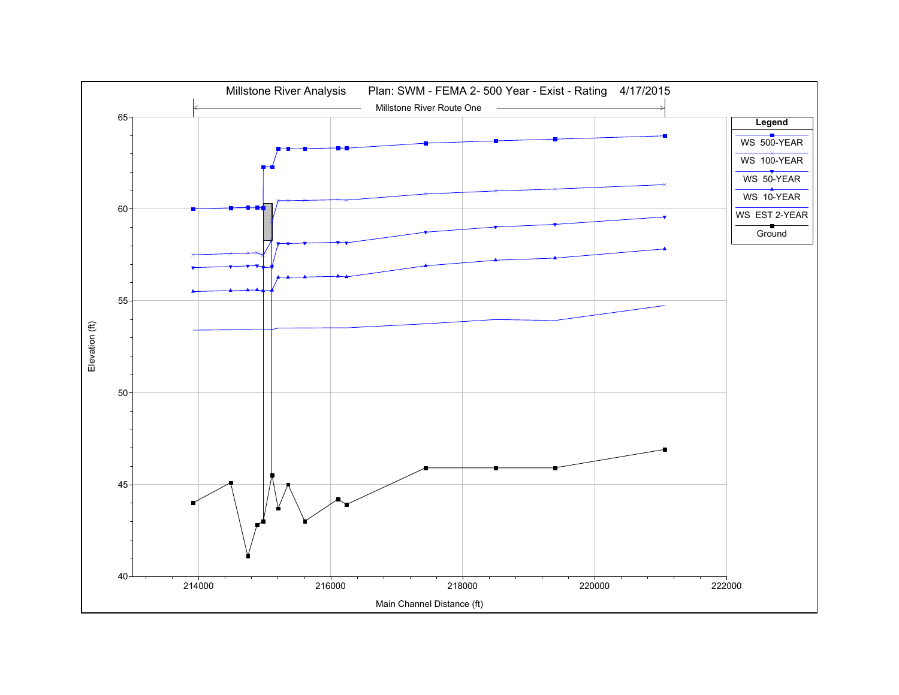Millstone River Analysis      Plan: SWM - FEMA 2- 500 Year - Exist - Rating      4/17/2015

Millstone River Route One

| Legend |
| --- |
| WS 500-YEAR |
| WS 100-YEAR |
| WS 50-YEAR |
| WS 10-YEAR |
| WS EST 2-YEAR |
| Ground |

Elevation (ft)

Main Channel Distance (ft)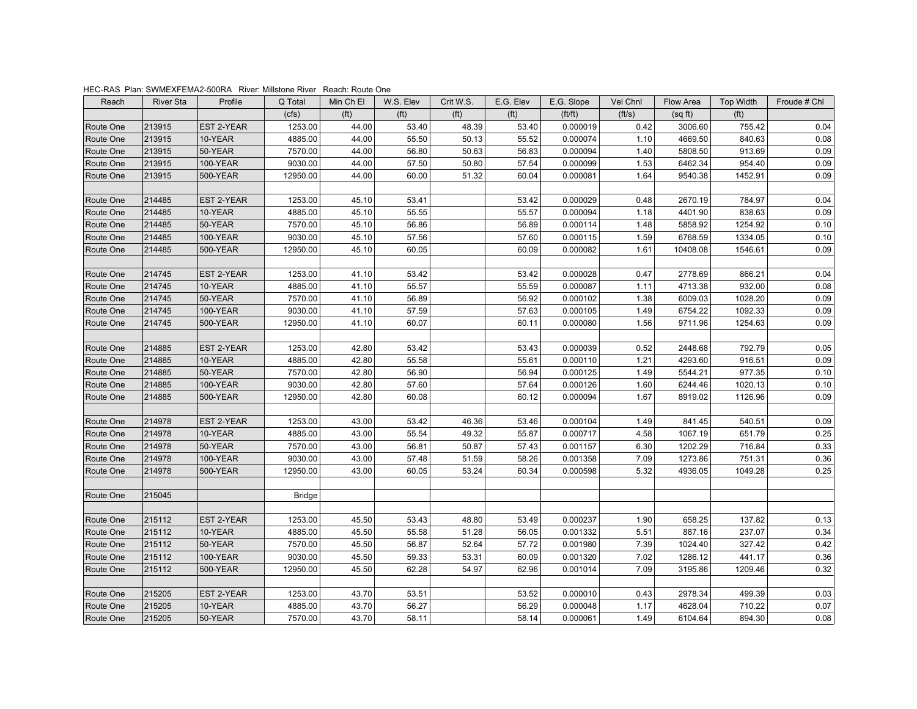HEC-RAS Plan: SWMEXFEMA2-500RA River: Millstone River Reach: Route One

| Reach | River Sta | Profile | Q Total | Min Ch El | W.S. Elev | Crit W.S. | E.G. Elev | E.G. Slope | Vel Chnl | Flow Area | Top Width | Froude # Chl |
|---|---|---|---|---|---|---|---|---|---|---|---|---|
| | | | (cfs) | (ft) | (ft) | (ft) | (ft) | (ft/ft) | (ft/s) | (sq ft) | (ft) | |
| Route One | 213915 | EST 2-YEAR | 1253.00 | 44.00 | 53.40 | 48.39 | 53.40 | 0.000019 | 0.42 | 3006.60 | 755.42 | 0.04 |
| Route One | 213915 | 10-YEAR | 4885.00 | 44.00 | 55.50 | 50.13 | 55.52 | 0.000074 | 1.10 | 4669.50 | 840.63 | 0.08 |
| Route One | 213915 | 50-YEAR | 7570.00 | 44.00 | 56.80 | 50.63 | 56.83 | 0.000094 | 1.40 | 5808.50 | 913.69 | 0.09 |
| Route One | 213915 | 100-YEAR | 9030.00 | 44.00 | 57.50 | 50.80 | 57.54 | 0.000099 | 1.53 | 6462.34 | 954.40 | 0.09 |
| Route One | 213915 | 500-YEAR | 12950.00 | 44.00 | 60.00 | 51.32 | 60.04 | 0.000081 | 1.64 | 9540.38 | 1452.91 | 0.09 |
| | | | | | | | | | | | | |
| Route One | 214485 | EST 2-YEAR | 1253.00 | 45.10 | 53.41 | | 53.42 | 0.000029 | 0.48 | 2670.19 | 784.97 | 0.04 |
| Route One | 214485 | 10-YEAR | 4885.00 | 45.10 | 55.55 | | 55.57 | 0.000094 | 1.18 | 4401.90 | 838.63 | 0.09 |
| Route One | 214485 | 50-YEAR | 7570.00 | 45.10 | 56.86 | | 56.89 | 0.000114 | 1.48 | 5858.92 | 1254.92 | 0.10 |
| Route One | 214485 | 100-YEAR | 9030.00 | 45.10 | 57.56 | | 57.60 | 0.000115 | 1.59 | 6768.59 | 1334.05 | 0.10 |
| Route One | 214485 | 500-YEAR | 12950.00 | 45.10 | 60.05 | | 60.09 | 0.000082 | 1.61 | 10408.08 | 1546.61 | 0.09 |
| | | | | | | | | | | | | |
| Route One | 214745 | EST 2-YEAR | 1253.00 | 41.10 | 53.42 | | 53.42 | 0.000028 | 0.47 | 2778.69 | 866.21 | 0.04 |
| Route One | 214745 | 10-YEAR | 4885.00 | 41.10 | 55.57 | | 55.59 | 0.000087 | 1.11 | 4713.38 | 932.00 | 0.08 |
| Route One | 214745 | 50-YEAR | 7570.00 | 41.10 | 56.89 | | 56.92 | 0.000102 | 1.38 | 6009.03 | 1028.20 | 0.09 |
| Route One | 214745 | 100-YEAR | 9030.00 | 41.10 | 57.59 | | 57.63 | 0.000105 | 1.49 | 6754.22 | 1092.33 | 0.09 |
| Route One | 214745 | 500-YEAR | 12950.00 | 41.10 | 60.07 | | 60.11 | 0.000080 | 1.56 | 9711.96 | 1254.63 | 0.09 |
| | | | | | | | | | | | | |
| Route One | 214885 | EST 2-YEAR | 1253.00 | 42.80 | 53.42 | | 53.43 | 0.000039 | 0.52 | 2448.68 | 792.79 | 0.05 |
| Route One | 214885 | 10-YEAR | 4885.00 | 42.80 | 55.58 | | 55.61 | 0.000110 | 1.21 | 4293.60 | 916.51 | 0.09 |
| Route One | 214885 | 50-YEAR | 7570.00 | 42.80 | 56.90 | | 56.94 | 0.000125 | 1.49 | 5544.21 | 977.35 | 0.10 |
| Route One | 214885 | 100-YEAR | 9030.00 | 42.80 | 57.60 | | 57.64 | 0.000126 | 1.60 | 6244.46 | 1020.13 | 0.10 |
| Route One | 214885 | 500-YEAR | 12950.00 | 42.80 | 60.08 | | 60.12 | 0.000094 | 1.67 | 8919.02 | 1126.96 | 0.09 |
| | | | | | | | | | | | | |
| Route One | 214978 | EST 2-YEAR | 1253.00 | 43.00 | 53.42 | 46.36 | 53.46 | 0.000104 | 1.49 | 841.45 | 540.51 | 0.09 |
| Route One | 214978 | 10-YEAR | 4885.00 | 43.00 | 55.54 | 49.32 | 55.87 | 0.000717 | 4.58 | 1067.19 | 651.79 | 0.25 |
| Route One | 214978 | 50-YEAR | 7570.00 | 43.00 | 56.81 | 50.87 | 57.43 | 0.001157 | 6.30 | 1202.29 | 716.84 | 0.33 |
| Route One | 214978 | 100-YEAR | 9030.00 | 43.00 | 57.48 | 51.59 | 58.26 | 0.001358 | 7.09 | 1273.86 | 751.31 | 0.36 |
| Route One | 214978 | 500-YEAR | 12950.00 | 43.00 | 60.05 | 53.24 | 60.34 | 0.000598 | 5.32 | 4936.05 | 1049.28 | 0.25 |
| | | | | | | | | | | | | |
| Route One | 215045 | | Bridge | | | | | | | | | |
| | | | | | | | | | | | | |
| Route One | 215112 | EST 2-YEAR | 1253.00 | 45.50 | 53.43 | 48.80 | 53.49 | 0.000237 | 1.90 | 658.25 | 137.82 | 0.13 |
| Route One | 215112 | 10-YEAR | 4885.00 | 45.50 | 55.58 | 51.28 | 56.05 | 0.001332 | 5.51 | 887.16 | 237.07 | 0.34 |
| Route One | 215112 | 50-YEAR | 7570.00 | 45.50 | 56.87 | 52.64 | 57.72 | 0.001980 | 7.39 | 1024.40 | 327.42 | 0.42 |
| Route One | 215112 | 100-YEAR | 9030.00 | 45.50 | 59.33 | 53.31 | 60.09 | 0.001320 | 7.02 | 1286.12 | 441.17 | 0.36 |
| Route One | 215112 | 500-YEAR | 12950.00 | 45.50 | 62.28 | 54.97 | 62.96 | 0.001014 | 7.09 | 3195.86 | 1209.46 | 0.32 |
| | | | | | | | | | | | | |
| Route One | 215205 | EST 2-YEAR | 1253.00 | 43.70 | 53.51 | | 53.52 | 0.000010 | 0.43 | 2978.34 | 499.39 | 0.03 |
| Route One | 215205 | 10-YEAR | 4885.00 | 43.70 | 56.27 | | 56.29 | 0.000048 | 1.17 | 4628.04 | 710.22 | 0.07 |
| Route One | 215205 | 50-YEAR | 7570.00 | 43.70 | 58.11 | | 58.14 | 0.000061 | 1.49 | 6104.64 | 894.30 | 0.08 |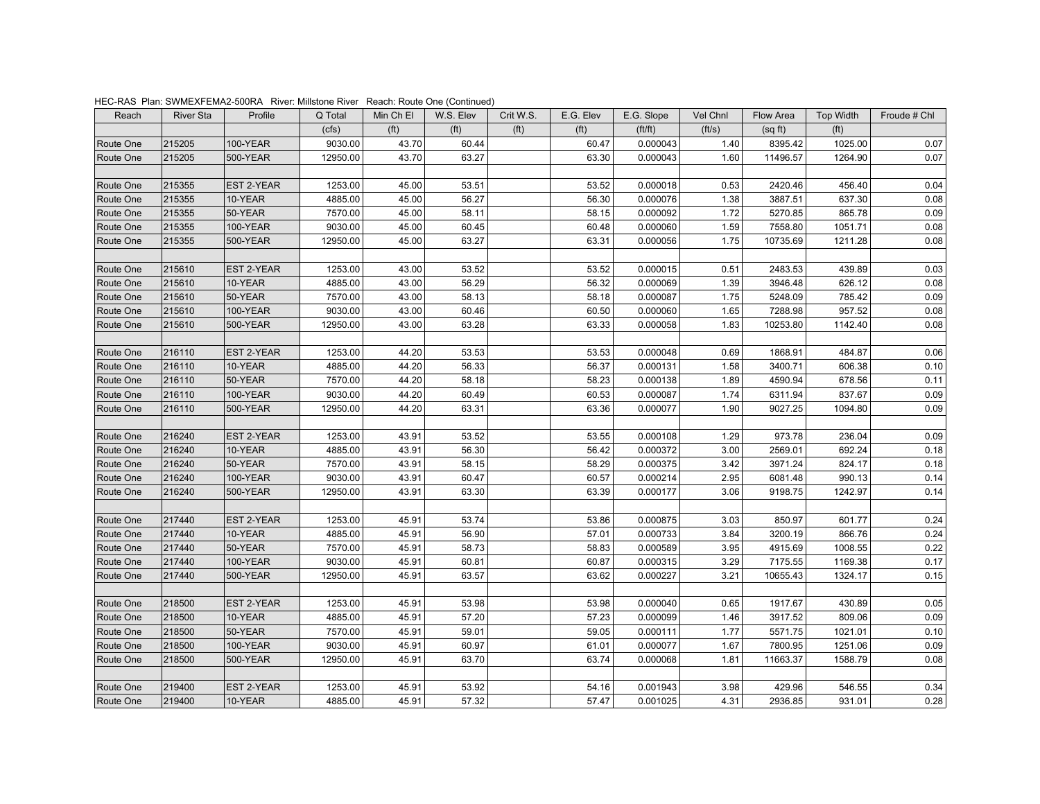HEC-RAS Plan: SWMEXFEMA2-500RA River: Millstone River Reach: Route One (Continued)

| Reach | River Sta | Profile | Q Total | Min Ch El | W.S. Elev | Crit W.S. | E.G. Elev | E.G. Slope | Vel Chnl | Flow Area | Top Width | Froude # Chl |
|---|---|---|---|---|---|---|---|---|---|---|---|---|
| | | | (cfs) | (ft) | (ft) | (ft) | (ft) | (ft/ft) | (ft/s) | (sq ft) | (ft) | |
| Route One | 215205 | 100-YEAR | 9030.00 | 43.70 | 60.44 | | 60.47 | 0.000043 | 1.40 | 8395.42 | 1025.00 | 0.07 |
| Route One | 215205 | 500-YEAR | 12950.00 | 43.70 | 63.27 | | 63.30 | 0.000043 | 1.60 | 11496.57 | 1264.90 | 0.07 |
| | | | | | | | | | | | | |
| Route One | 215355 | EST 2-YEAR | 1253.00 | 45.00 | 53.51 | | 53.52 | 0.000018 | 0.53 | 2420.46 | 456.40 | 0.04 |
| Route One | 215355 | 10-YEAR | 4885.00 | 45.00 | 56.27 | | 56.30 | 0.000076 | 1.38 | 3887.51 | 637.30 | 0.08 |
| Route One | 215355 | 50-YEAR | 7570.00 | 45.00 | 58.11 | | 58.15 | 0.000092 | 1.72 | 5270.85 | 865.78 | 0.09 |
| Route One | 215355 | 100-YEAR | 9030.00 | 45.00 | 60.45 | | 60.48 | 0.000060 | 1.59 | 7558.80 | 1051.71 | 0.08 |
| Route One | 215355 | 500-YEAR | 12950.00 | 45.00 | 63.27 | | 63.31 | 0.000056 | 1.75 | 10735.69 | 1211.28 | 0.08 |
| | | | | | | | | | | | | |
| Route One | 215610 | EST 2-YEAR | 1253.00 | 43.00 | 53.52 | | 53.52 | 0.000015 | 0.51 | 2483.53 | 439.89 | 0.03 |
| Route One | 215610 | 10-YEAR | 4885.00 | 43.00 | 56.29 | | 56.32 | 0.000069 | 1.39 | 3946.48 | 626.12 | 0.08 |
| Route One | 215610 | 50-YEAR | 7570.00 | 43.00 | 58.13 | | 58.18 | 0.000087 | 1.75 | 5248.09 | 785.42 | 0.09 |
| Route One | 215610 | 100-YEAR | 9030.00 | 43.00 | 60.46 | | 60.50 | 0.000060 | 1.65 | 7288.98 | 957.52 | 0.08 |
| Route One | 215610 | 500-YEAR | 12950.00 | 43.00 | 63.28 | | 63.33 | 0.000058 | 1.83 | 10253.80 | 1142.40 | 0.08 |
| | | | | | | | | | | | | |
| Route One | 216110 | EST 2-YEAR | 1253.00 | 44.20 | 53.53 | | 53.53 | 0.000048 | 0.69 | 1868.91 | 484.87 | 0.06 |
| Route One | 216110 | 10-YEAR | 4885.00 | 44.20 | 56.33 | | 56.37 | 0.000131 | 1.58 | 3400.71 | 606.38 | 0.10 |
| Route One | 216110 | 50-YEAR | 7570.00 | 44.20 | 58.18 | | 58.23 | 0.000138 | 1.89 | 4590.94 | 678.56 | 0.11 |
| Route One | 216110 | 100-YEAR | 9030.00 | 44.20 | 60.49 | | 60.53 | 0.000087 | 1.74 | 6311.94 | 837.67 | 0.09 |
| Route One | 216110 | 500-YEAR | 12950.00 | 44.20 | 63.31 | | 63.36 | 0.000077 | 1.90 | 9027.25 | 1094.80 | 0.09 |
| | | | | | | | | | | | | |
| Route One | 216240 | EST 2-YEAR | 1253.00 | 43.91 | 53.52 | | 53.55 | 0.000108 | 1.29 | 973.78 | 236.04 | 0.09 |
| Route One | 216240 | 10-YEAR | 4885.00 | 43.91 | 56.30 | | 56.42 | 0.000372 | 3.00 | 2569.01 | 692.24 | 0.18 |
| Route One | 216240 | 50-YEAR | 7570.00 | 43.91 | 58.15 | | 58.29 | 0.000375 | 3.42 | 3971.24 | 824.17 | 0.18 |
| Route One | 216240 | 100-YEAR | 9030.00 | 43.91 | 60.47 | | 60.57 | 0.000214 | 2.95 | 6081.48 | 990.13 | 0.14 |
| Route One | 216240 | 500-YEAR | 12950.00 | 43.91 | 63.30 | | 63.39 | 0.000177 | 3.06 | 9198.75 | 1242.97 | 0.14 |
| | | | | | | | | | | | | |
| Route One | 217440 | EST 2-YEAR | 1253.00 | 45.91 | 53.74 | | 53.86 | 0.000875 | 3.03 | 850.97 | 601.77 | 0.24 |
| Route One | 217440 | 10-YEAR | 4885.00 | 45.91 | 56.90 | | 57.01 | 0.000733 | 3.84 | 3200.19 | 866.76 | 0.24 |
| Route One | 217440 | 50-YEAR | 7570.00 | 45.91 | 58.73 | | 58.83 | 0.000589 | 3.95 | 4915.69 | 1008.55 | 0.22 |
| Route One | 217440 | 100-YEAR | 9030.00 | 45.91 | 60.81 | | 60.87 | 0.000315 | 3.29 | 7175.55 | 1169.38 | 0.17 |
| Route One | 217440 | 500-YEAR | 12950.00 | 45.91 | 63.57 | | 63.62 | 0.000227 | 3.21 | 10655.43 | 1324.17 | 0.15 |
| | | | | | | | | | | | | |
| Route One | 218500 | EST 2-YEAR | 1253.00 | 45.91 | 53.98 | | 53.98 | 0.000040 | 0.65 | 1917.67 | 430.89 | 0.05 |
| Route One | 218500 | 10-YEAR | 4885.00 | 45.91 | 57.20 | | 57.23 | 0.000099 | 1.46 | 3917.52 | 809.06 | 0.09 |
| Route One | 218500 | 50-YEAR | 7570.00 | 45.91 | 59.01 | | 59.05 | 0.000111 | 1.77 | 5571.75 | 1021.01 | 0.10 |
| Route One | 218500 | 100-YEAR | 9030.00 | 45.91 | 60.97 | | 61.01 | 0.000077 | 1.67 | 7800.95 | 1251.06 | 0.09 |
| Route One | 218500 | 500-YEAR | 12950.00 | 45.91 | 63.70 | | 63.74 | 0.000068 | 1.81 | 11663.37 | 1588.79 | 0.08 |
| | | | | | | | | | | | | |
| Route One | 219400 | EST 2-YEAR | 1253.00 | 45.91 | 53.92 | | 54.16 | 0.001943 | 3.98 | 429.96 | 546.55 | 0.34 |
| Route One | 219400 | 10-YEAR | 4885.00 | 45.91 | 57.32 | | 57.47 | 0.001025 | 4.31 | 2936.85 | 931.01 | 0.28 |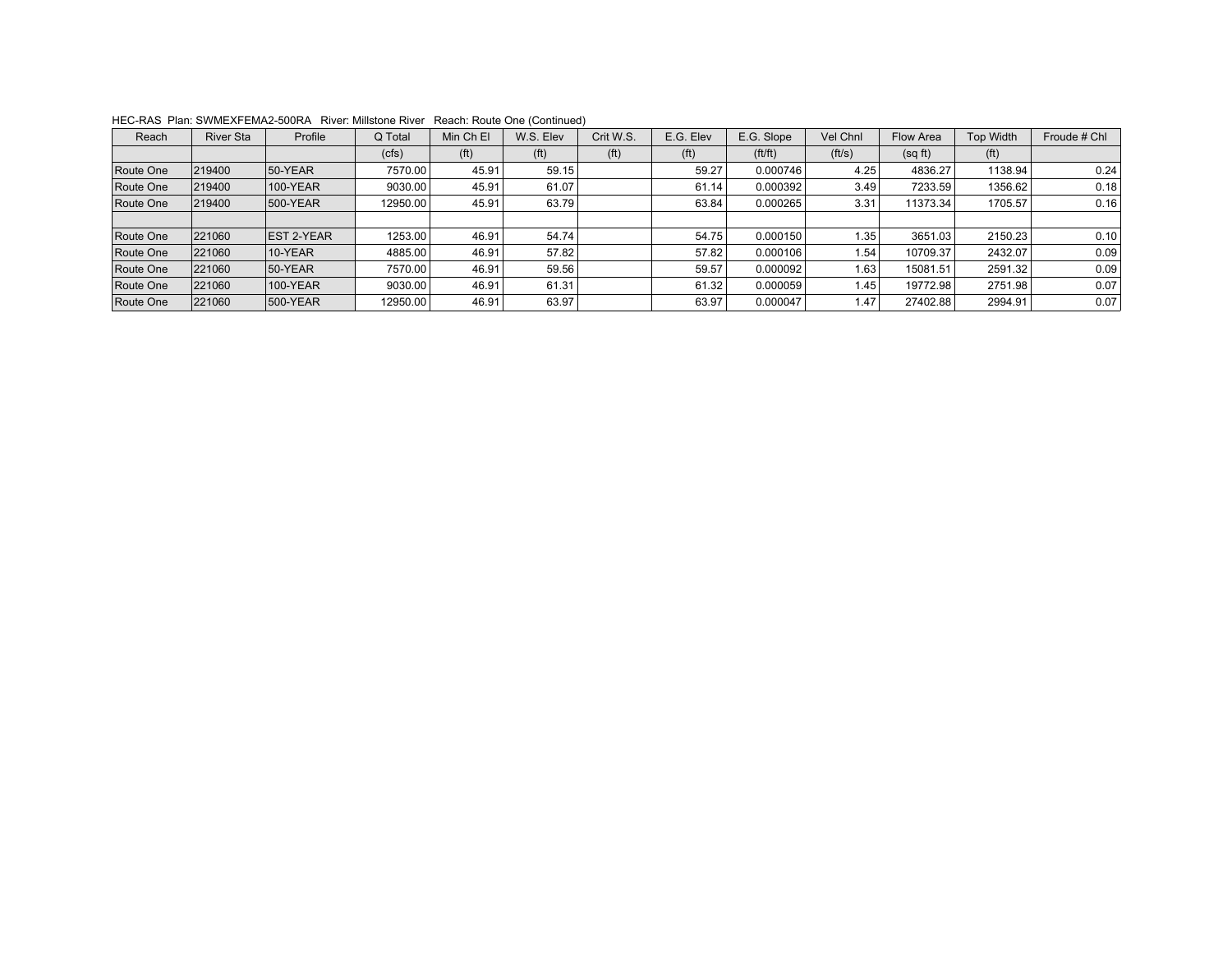HEC-RAS Plan: SWMEXFEMA2-500RA River: Millstone River Reach: Route One (Continued)

| Reach | River Sta | Profile | Q Total | Min Ch El | W.S. Elev | Crit W.S. | E.G. Elev | E.G. Slope | Vel Chnl | Flow Area | Top Width | Froude # Chl |
|---|---|---|---|---|---|---|---|---|---|---|---|---|
| | | | (cfs) | (ft) | (ft) | (ft) | (ft) | (ft/ft) | (ft/s) | (sq ft) | (ft) | |
| Route One | 219400 | 50-YEAR | 7570.00 | 45.91 | 59.15 | | 59.27 | 0.000746 | 4.25 | 4836.27 | 1138.94 | 0.24 |
| Route One | 219400 | 100-YEAR | 9030.00 | 45.91 | 61.07 | | 61.14 | 0.000392 | 3.49 | 7233.59 | 1356.62 | 0.18 |
| Route One | 219400 | 500-YEAR | 12950.00 | 45.91 | 63.79 | | 63.84 | 0.000265 | 3.31 | 11373.34 | 1705.57 | 0.16 |
| | | | | | | | | | | | | |
| Route One | 221060 | EST 2-YEAR | 1253.00 | 46.91 | 54.74 | | 54.75 | 0.000150 | 1.35 | 3651.03 | 2150.23 | 0.10 |
| Route One | 221060 | 10-YEAR | 4885.00 | 46.91 | 57.82 | | 57.82 | 0.000106 | 1.54 | 10709.37 | 2432.07 | 0.09 |
| Route One | 221060 | 50-YEAR | 7570.00 | 46.91 | 59.56 | | 59.57 | 0.000092 | 1.63 | 15081.51 | 2591.32 | 0.09 |
| Route One | 221060 | 100-YEAR | 9030.00 | 46.91 | 61.31 | | 61.32 | 0.000059 | 1.45 | 19772.98 | 2751.98 | 0.07 |
| Route One | 221060 | 500-YEAR | 12950.00 | 46.91 | 63.97 | | 63.97 | 0.000047 | 1.47 | 27402.88 | 2994.91 | 0.07 |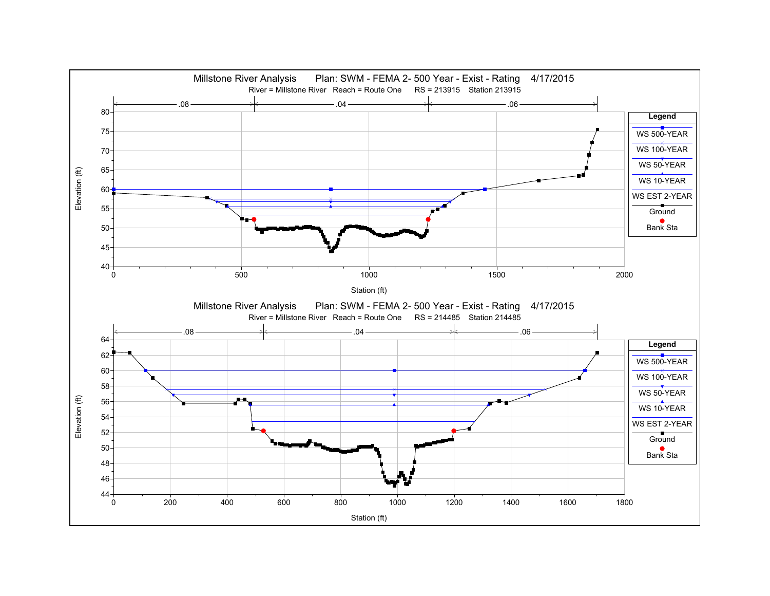Millstone River Analysis    Plan: SWM - FEMA 2- 500 Year - Exist - Rating    4/17/2015

River = Millstone River   Reach = Route One   RS = 213915   Station 213915

.08    .04    .06

Legend: WS 500-YEAR, WS 100-YEAR, WS 50-YEAR, WS 10-YEAR, WS EST 2-YEAR, Ground, Bank Sta

Elevation (ft)

Station (ft)

Millstone River Analysis    Plan: SWM - FEMA 2- 500 Year - Exist - Rating    4/17/2015

River = Millstone River   Reach = Route One   RS = 214485   Station 214485

.08    .04    .06

Legend: WS 500-YEAR, WS 100-YEAR, WS 50-YEAR, WS 10-YEAR, WS EST 2-YEAR, Ground, Bank Sta

Elevation (ft)

Station (ft)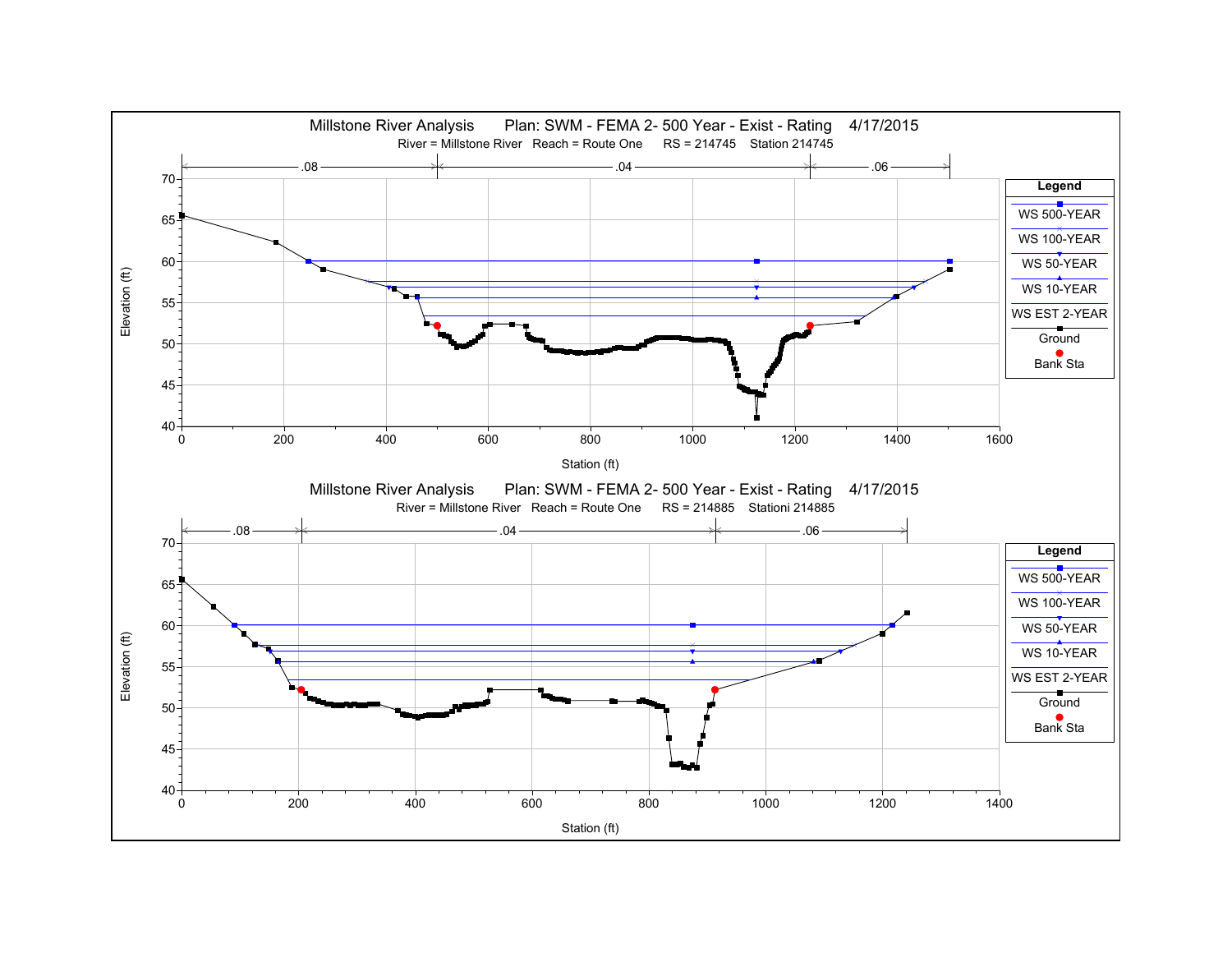Millstone River Analysis     Plan: SWM - FEMA 2- 500 Year - Exist - Rating     4/17/2015

River = Millstone River   Reach = Route One     RS = 214745     Station 214745

Manning's n: .08 | .04 | .06

Elevation (ft) vs. Station (ft)

Legend: WS 500-YEAR, WS 100-YEAR, WS 50-YEAR, WS 10-YEAR, WS EST 2-YEAR, Ground, Bank Sta

Millstone River Analysis     Plan: SWM - FEMA 2- 500 Year - Exist - Rating     4/17/2015

River = Millstone River   Reach = Route One     RS = 214885     Stationi 214885

Manning's n: .08 | .04 | .06

Elevation (ft) vs. Station (ft)

Legend: WS 500-YEAR, WS 100-YEAR, WS 50-YEAR, WS 10-YEAR, WS EST 2-YEAR, Ground, Bank Sta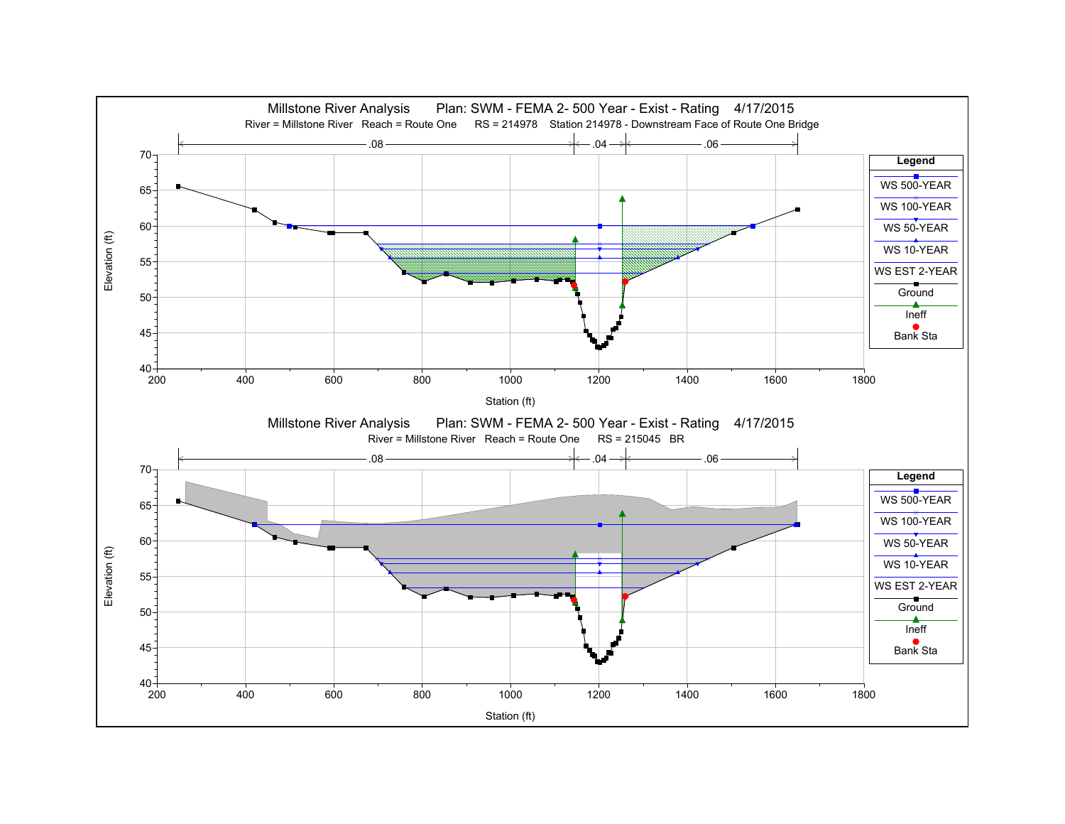Millstone River Analysis Plan: SWM - FEMA 2- 500 Year - Exist - Rating 4/17/2015

River = Millstone River Reach = Route One RS = 214978 Station 214978 - Downstream Face of Route One Bridge

Legend: WS 500-YEAR, WS 100-YEAR, WS 50-YEAR, WS 10-YEAR, WS EST 2-YEAR, Ground, Ineff, Bank Sta

Manning's n: .08 | .04 | .06

Elevation (ft) / Station (ft)

Millstone River Analysis Plan: SWM - FEMA 2- 500 Year - Exist - Rating 4/17/2015

River = Millstone River Reach = Route One RS = 215045 BR

Legend: WS 500-YEAR, WS 100-YEAR, WS 50-YEAR, WS 10-YEAR, WS EST 2-YEAR, Ground, Ineff, Bank Sta

Manning's n: .08 | .04 | .06

Elevation (ft) / Station (ft)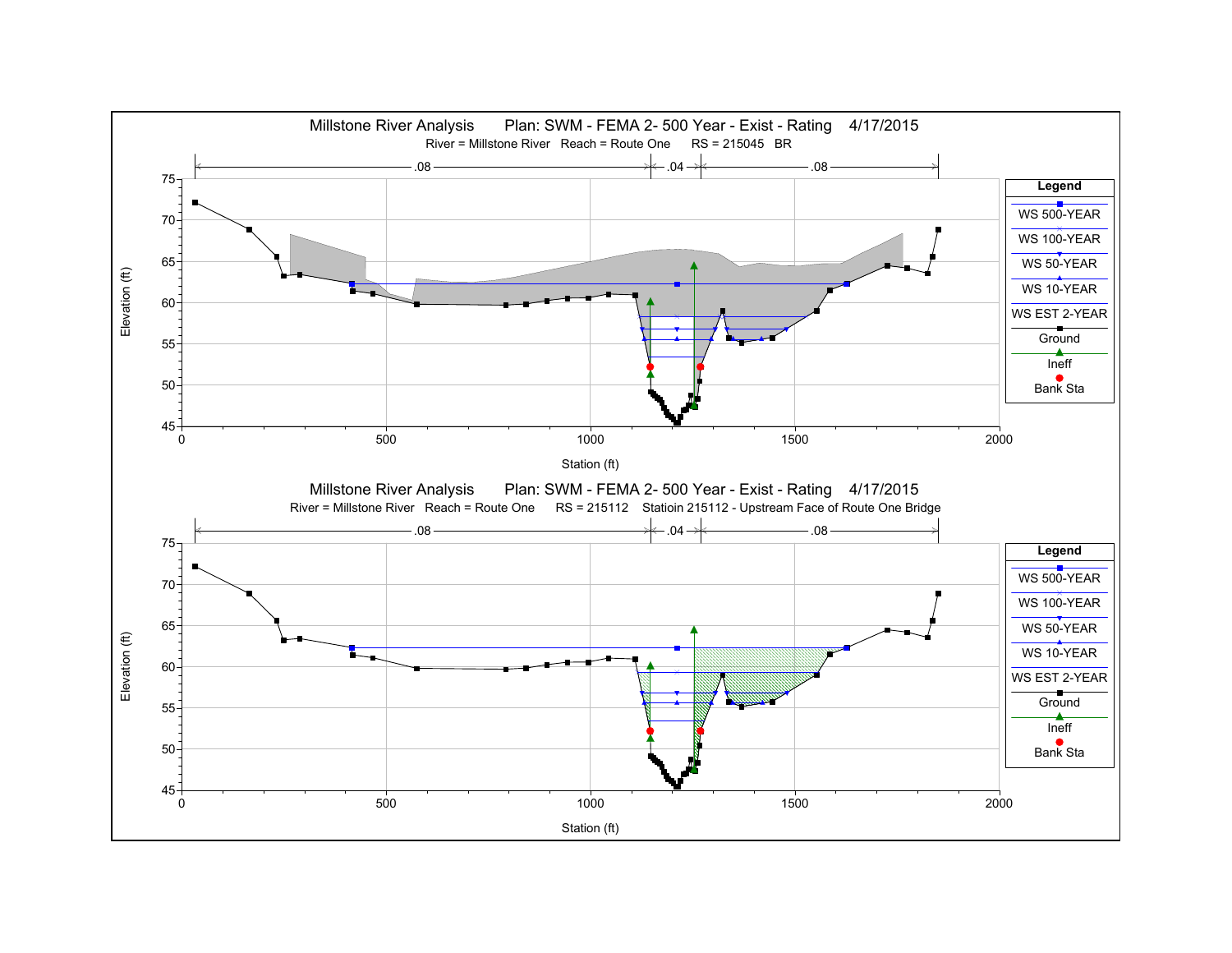Millstone River Analysis  Plan: SWM - FEMA 2- 500 Year - Exist - Rating  4/17/2015

River = Millstone River  Reach = Route One  RS = 215045  BR

Legend: WS 500-YEAR, WS 100-YEAR, WS 50-YEAR, WS 10-YEAR, WS EST 2-YEAR, Ground, Ineff, Bank Sta

Station (ft)

Elevation (ft)

Millstone River Analysis  Plan: SWM - FEMA 2- 500 Year - Exist - Rating  4/17/2015

River = Millstone River  Reach = Route One  RS = 215112  Statioin 215112 - Upstream Face of Route One Bridge

Legend: WS 500-YEAR, WS 100-YEAR, WS 50-YEAR, WS 10-YEAR, WS EST 2-YEAR, Ground, Ineff, Bank Sta

Station (ft)

Elevation (ft)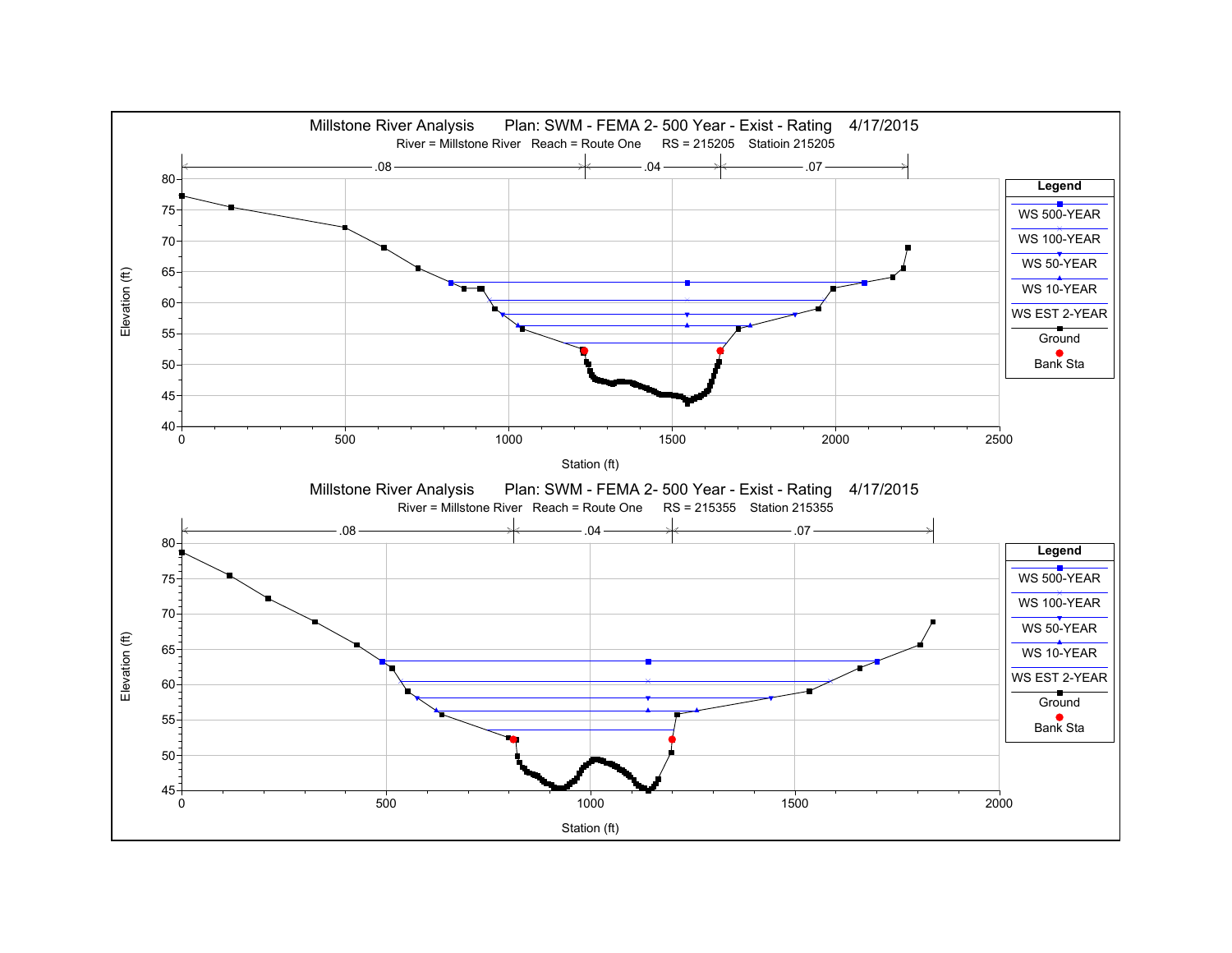Millstone River Analysis Plan: SWM - FEMA 2- 500 Year - Exist - Rating 4/17/2015

River = Millstone River Reach = Route One RS = 215205 Statioin 215205

.08 .04 .07

Elevation (ft)

Station (ft)

Legend

WS 500-YEAR

WS 100-YEAR

WS 50-YEAR

WS 10-YEAR

WS EST 2-YEAR

Ground

Bank Sta

Millstone River Analysis Plan: SWM - FEMA 2- 500 Year - Exist - Rating 4/17/2015

River = Millstone River Reach = Route One RS = 215355 Station 215355

.08 .04 .07

Elevation (ft)

Station (ft)

Legend

WS 500-YEAR

WS 100-YEAR

WS 50-YEAR

WS 10-YEAR

WS EST 2-YEAR

Ground

Bank Sta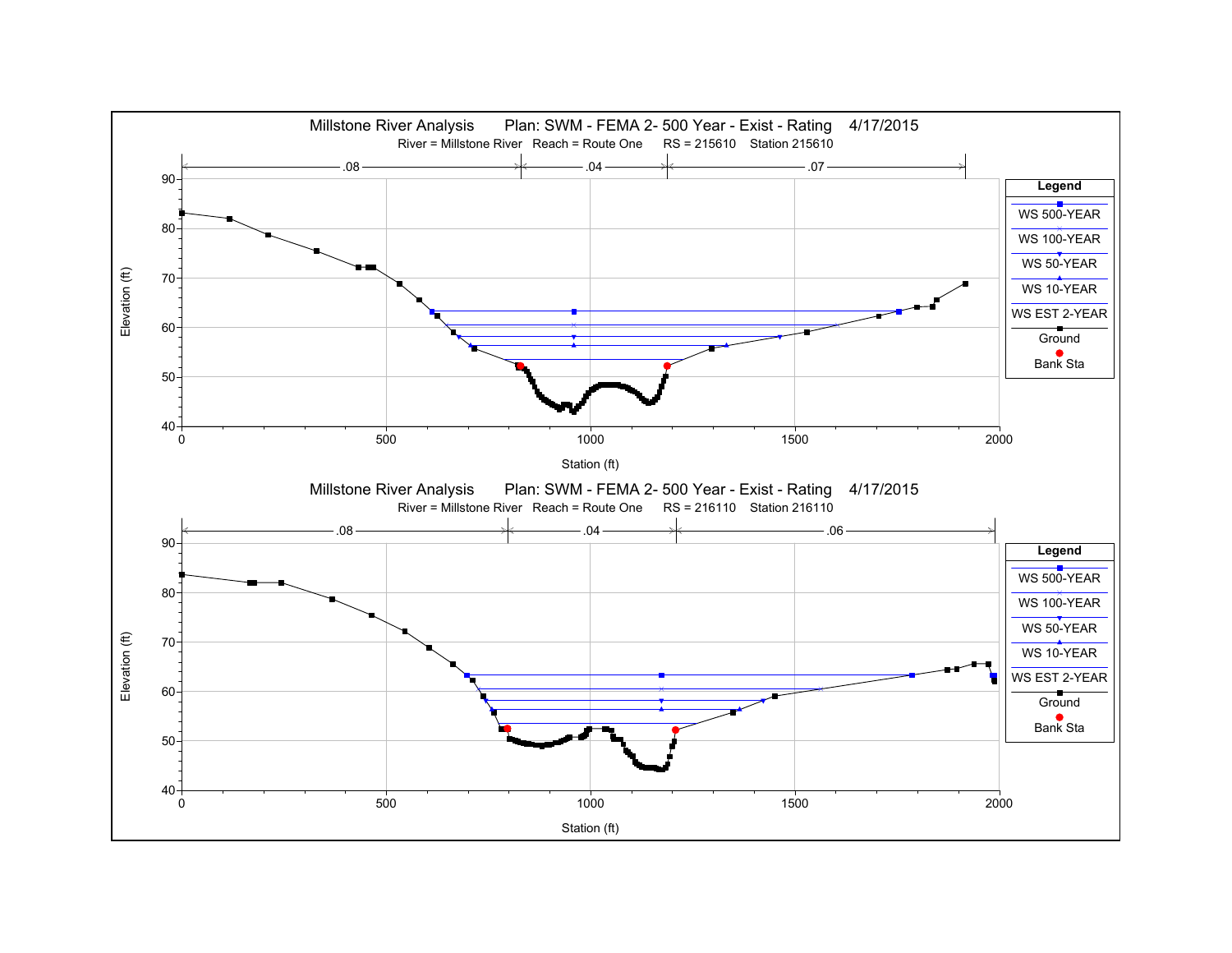Millstone River Analysis Plan: SWM - FEMA 2- 500 Year - Exist - Rating 4/17/2015

River = Millstone River Reach = Route One RS = 215610 Station 215610

Manning's n: .08 | .04 | .07

Elevation (ft) vs. Station (ft)

Legend: WS 500-YEAR, WS 100-YEAR, WS 50-YEAR, WS 10-YEAR, WS EST 2-YEAR, Ground, Bank Sta

Millstone River Analysis Plan: SWM - FEMA 2- 500 Year - Exist - Rating 4/17/2015

River = Millstone River Reach = Route One RS = 216110 Station 216110

Manning's n: .08 | .04 | .06

Elevation (ft) vs. Station (ft)

Legend: WS 500-YEAR, WS 100-YEAR, WS 50-YEAR, WS 10-YEAR, WS EST 2-YEAR, Ground, Bank Sta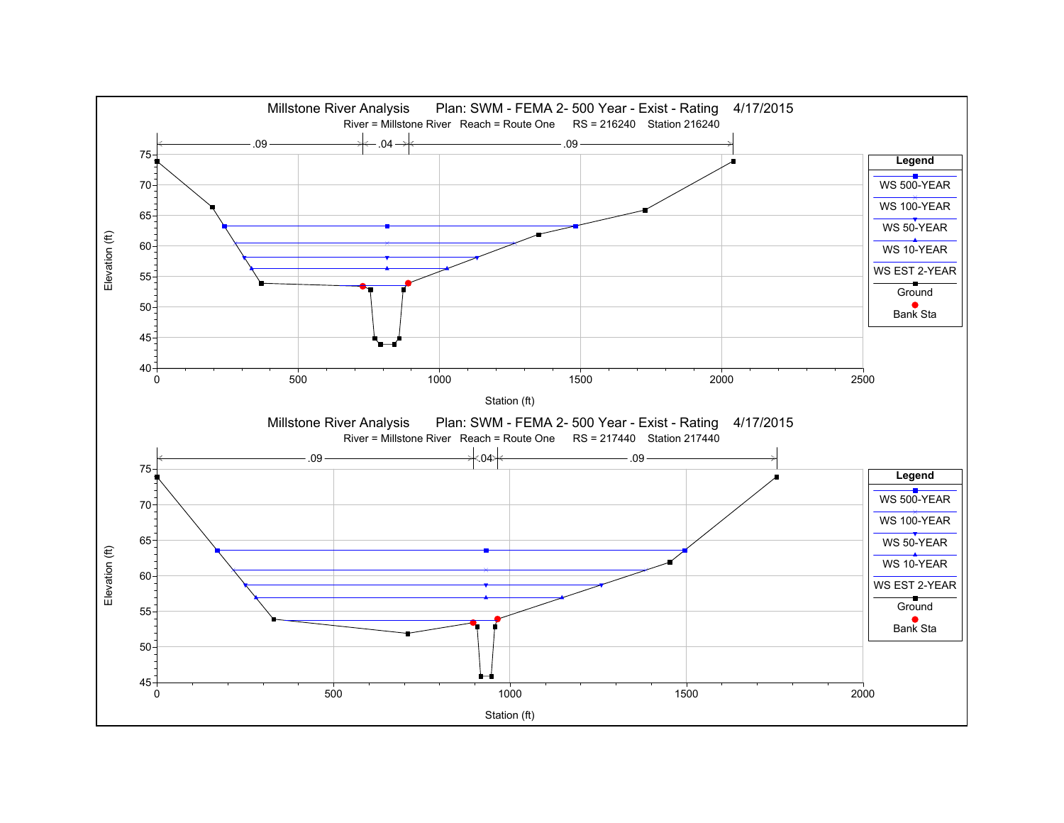Millstone River Analysis Plan: SWM - FEMA 2- 500 Year - Exist - Rating 4/17/2015

River = Millstone River Reach = Route One RS = 216240 Station 216240

.09 .04 .09

Legend: WS 500-YEAR, WS 100-YEAR, WS 50-YEAR, WS 10-YEAR, WS EST 2-YEAR, Ground, Bank Sta

Elevation (ft)

Station (ft)

Millstone River Analysis Plan: SWM - FEMA 2- 500 Year - Exist - Rating 4/17/2015

River = Millstone River Reach = Route One RS = 217440 Station 217440

.09 .04 .09

Legend: WS 500-YEAR, WS 100-YEAR, WS 50-YEAR, WS 10-YEAR, WS EST 2-YEAR, Ground, Bank Sta

Elevation (ft)

Station (ft)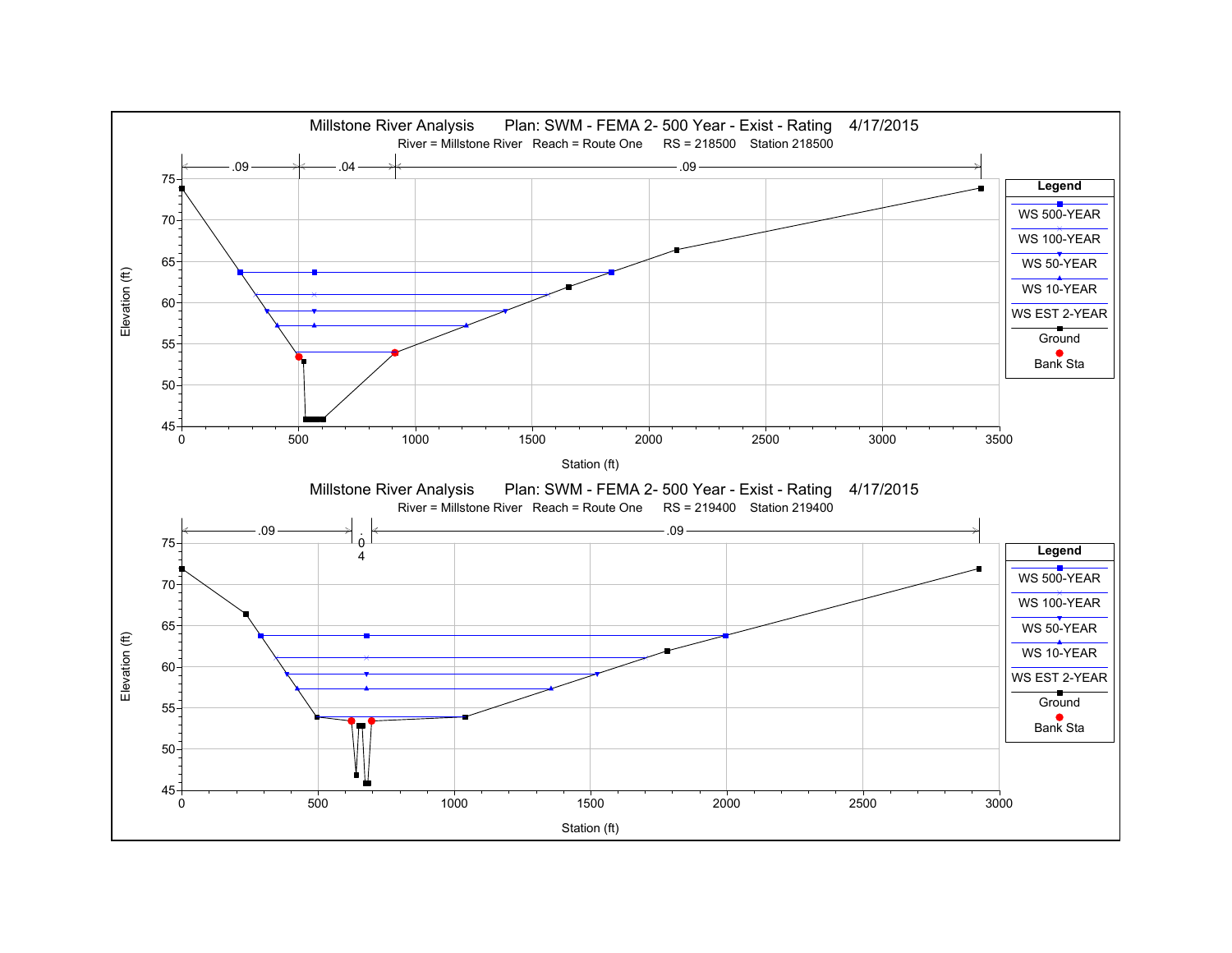Millstone River Analysis Plan: SWM - FEMA 2- 500 Year - Exist - Rating 4/17/2015

River = Millstone River Reach = Route One RS = 218500 Station 218500

.09 .04 .09

Elevation (ft)

Station (ft)

Legend

- WS 500-YEAR
- WS 100-YEAR
- WS 50-YEAR
- WS 10-YEAR
- WS EST 2-YEAR
- Ground
- Bank Sta

Millstone River Analysis Plan: SWM - FEMA 2- 500 Year - Exist - Rating 4/17/2015

River = Millstone River Reach = Route One RS = 219400 Station 219400

.09 .04 .09

Elevation (ft)

Station (ft)

Legend

- WS 500-YEAR
- WS 100-YEAR
- WS 50-YEAR
- WS 10-YEAR
- WS EST 2-YEAR
- Ground
- Bank Sta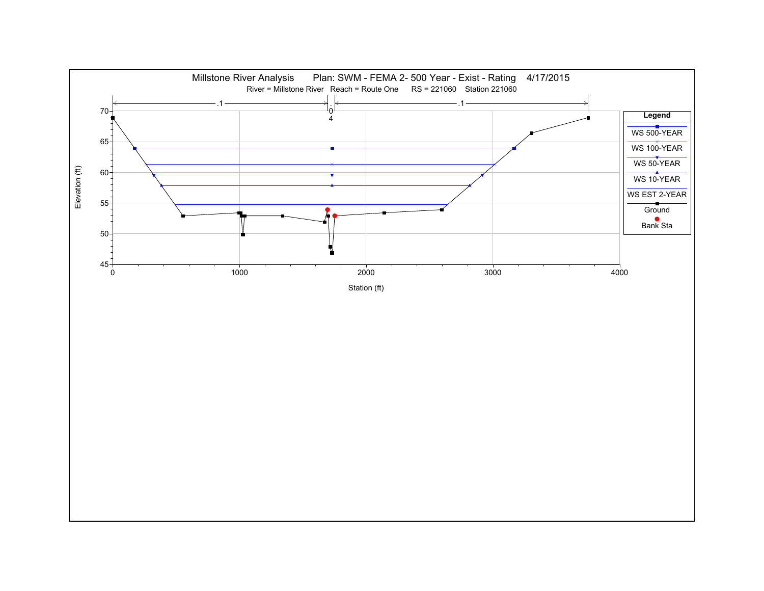Millstone River Analysis     Plan: SWM - FEMA 2- 500 Year - Exist - Rating     4/17/2015

River = Millstone River   Reach = Route One     RS = 221060    Station 221060

.1    .04    .1

Legend

- WS 500-YEAR
- WS 100-YEAR
- WS 50-YEAR
- WS 10-YEAR
- WS EST 2-YEAR
- Ground
- Bank Sta

Elevation (ft): 45, 50, 55, 60, 65, 70

Station (ft): 0, 1000, 2000, 3000, 4000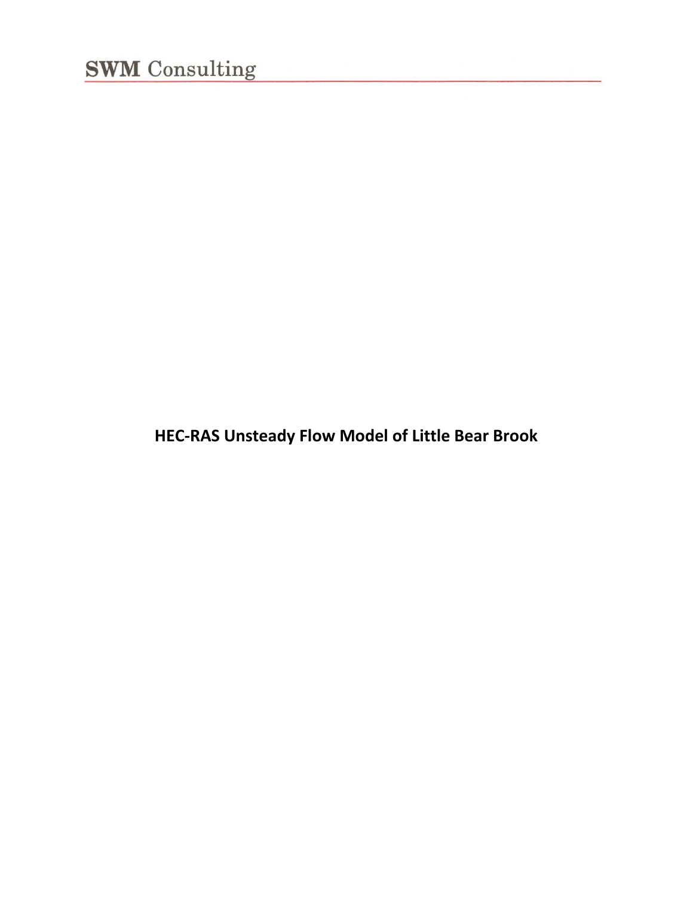**HEC-RAS Unsteady Flow Model of Little Bear Brook**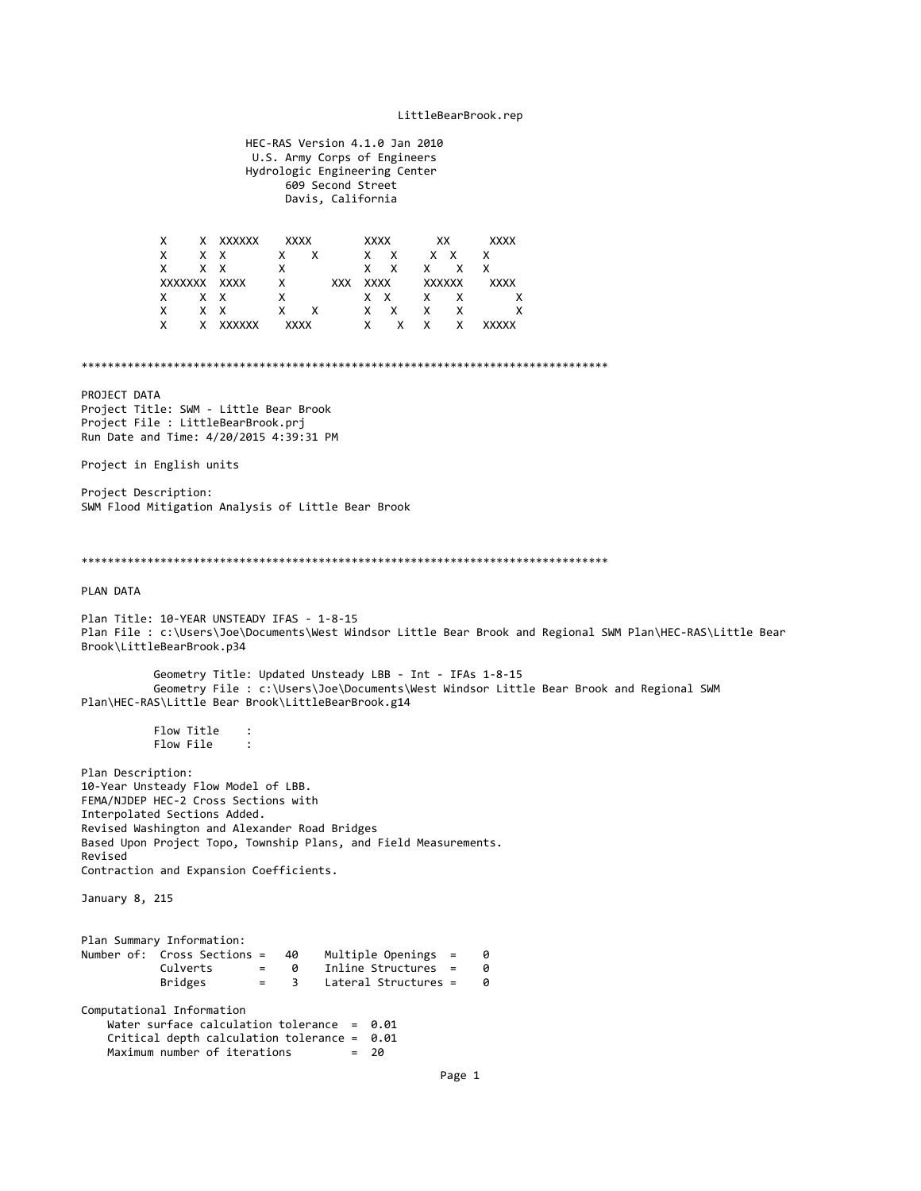LittleBearBrook.rep

```
                    HEC-RAS Version 4.1.0 Jan 2010
                     U.S. Army Corps of Engineers
                    Hydrologic Engineering Center
                          609 Second Street
                          Davis, California

     X     X  XXXXXX    XXXX        XXXX       XX      XXXX
     X     X  X        X    X       X   X     X  X    X
     X     X  X        X            X   X    X    X   X
     XXXXXXX  XXXX     X       XXX  XXXX     XXXXXX    XXXX
     X     X  X        X            X  X     X    X        X
     X     X  X        X    X       X   X    X    X        X
     X     X  XXXXXX    XXXX        X    X   X    X   XXXXX
```

********************************************************************************

PROJECT DATA
Project Title: SWM - Little Bear Brook
Project File : LittleBearBrook.prj
Run Date and Time: 4/20/2015 4:39:31 PM

Project in English units

Project Description:
SWM Flood Mitigation Analysis of Little Bear Brook

********************************************************************************

PLAN DATA

Plan Title: 10-YEAR UNSTEADY IFAS - 1-8-15
Plan File : c:\Users\Joe\Documents\West Windsor Little Bear Brook and Regional SWM Plan\HEC-RAS\Little Bear Brook\LittleBearBrook.p34

Geometry Title: Updated Unsteady LBB - Int - IFAs 1-8-15
Geometry File : c:\Users\Joe\Documents\West Windsor Little Bear Brook and Regional SWM Plan\HEC-RAS\Little Bear Brook\LittleBearBrook.g14

Flow Title :
Flow File :

Plan Description:
10-Year Unsteady Flow Model of LBB.
FEMA/NJDEP HEC-2 Cross Sections with
Interpolated Sections Added.
Revised Washington and Alexander Road Bridges
Based Upon Project Topo, Township Plans, and Field Measurements.
Revised
Contraction and Expansion Coefficients.

January 8, 215

```
Plan Summary Information:
Number of:  Cross Sections =   40    Multiple Openings  =    0
            Culverts       =    0    Inline Structures  =    0
            Bridges        =    3    Lateral Structures =    0

Computational Information
    Water surface calculation tolerance  =  0.01
    Critical depth calculation tolerance =  0.01
    Maximum number of iterations         =  20
```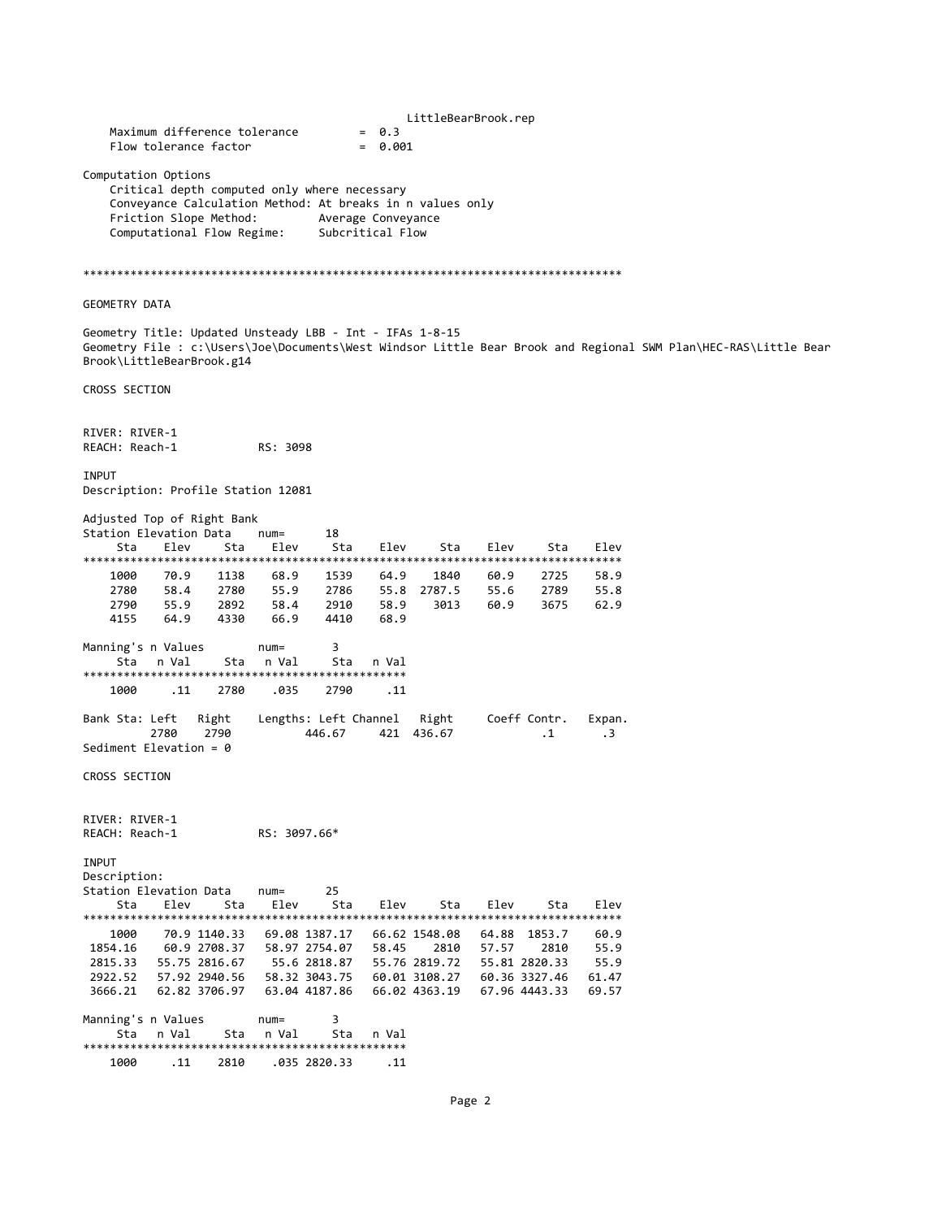Maximum difference tolerance = 0.3
Flow tolerance factor = 0.001

Computation Options
Critical depth computed only where necessary
Conveyance Calculation Method: At breaks in n values only
Friction Slope Method: Average Conveyance
Computational Flow Regime: Subcritical Flow

*******************************************************************************

GEOMETRY DATA

Geometry Title: Updated Unsteady LBB - Int - IFAs 1-8-15
Geometry File : c:\Users\Joe\Documents\West Windsor Little Bear Brook and Regional SWM Plan\HEC-RAS\Little Bear Brook\LittleBearBrook.g14

CROSS SECTION

RIVER: RIVER-1
REACH: Reach-1 RS: 3098

INPUT
Description: Profile Station 12081

Adjusted Top of Right Bank
Station Elevation Data num= 18

| Sta | Elev | Sta | Elev | Sta | Elev | Sta | Elev | Sta | Elev |
|---|---|---|---|---|---|---|---|---|---|
| 1000 | 70.9 | 1138 | 68.9 | 1539 | 64.9 | 1840 | 60.9 | 2725 | 58.9 |
| 2780 | 58.4 | 2780 | 55.9 | 2786 | 55.8 | 2787.5 | 55.6 | 2789 | 55.8 |
| 2790 | 55.9 | 2892 | 58.4 | 2910 | 58.9 | 3013 | 60.9 | 3675 | 62.9 |
| 4155 | 64.9 | 4330 | 66.9 | 4410 | 68.9 | | | | |

Manning's n Values num= 3

| Sta | n Val | Sta | n Val | Sta | n Val |
|---|---|---|---|---|---|
| 1000 | .11 | 2780 | .035 | 2790 | .11 |

| Bank Sta: Left | Right | Lengths: Left | Channel | Right | Coeff Contr. | Expan. |
|---|---|---|---|---|---|---|
| 2780 | 2790 | 446.67 | 421 | 436.67 | .1 | .3 |

Sediment Elevation = 0

CROSS SECTION

RIVER: RIVER-1
REACH: Reach-1 RS: 3097.66*

INPUT
Description:
Station Elevation Data num= 25

| Sta | Elev | Sta | Elev | Sta | Elev | Sta | Elev | Sta | Elev |
|---|---|---|---|---|---|---|---|---|---|
| 1000 | 70.9 | 1140.33 | 69.08 | 1387.17 | 66.62 | 1548.08 | 64.88 | 1853.7 | 60.9 |
| 1854.16 | 60.9 | 2708.37 | 58.97 | 2754.07 | 58.45 | 2810 | 57.57 | 2810 | 55.9 |
| 2815.33 | 55.75 | 2816.67 | 55.6 | 2818.87 | 55.76 | 2819.72 | 55.81 | 2820.33 | 55.9 |
| 2922.52 | 57.92 | 2940.56 | 58.32 | 3043.75 | 60.01 | 3108.27 | 60.36 | 3327.46 | 61.47 |
| 3666.21 | 62.82 | 3706.97 | 63.04 | 4187.86 | 66.02 | 4363.19 | 67.96 | 4443.33 | 69.57 |

Manning's n Values num= 3

| Sta | n Val | Sta | n Val | Sta | n Val |
|---|---|---|---|---|---|
| 1000 | .11 | 2810 | .035 | 2820.33 | .11 |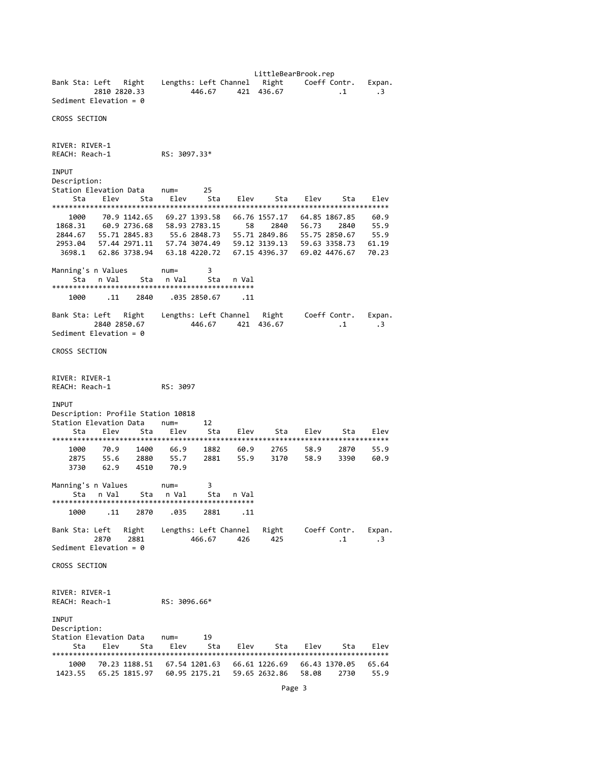```
Bank Sta: Left   Right    Lengths: Left Channel   Right     Coeff Contr.   Expan.
        2810 2820.33           446.67     421  436.67             .1       .3
Sediment Elevation = 0

CROSS SECTION


RIVER: RIVER-1
REACH: Reach-1           RS: 3097.33*

INPUT
Description:
Station Elevation Data    num=      25
     Sta    Elev     Sta    Elev     Sta    Elev     Sta    Elev     Sta    Elev
********************************************************************************
    1000    70.9 1142.65   69.27 1393.58   66.76 1557.17   64.85 1867.85    60.9
 1868.31    60.9 2736.68   58.93 2783.15      58    2840   56.73    2840    55.9
 2844.67   55.71 2845.83    55.6 2848.73   55.71 2849.86   55.75 2850.67    55.9
 2953.04   57.44 2971.11   57.74 3074.49   59.12 3139.13   59.63 3358.73   61.19
  3698.1   62.86 3738.94   63.18 4220.72   67.15 4396.37   69.02 4476.67   70.23

Manning's n Values        num=       3
     Sta   n Val     Sta   n Val     Sta   n Val
************************************************
    1000     .11    2840    .035 2850.67     .11

Bank Sta: Left   Right    Lengths: Left Channel   Right     Coeff Contr.   Expan.
        2840 2850.67           446.67     421  436.67             .1       .3
Sediment Elevation = 0

CROSS SECTION


RIVER: RIVER-1
REACH: Reach-1           RS: 3097

INPUT
Description: Profile Station 10818
Station Elevation Data    num=      12
     Sta    Elev     Sta    Elev     Sta    Elev     Sta    Elev     Sta    Elev
********************************************************************************
    1000    70.9    1400    66.9    1882    60.9    2765    58.9    2870    55.9
    2875    55.6    2880    55.7    2881    55.9    3170    58.9    3390    60.9
    3730    62.9    4510    70.9

Manning's n Values        num=       3
     Sta   n Val     Sta   n Val     Sta   n Val
************************************************
    1000     .11    2870    .035    2881     .11

Bank Sta: Left   Right    Lengths: Left Channel   Right     Coeff Contr.   Expan.
        2870    2881           466.67     426     425             .1       .3
Sediment Elevation = 0

CROSS SECTION


RIVER: RIVER-1
REACH: Reach-1           RS: 3096.66*

INPUT
Description:
Station Elevation Data    num=      19
     Sta    Elev     Sta    Elev     Sta    Elev     Sta    Elev     Sta    Elev
********************************************************************************
    1000   70.23 1188.51   67.54 1201.63   66.61 1226.69   66.43 1370.05   65.64
 1423.55   65.25 1815.97   60.95 2175.21   59.65 2632.86   58.08    2730    55.9
```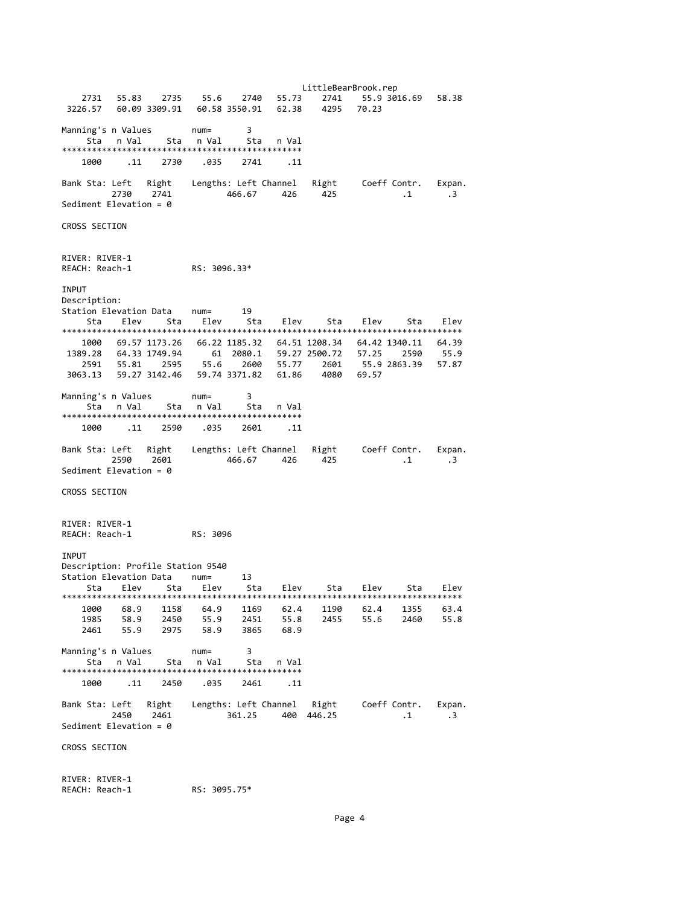```
   2731   55.83    2735    55.6    2740   55.73    2741    55.9 3016.69   58.38
 3226.57   60.09 3309.91   60.58 3550.91   62.38    4295   70.23

Manning's n Values        num=       3
     Sta   n Val     Sta   n Val     Sta   n Val
***********************************************
    1000     .11    2730    .035    2741     .11

Bank Sta: Left   Right    Lengths: Left Channel   Right     Coeff Contr.   Expan.
         2730    2741           466.67     426     425             .1       .3
Sediment Elevation = 0

CROSS SECTION


RIVER: RIVER-1
REACH: Reach-1            RS: 3096.33*

INPUT
Description:
Station Elevation Data    num=      19
     Sta    Elev     Sta    Elev     Sta    Elev     Sta    Elev     Sta    Elev
********************************************************************************
    1000   69.57 1173.26   66.22 1185.32   64.51 1208.34   64.42 1340.11   64.39
 1389.28   64.33 1749.94      61  2080.1   59.27 2500.72   57.25    2590    55.9
    2591   55.81    2595    55.6    2600   55.77    2601    55.9 2863.39   57.87
 3063.13   59.27 3142.46   59.74 3371.82   61.86    4080   69.57

Manning's n Values        num=       3
     Sta   n Val     Sta   n Val     Sta   n Val
***********************************************
    1000     .11    2590    .035    2601     .11

Bank Sta: Left   Right    Lengths: Left Channel   Right     Coeff Contr.   Expan.
         2590    2601           466.67     426     425             .1       .3
Sediment Elevation = 0

CROSS SECTION


RIVER: RIVER-1
REACH: Reach-1            RS: 3096

INPUT
Description: Profile Station 9540
Station Elevation Data    num=      13
     Sta    Elev     Sta    Elev     Sta    Elev     Sta    Elev     Sta    Elev
********************************************************************************
    1000    68.9    1158    64.9    1169    62.4    1190    62.4    1355    63.4
    1985    58.9    2450    55.9    2451    55.8    2455    55.6    2460    55.8
    2461    55.9    2975    58.9    3865    68.9

Manning's n Values        num=       3
     Sta   n Val     Sta   n Val     Sta   n Val
***********************************************
    1000     .11    2450    .035    2461     .11

Bank Sta: Left   Right    Lengths: Left Channel   Right     Coeff Contr.   Expan.
         2450    2461           361.25     400  446.25             .1       .3
Sediment Elevation = 0

CROSS SECTION


RIVER: RIVER-1
REACH: Reach-1            RS: 3095.75*
```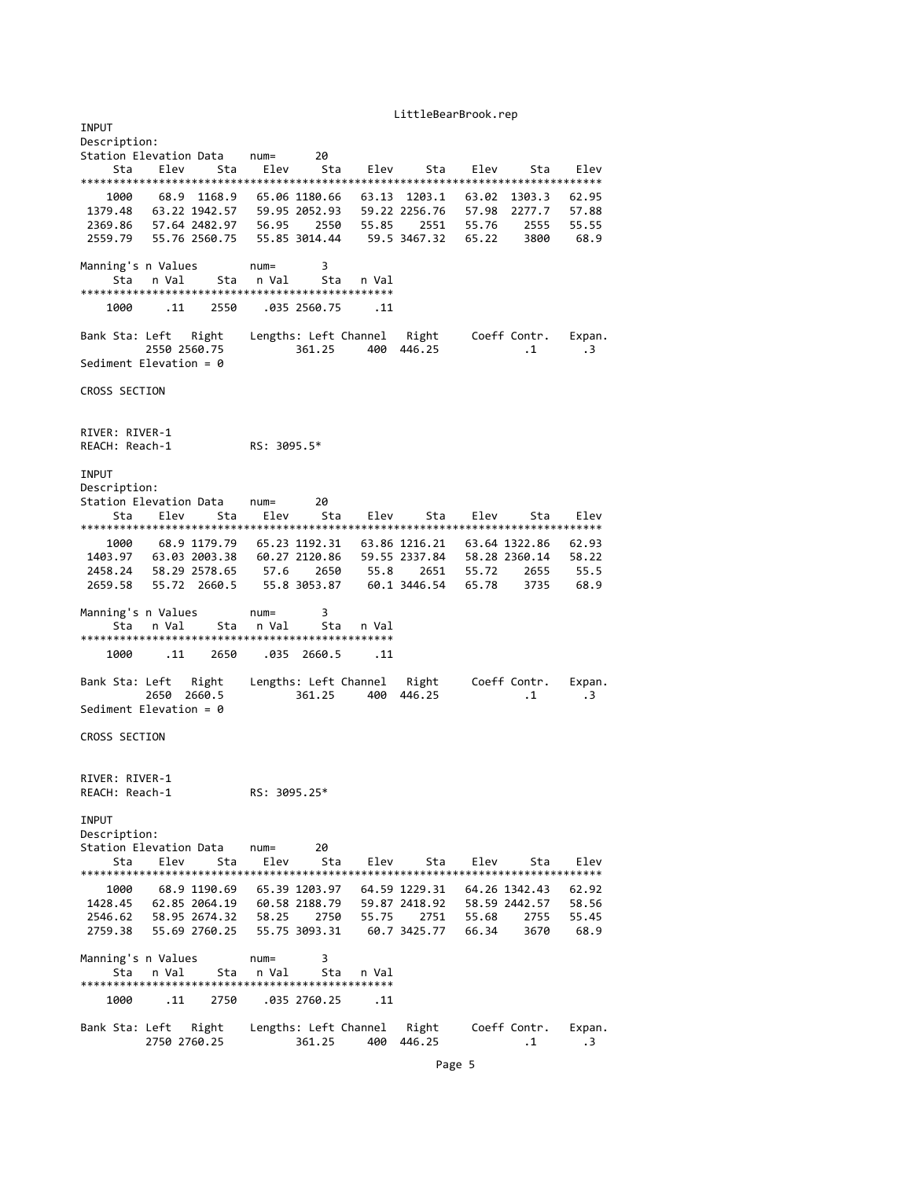INPUT
Description:
Station Elevation Data    num=      20

| Sta | Elev | Sta | Elev | Sta | Elev | Sta | Elev | Sta | Elev |
|---|---|---|---|---|---|---|---|---|---|
| 1000 | 68.9 | 1168.9 | 65.06 | 1180.66 | 63.13 | 1203.1 | 63.02 | 1303.3 | 62.95 |
| 1379.48 | 63.22 | 1942.57 | 59.95 | 2052.93 | 59.22 | 2256.76 | 57.98 | 2277.7 | 57.88 |
| 2369.86 | 57.64 | 2482.97 | 56.95 | 2550 | 55.85 | 2551 | 55.76 | 2555 | 55.55 |
| 2559.79 | 55.76 | 2560.75 | 55.85 | 3014.44 | 59.5 | 3467.32 | 65.22 | 3800 | 68.9 |

Manning's n Values        num=       3

| Sta | n Val | Sta | n Val | Sta | n Val |
|---|---|---|---|---|---|
| 1000 | .11 | 2550 | .035 | 2560.75 | .11 |

| Bank Sta: Left | Right | Lengths: Left | Channel | Right | Coeff Contr. | Expan. |
|---|---|---|---|---|---|---|
| 2550 | 2560.75 | 361.25 | 400 | 446.25 | .1 | .3 |

Sediment Elevation = 0

CROSS SECTION

RIVER: RIVER-1
REACH: Reach-1           RS: 3095.5*

INPUT
Description:
Station Elevation Data    num=      20

| Sta | Elev | Sta | Elev | Sta | Elev | Sta | Elev | Sta | Elev |
|---|---|---|---|---|---|---|---|---|---|
| 1000 | 68.9 | 1179.79 | 65.23 | 1192.31 | 63.86 | 1216.21 | 63.64 | 1322.86 | 62.93 |
| 1403.97 | 63.03 | 2003.38 | 60.27 | 2120.86 | 59.55 | 2337.84 | 58.28 | 2360.14 | 58.22 |
| 2458.24 | 58.29 | 2578.65 | 57.6 | 2650 | 55.8 | 2651 | 55.72 | 2655 | 55.5 |
| 2659.58 | 55.72 | 2660.5 | 55.8 | 3053.87 | 60.1 | 3446.54 | 65.78 | 3735 | 68.9 |

Manning's n Values        num=       3

| Sta | n Val | Sta | n Val | Sta | n Val |
|---|---|---|---|---|---|
| 1000 | .11 | 2650 | .035 | 2660.5 | .11 |

| Bank Sta: Left | Right | Lengths: Left | Channel | Right | Coeff Contr. | Expan. |
|---|---|---|---|---|---|---|
| 2650 | 2660.5 | 361.25 | 400 | 446.25 | .1 | .3 |

Sediment Elevation = 0

CROSS SECTION

RIVER: RIVER-1
REACH: Reach-1           RS: 3095.25*

INPUT
Description:
Station Elevation Data    num=      20

| Sta | Elev | Sta | Elev | Sta | Elev | Sta | Elev | Sta | Elev |
|---|---|---|---|---|---|---|---|---|---|
| 1000 | 68.9 | 1190.69 | 65.39 | 1203.97 | 64.59 | 1229.31 | 64.26 | 1342.43 | 62.92 |
| 1428.45 | 62.85 | 2064.19 | 60.58 | 2188.79 | 59.87 | 2418.92 | 58.59 | 2442.57 | 58.56 |
| 2546.62 | 58.95 | 2674.32 | 58.25 | 2750 | 55.75 | 2751 | 55.68 | 2755 | 55.45 |
| 2759.38 | 55.69 | 2760.25 | 55.75 | 3093.31 | 60.7 | 3425.77 | 66.34 | 3670 | 68.9 |

Manning's n Values        num=       3

| Sta | n Val | Sta | n Val | Sta | n Val |
|---|---|---|---|---|---|
| 1000 | .11 | 2750 | .035 | 2760.25 | .11 |

| Bank Sta: Left | Right | Lengths: Left | Channel | Right | Coeff Contr. | Expan. |
|---|---|---|---|---|---|---|
| 2750 | 2760.25 | 361.25 | 400 | 446.25 | .1 | .3 |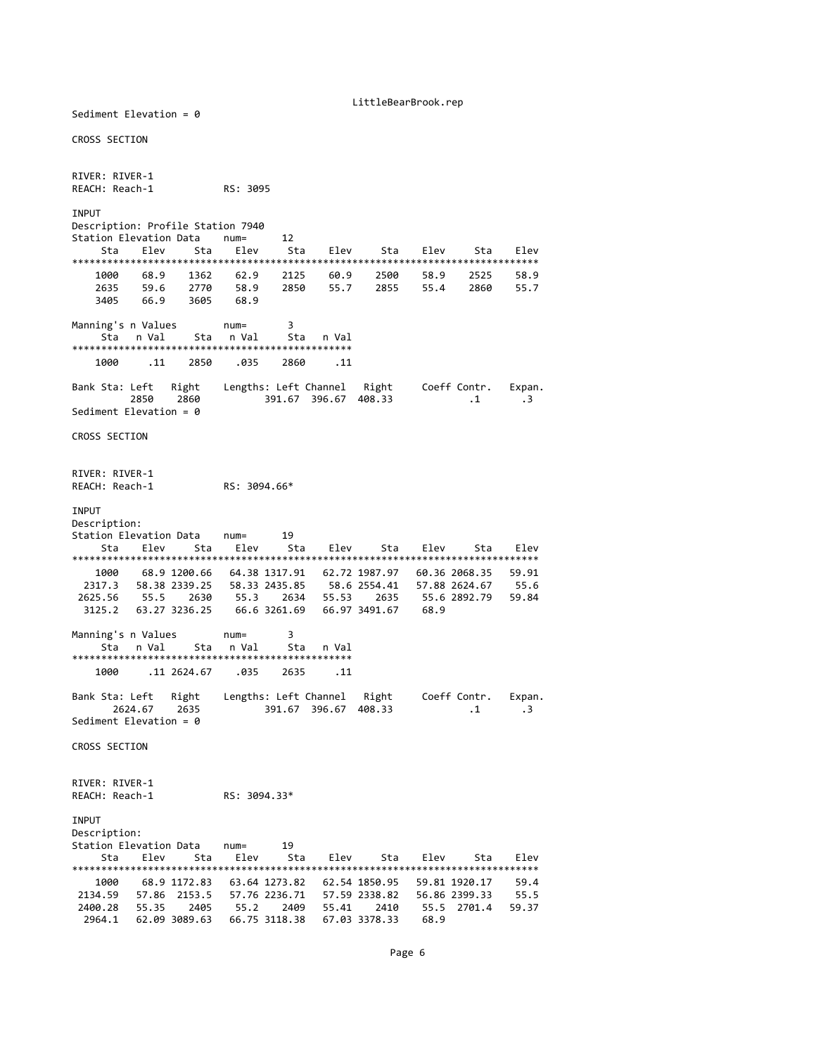Sediment Elevation = 0

CROSS SECTION

RIVER: RIVER-1
REACH: Reach-1 RS: 3095

INPUT
Description: Profile Station 7940

Station Elevation Data num= 12

| Sta | Elev | Sta | Elev | Sta | Elev | Sta | Elev | Sta | Elev |
|---|---|---|---|---|---|---|---|---|---|
| 1000 | 68.9 | 1362 | 62.9 | 2125 | 60.9 | 2500 | 58.9 | 2525 | 58.9 |
| 2635 | 59.6 | 2770 | 58.9 | 2850 | 55.7 | 2855 | 55.4 | 2860 | 55.7 |
| 3405 | 66.9 | 3605 | 68.9 | | | | | | |

Manning's n Values num= 3

| Sta | n Val | Sta | n Val | Sta | n Val |
|---|---|---|---|---|---|
| 1000 | .11 | 2850 | .035 | 2860 | .11 |

| Bank Sta: Left | Right | Lengths: Left | Channel | Right | Coeff Contr. | Expan. |
|---|---|---|---|---|---|---|
| 2850 | 2860 | 391.67 | 396.67 | 408.33 | .1 | .3 |

Sediment Elevation = 0

CROSS SECTION

RIVER: RIVER-1
REACH: Reach-1 RS: 3094.66*

INPUT
Description:

Station Elevation Data num= 19

| Sta | Elev | Sta | Elev | Sta | Elev | Sta | Elev | Sta | Elev |
|---|---|---|---|---|---|---|---|---|---|
| 1000 | 68.9 | 1200.66 | 64.38 | 1317.91 | 62.72 | 1987.97 | 60.36 | 2068.35 | 59.91 |
| 2317.3 | 58.38 | 2339.25 | 58.33 | 2435.85 | 58.6 | 2554.41 | 57.88 | 2624.67 | 55.6 |
| 2625.56 | 55.5 | 2630 | 55.3 | 2634 | 55.53 | 2635 | 55.6 | 2892.79 | 59.84 |
| 3125.2 | 63.27 | 3236.25 | 66.6 | 3261.69 | 66.97 | 3491.67 | 68.9 | | |

Manning's n Values num= 3

| Sta | n Val | Sta | n Val | Sta | n Val |
|---|---|---|---|---|---|
| 1000 | .11 | 2624.67 | .035 | 2635 | .11 |

| Bank Sta: Left | Right | Lengths: Left | Channel | Right | Coeff Contr. | Expan. |
|---|---|---|---|---|---|---|
| 2624.67 | 2635 | 391.67 | 396.67 | 408.33 | .1 | .3 |

Sediment Elevation = 0

CROSS SECTION

RIVER: RIVER-1
REACH: Reach-1 RS: 3094.33*

INPUT
Description:

Station Elevation Data num= 19

| Sta | Elev | Sta | Elev | Sta | Elev | Sta | Elev | Sta | Elev |
|---|---|---|---|---|---|---|---|---|---|
| 1000 | 68.9 | 1172.83 | 63.64 | 1273.82 | 62.54 | 1850.95 | 59.81 | 1920.17 | 59.4 |
| 2134.59 | 57.86 | 2153.5 | 57.76 | 2236.71 | 57.59 | 2338.82 | 56.86 | 2399.33 | 55.5 |
| 2400.28 | 55.35 | 2405 | 55.2 | 2409 | 55.41 | 2410 | 55.5 | 2701.4 | 59.37 |
| 2964.1 | 62.09 | 3089.63 | 66.75 | 3118.38 | 67.03 | 3378.33 | 68.9 | | |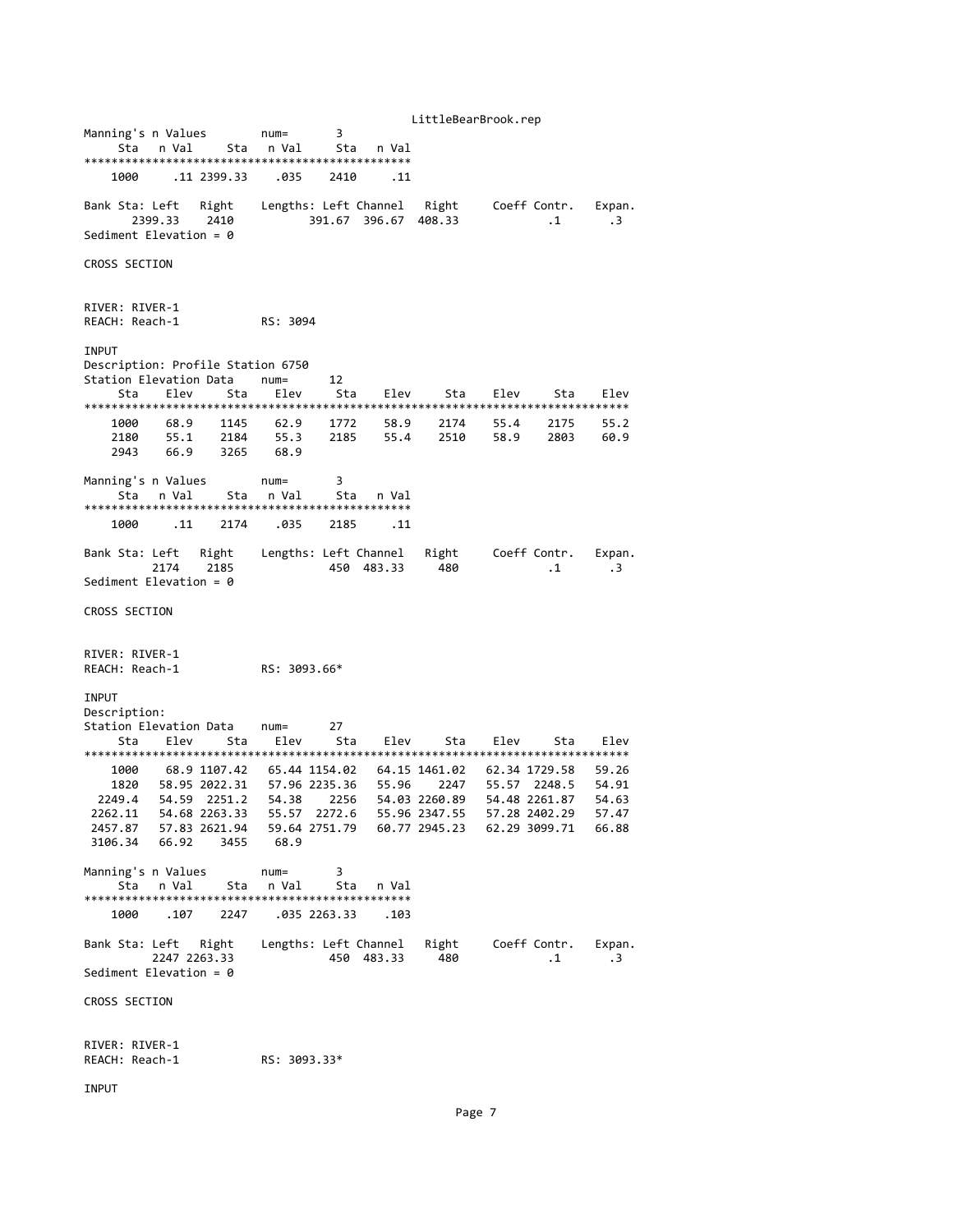Manning's n Values num= 3

| Sta | n Val | Sta | n Val | Sta | n Val |
|---|---|---|---|---|---|
| 1000 | .11 | 2399.33 | .035 | 2410 | .11 |

| Bank Sta: Left | Right | Lengths: Left | Channel | Right | Coeff Contr. | Expan. |
|---|---|---|---|---|---|---|
| 2399.33 | 2410 | 391.67 | 396.67 | 408.33 | .1 | .3 |

Sediment Elevation = 0

CROSS SECTION

RIVER: RIVER-1
REACH: Reach-1 RS: 3094

INPUT
Description: Profile Station 6750
Station Elevation Data num= 12

| Sta | Elev | Sta | Elev | Sta | Elev | Sta | Elev | Sta | Elev |
|---|---|---|---|---|---|---|---|---|---|
| 1000 | 68.9 | 1145 | 62.9 | 1772 | 58.9 | 2174 | 55.4 | 2175 | 55.2 |
| 2180 | 55.1 | 2184 | 55.3 | 2185 | 55.4 | 2510 | 58.9 | 2803 | 60.9 |
| 2943 | 66.9 | 3265 | 68.9 | | | | | | |

Manning's n Values num= 3

| Sta | n Val | Sta | n Val | Sta | n Val |
|---|---|---|---|---|---|
| 1000 | .11 | 2174 | .035 | 2185 | .11 |

| Bank Sta: Left | Right | Lengths: Left | Channel | Right | Coeff Contr. | Expan. |
|---|---|---|---|---|---|---|
| 2174 | 2185 | 450 | 483.33 | 480 | .1 | .3 |

Sediment Elevation = 0

CROSS SECTION

RIVER: RIVER-1
REACH: Reach-1 RS: 3093.66*

INPUT
Description:
Station Elevation Data num= 27

| Sta | Elev | Sta | Elev | Sta | Elev | Sta | Elev | Sta | Elev |
|---|---|---|---|---|---|---|---|---|---|
| 1000 | 68.9 | 1107.42 | 65.44 | 1154.02 | 64.15 | 1461.02 | 62.34 | 1729.58 | 59.26 |
| 1820 | 58.95 | 2022.31 | 57.96 | 2235.36 | 55.96 | 2247 | 55.57 | 2248.5 | 54.91 |
| 2249.4 | 54.59 | 2251.2 | 54.38 | 2256 | 54.03 | 2260.89 | 54.48 | 2261.87 | 54.63 |
| 2262.11 | 54.68 | 2263.33 | 55.57 | 2272.6 | 55.96 | 2347.55 | 57.28 | 2402.29 | 57.47 |
| 2457.87 | 57.83 | 2621.94 | 59.64 | 2751.79 | 60.77 | 2945.23 | 62.29 | 3099.71 | 66.88 |
| 3106.34 | 66.92 | 3455 | 68.9 | | | | | | |

Manning's n Values num= 3

| Sta | n Val | Sta | n Val | Sta | n Val |
|---|---|---|---|---|---|
| 1000 | .107 | 2247 | .035 | 2263.33 | .103 |

| Bank Sta: Left | Right | Lengths: Left | Channel | Right | Coeff Contr. | Expan. |
|---|---|---|---|---|---|---|
| 2247 | 2263.33 | 450 | 483.33 | 480 | .1 | .3 |

Sediment Elevation = 0

CROSS SECTION

RIVER: RIVER-1
REACH: Reach-1 RS: 3093.33*

INPUT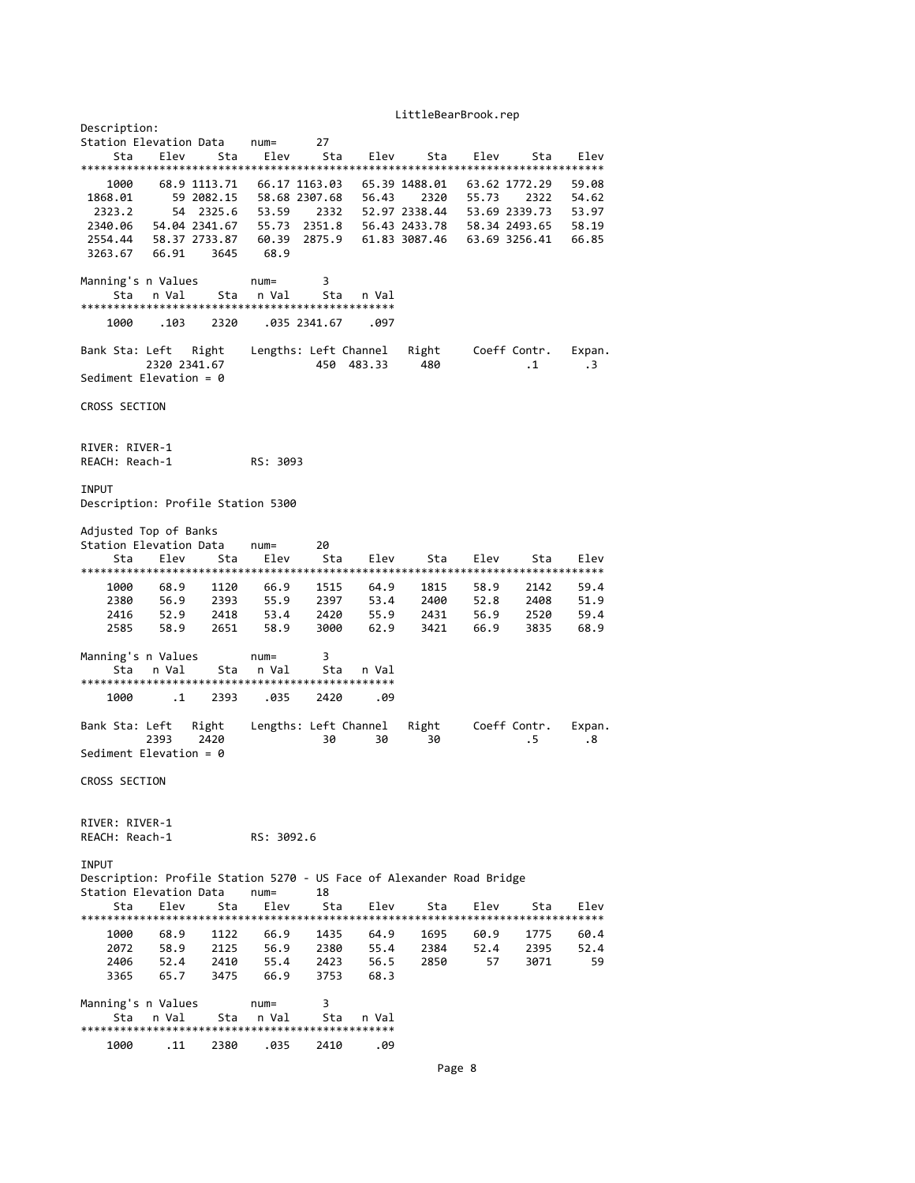Description:

Station Elevation Data num= 27

| Sta | Elev | Sta | Elev | Sta | Elev | Sta | Elev | Sta | Elev |
|---|---|---|---|---|---|---|---|---|---|
| 1000 | 68.9 | 1113.71 | 66.17 | 1163.03 | 65.39 | 1488.01 | 63.62 | 1772.29 | 59.08 |
| 1868.01 | 59 | 2082.15 | 58.68 | 2307.68 | 56.43 | 2320 | 55.73 | 2322 | 54.62 |
| 2323.2 | 54 | 2325.6 | 53.59 | 2332 | 52.97 | 2338.44 | 53.69 | 2339.73 | 53.97 |
| 2340.06 | 54.04 | 2341.67 | 55.73 | 2351.8 | 56.43 | 2433.78 | 58.34 | 2493.65 | 58.19 |
| 2554.44 | 58.37 | 2733.87 | 60.39 | 2875.9 | 61.83 | 3087.46 | 63.69 | 3256.41 | 66.85 |
| 3263.67 | 66.91 | 3645 | 68.9 | | | | | | |

Manning's n Values num= 3

| Sta | n Val | Sta | n Val | Sta | n Val |
|---|---|---|---|---|---|
| 1000 | .103 | 2320 | .035 | 2341.67 | .097 |

| Bank Sta: Left | Right | Lengths: Left | Channel | Right | Coeff Contr. | Expan. |
|---|---|---|---|---|---|---|
| 2320 | 2341.67 | 450 | 483.33 | 480 | .1 | .3 |

Sediment Elevation = 0

CROSS SECTION

RIVER: RIVER-1
REACH: Reach-1 RS: 3093

INPUT
Description: Profile Station 5300

Adjusted Top of Banks
Station Elevation Data num= 20

| Sta | Elev | Sta | Elev | Sta | Elev | Sta | Elev | Sta | Elev |
|---|---|---|---|---|---|---|---|---|---|
| 1000 | 68.9 | 1120 | 66.9 | 1515 | 64.9 | 1815 | 58.9 | 2142 | 59.4 |
| 2380 | 56.9 | 2393 | 55.9 | 2397 | 53.4 | 2400 | 52.8 | 2408 | 51.9 |
| 2416 | 52.9 | 2418 | 53.4 | 2420 | 55.9 | 2431 | 56.9 | 2520 | 59.4 |
| 2585 | 58.9 | 2651 | 58.9 | 3000 | 62.9 | 3421 | 66.9 | 3835 | 68.9 |

Manning's n Values num= 3

| Sta | n Val | Sta | n Val | Sta | n Val |
|---|---|---|---|---|---|
| 1000 | .1 | 2393 | .035 | 2420 | .09 |

| Bank Sta: Left | Right | Lengths: Left | Channel | Right | Coeff Contr. | Expan. |
|---|---|---|---|---|---|---|
| 2393 | 2420 | 30 | 30 | 30 | .5 | .8 |

Sediment Elevation = 0

CROSS SECTION

RIVER: RIVER-1
REACH: Reach-1 RS: 3092.6

INPUT
Description: Profile Station 5270 - US Face of Alexander Road Bridge
Station Elevation Data num= 18

| Sta | Elev | Sta | Elev | Sta | Elev | Sta | Elev | Sta | Elev |
|---|---|---|---|---|---|---|---|---|---|
| 1000 | 68.9 | 1122 | 66.9 | 1435 | 64.9 | 1695 | 60.9 | 1775 | 60.4 |
| 2072 | 58.9 | 2125 | 56.9 | 2380 | 55.4 | 2384 | 52.4 | 2395 | 52.4 |
| 2406 | 52.4 | 2410 | 55.4 | 2423 | 56.5 | 2850 | 57 | 3071 | 59 |
| 3365 | 65.7 | 3475 | 66.9 | 3753 | 68.3 | | | | |

Manning's n Values num= 3

| Sta | n Val | Sta | n Val | Sta | n Val |
|---|---|---|---|---|---|
| 1000 | .11 | 2380 | .035 | 2410 | .09 |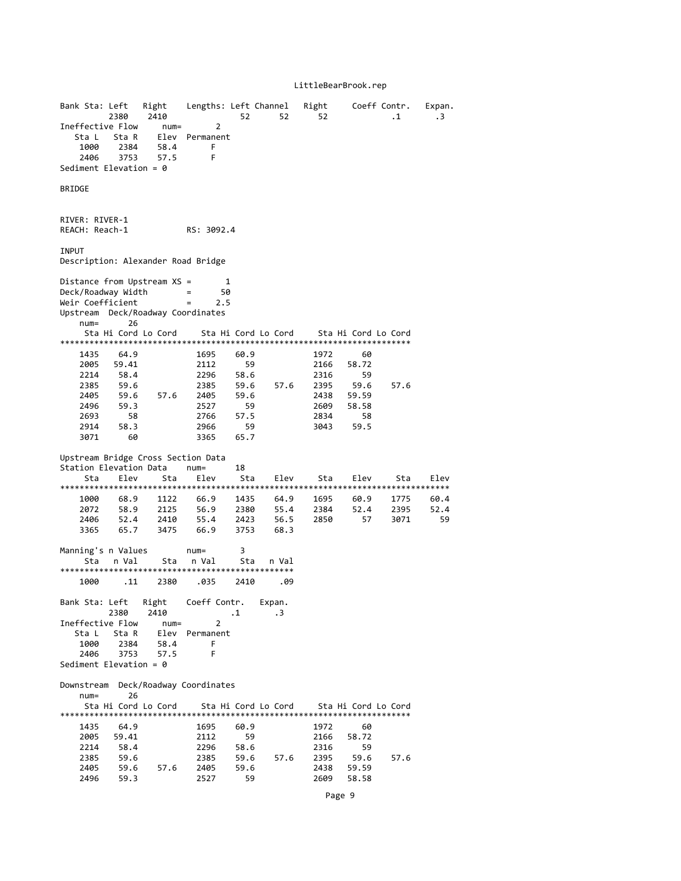Bank Sta: Left Right Lengths: Left Channel Right Coeff Contr. Expan.

| Left | Right | Left | Channel | Right | Contr. | Expan. |
|---|---|---|---|---|---|---|
| 2380 | 2410 | 52 | 52 | 52 | .1 | .3 |

Ineffective Flow num= 2

| Sta L | Sta R | Elev | Permanent |
|---|---|---|---|
| 1000 | 2384 | 58.4 | F |
| 2406 | 3753 | 57.5 | F |

Sediment Elevation = 0

BRIDGE

RIVER: RIVER-1
REACH: Reach-1 RS: 3092.4

INPUT
Description: Alexander Road Bridge

```
Distance from Upstream XS =       1
Deck/Roadway Width        =      50
Weir Coefficient          =     2.5
```

Upstream Deck/Roadway Coordinates
num= 26

| Sta | Hi Cord | Lo Cord | Sta | Hi Cord | Lo Cord | Sta | Hi Cord | Lo Cord |
|---|---|---|---|---|---|---|---|---|
| 1435 | 64.9 | | 1695 | 60.9 | | 1972 | 60 | |
| 2005 | 59.41 | | 2112 | 59 | | 2166 | 58.72 | |
| 2214 | 58.4 | | 2296 | 58.6 | | 2316 | 59 | |
| 2385 | 59.6 | | 2385 | 59.6 | 57.6 | 2395 | 59.6 | 57.6 |
| 2405 | 59.6 | 57.6 | 2405 | 59.6 | | 2438 | 59.59 | |
| 2496 | 59.3 | | 2527 | 59 | | 2609 | 58.58 | |
| 2693 | 58 | | 2766 | 57.5 | | 2834 | 58 | |
| 2914 | 58.3 | | 2966 | 59 | | 3043 | 59.5 | |
| 3071 | 60 | | 3365 | 65.7 | | | | |

Upstream Bridge Cross Section Data
Station Elevation Data num= 18

| Sta | Elev | Sta | Elev | Sta | Elev | Sta | Elev | Sta | Elev |
|---|---|---|---|---|---|---|---|---|---|
| 1000 | 68.9 | 1122 | 66.9 | 1435 | 64.9 | 1695 | 60.9 | 1775 | 60.4 |
| 2072 | 58.9 | 2125 | 56.9 | 2380 | 55.4 | 2384 | 52.4 | 2395 | 52.4 |
| 2406 | 52.4 | 2410 | 55.4 | 2423 | 56.5 | 2850 | 57 | 3071 | 59 |
| 3365 | 65.7 | 3475 | 66.9 | 3753 | 68.3 | | | | |

Manning's n Values num= 3

| Sta | n Val | Sta | n Val | Sta | n Val |
|---|---|---|---|---|---|
| 1000 | .11 | 2380 | .035 | 2410 | .09 |

Bank Sta: Left Right Coeff Contr. Expan.

| Left | Right | Contr. | Expan. |
|---|---|---|---|
| 2380 | 2410 | .1 | .3 |

Ineffective Flow num= 2

| Sta L | Sta R | Elev | Permanent |
|---|---|---|---|
| 1000 | 2384 | 58.4 | F |
| 2406 | 3753 | 57.5 | F |

Sediment Elevation = 0

Downstream Deck/Roadway Coordinates
num= 26

| Sta | Hi Cord | Lo Cord | Sta | Hi Cord | Lo Cord | Sta | Hi Cord | Lo Cord |
|---|---|---|---|---|---|---|---|---|
| 1435 | 64.9 | | 1695 | 60.9 | | 1972 | 60 | |
| 2005 | 59.41 | | 2112 | 59 | | 2166 | 58.72 | |
| 2214 | 58.4 | | 2296 | 58.6 | | 2316 | 59 | |
| 2385 | 59.6 | | 2385 | 59.6 | 57.6 | 2395 | 59.6 | 57.6 |
| 2405 | 59.6 | 57.6 | 2405 | 59.6 | | 2438 | 59.59 | |
| 2496 | 59.3 | | 2527 | 59 | | 2609 | 58.58 | |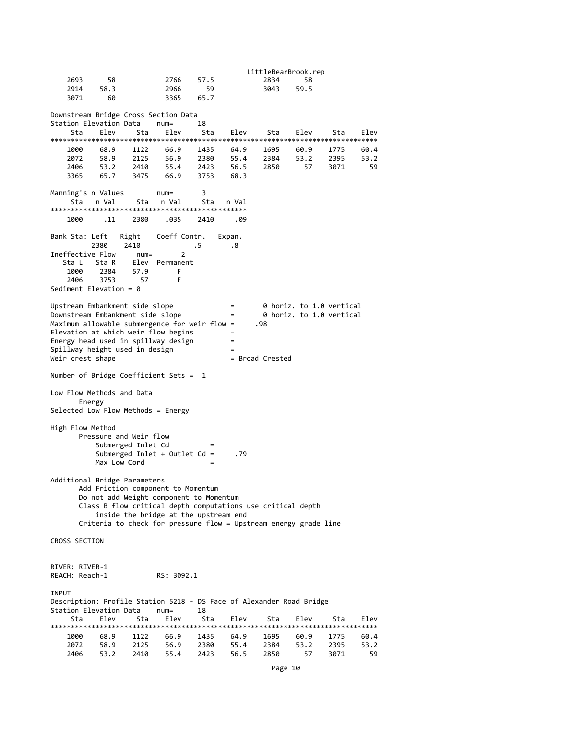```
    2693      58            2766    57.5           2834      58
    2914    58.3            2966      59           3043    59.5
    3071      60            3365    65.7

Downstream Bridge Cross Section Data
Station Elevation Data    num=      18
     Sta    Elev     Sta    Elev     Sta    Elev     Sta    Elev     Sta    Elev
********************************************************************************
    1000    68.9    1122    66.9    1435    64.9    1695    60.9    1775    60.4
    2072    58.9    2125    56.9    2380    55.4    2384    53.2    2395    53.2
    2406    53.2    2410    55.4    2423    56.5    2850      57    3071      59
    3365    65.7    3475    66.9    3753    68.3

Manning's n Values         num=       3
     Sta   n Val     Sta   n Val     Sta   n Val
************************************************
    1000     .11    2380    .035    2410     .09

Bank Sta: Left   Right    Coeff Contr.   Expan.
         2380    2410             .5       .8
Ineffective Flow     num=       2
   Sta L   Sta R    Elev  Permanent
    1000    2384    57.9       F
    2406    3753      57       F
Sediment Elevation = 0

Upstream Embankment side slope             =       0 horiz. to 1.0 vertical
Downstream Embankment side slope           =       0 horiz. to 1.0 vertical
Maximum allowable submergence for weir flow =     .98
Elevation at which weir flow begins        =
Energy head used in spillway design        =
Spillway height used in design             =
Weir crest shape                           = Broad Crested

Number of Bridge Coefficient Sets =  1

Low Flow Methods and Data
       Energy
Selected Low Flow Methods = Energy

High Flow Method
       Pressure and Weir flow
           Submerged Inlet Cd          =
           Submerged Inlet + Outlet Cd =     .79
           Max Low Cord                =

Additional Bridge Parameters
       Add Friction component to Momentum
       Do not add Weight component to Momentum
       Class B flow critical depth computations use critical depth
           inside the bridge at the upstream end
       Criteria to check for pressure flow = Upstream energy grade line

CROSS SECTION


RIVER: RIVER-1
REACH: Reach-1            RS: 3092.1

INPUT
Description: Profile Station 5218 - DS Face of Alexander Road Bridge
Station Elevation Data    num=      18
     Sta    Elev     Sta    Elev     Sta    Elev     Sta    Elev     Sta    Elev
********************************************************************************
    1000    68.9    1122    66.9    1435    64.9    1695    60.9    1775    60.4
    2072    58.9    2125    56.9    2380    55.4    2384    53.2    2395    53.2
    2406    53.2    2410    55.4    2423    56.5    2850      57    3071      59
```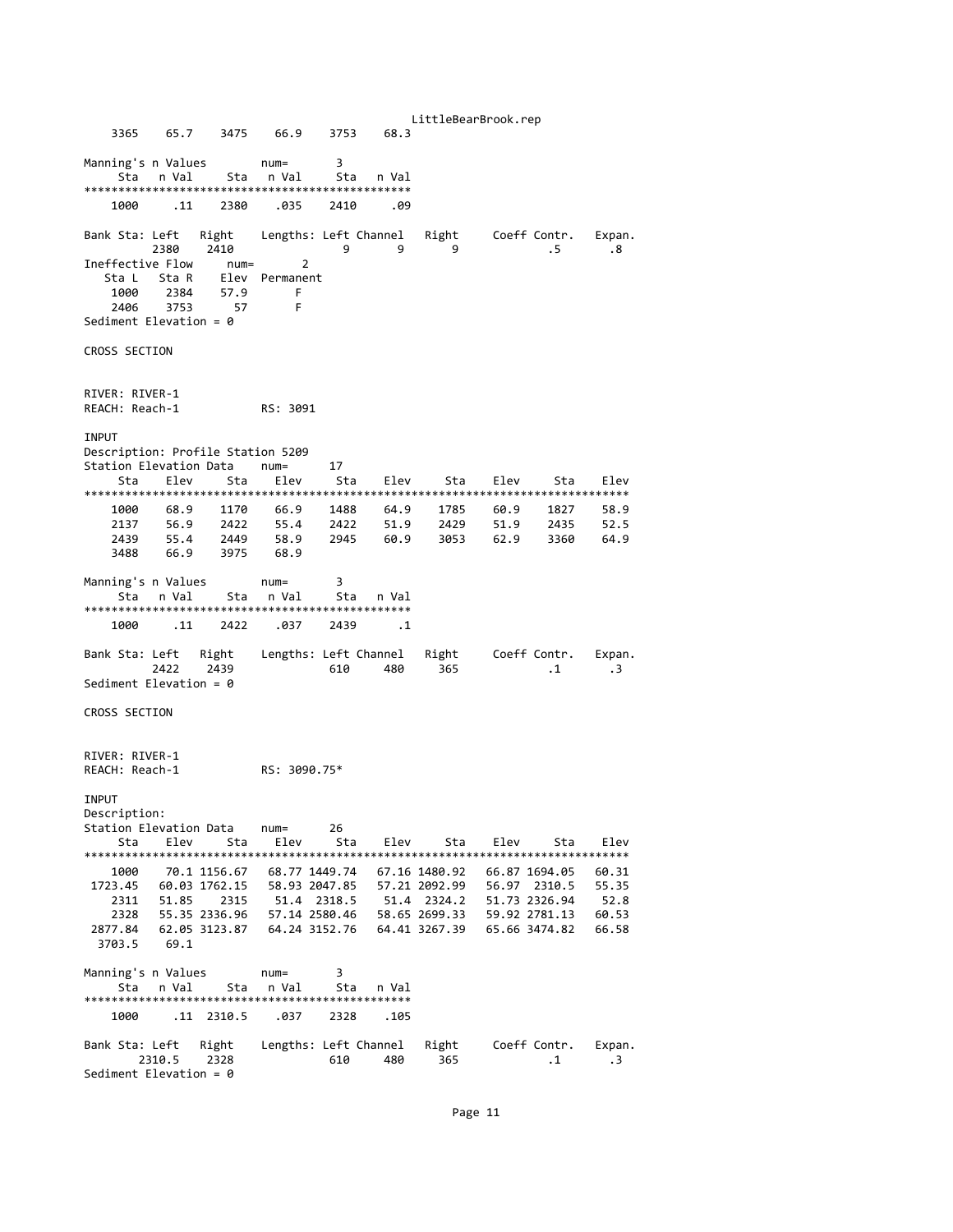```
    3365    65.7    3475    66.9    3753    68.3

Manning's n Values         num=       3
     Sta   n Val     Sta   n Val     Sta   n Val
************************************************
    1000     .11    2380    .035    2410     .09

Bank Sta: Left   Right    Lengths: Left Channel   Right     Coeff Contr.   Expan.
         2380    2410                9       9       9              .5       .8
Ineffective Flow      num=       2
   Sta L   Sta R    Elev  Permanent
    1000    2384    57.9       F
    2406    3753      57       F
Sediment Elevation = 0

CROSS SECTION


RIVER: RIVER-1
REACH: Reach-1            RS: 3091

INPUT
Description: Profile Station 5209
Station Elevation Data    num=      17
     Sta    Elev     Sta    Elev     Sta    Elev     Sta    Elev     Sta    Elev
********************************************************************************
    1000    68.9    1170    66.9    1488    64.9    1785    60.9    1827    58.9
    2137    56.9    2422    55.4    2422    51.9    2429    51.9    2435    52.5
    2439    55.4    2449    58.9    2945    60.9    3053    62.9    3360    64.9
    3488    66.9    3975    68.9

Manning's n Values         num=       3
     Sta   n Val     Sta   n Val     Sta   n Val
************************************************
    1000     .11    2422    .037    2439      .1

Bank Sta: Left   Right    Lengths: Left Channel   Right     Coeff Contr.   Expan.
         2422    2439              610     480     365              .1       .3
Sediment Elevation = 0

CROSS SECTION


RIVER: RIVER-1
REACH: Reach-1            RS: 3090.75*

INPUT
Description:
Station Elevation Data    num=      26
     Sta    Elev     Sta    Elev     Sta    Elev     Sta    Elev     Sta    Elev
********************************************************************************
    1000    70.1 1156.67   68.77 1449.74   67.16 1480.92   66.87 1694.05   60.31
 1723.45   60.03 1762.15   58.93 2047.85   57.21 2092.99   56.97  2310.5   55.35
    2311   51.85    2315    51.4  2318.5    51.4  2324.2   51.73 2326.94    52.8
    2328   55.35 2336.96   57.14 2580.46   58.65 2699.33   59.92 2781.13   60.53
 2877.84   62.05 3123.87   64.24 3152.76   64.41 3267.39   65.66 3474.82   66.58
  3703.5    69.1

Manning's n Values         num=       3
     Sta   n Val     Sta   n Val     Sta   n Val
************************************************
    1000     .11  2310.5    .037    2328    .105

Bank Sta: Left   Right    Lengths: Left Channel   Right     Coeff Contr.   Expan.
       2310.5    2328              610     480     365              .1       .3
Sediment Elevation = 0
```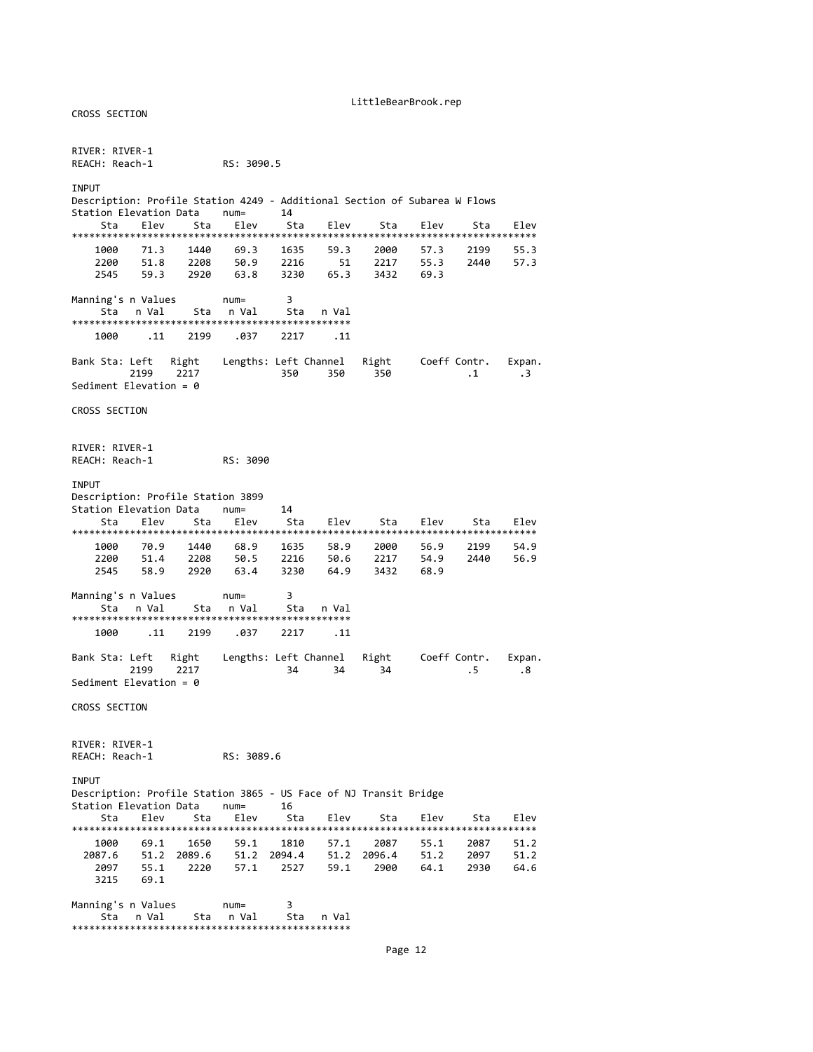CROSS SECTION

RIVER: RIVER-1
REACH: Reach-1 RS: 3090.5

INPUT
Description: Profile Station 4249 - Additional Section of Subarea W Flows
Station Elevation Data num= 14

| Sta | Elev | Sta | Elev | Sta | Elev | Sta | Elev | Sta | Elev |
|---|---|---|---|---|---|---|---|---|---|
| 1000 | 71.3 | 1440 | 69.3 | 1635 | 59.3 | 2000 | 57.3 | 2199 | 55.3 |
| 2200 | 51.8 | 2208 | 50.9 | 2216 | 51 | 2217 | 55.3 | 2440 | 57.3 |
| 2545 | 59.3 | 2920 | 63.8 | 3230 | 65.3 | 3432 | 69.3 | | |

Manning's n Values num= 3

| Sta | n Val | Sta | n Val | Sta | n Val |
|---|---|---|---|---|---|
| 1000 | .11 | 2199 | .037 | 2217 | .11 |

| Bank Sta: Left | Right | Lengths: Left | Channel | Right | Coeff Contr. | Expan. |
|---|---|---|---|---|---|---|
| 2199 | 2217 | 350 | 350 | 350 | .1 | .3 |

Sediment Elevation = 0

CROSS SECTION

RIVER: RIVER-1
REACH: Reach-1 RS: 3090

INPUT
Description: Profile Station 3899
Station Elevation Data num= 14

| Sta | Elev | Sta | Elev | Sta | Elev | Sta | Elev | Sta | Elev |
|---|---|---|---|---|---|---|---|---|---|
| 1000 | 70.9 | 1440 | 68.9 | 1635 | 58.9 | 2000 | 56.9 | 2199 | 54.9 |
| 2200 | 51.4 | 2208 | 50.5 | 2216 | 50.6 | 2217 | 54.9 | 2440 | 56.9 |
| 2545 | 58.9 | 2920 | 63.4 | 3230 | 64.9 | 3432 | 68.9 | | |

Manning's n Values num= 3

| Sta | n Val | Sta | n Val | Sta | n Val |
|---|---|---|---|---|---|
| 1000 | .11 | 2199 | .037 | 2217 | .11 |

| Bank Sta: Left | Right | Lengths: Left | Channel | Right | Coeff Contr. | Expan. |
|---|---|---|---|---|---|---|
| 2199 | 2217 | 34 | 34 | 34 | .5 | .8 |

Sediment Elevation = 0

CROSS SECTION

RIVER: RIVER-1
REACH: Reach-1 RS: 3089.6

INPUT
Description: Profile Station 3865 - US Face of NJ Transit Bridge
Station Elevation Data num= 16

| Sta | Elev | Sta | Elev | Sta | Elev | Sta | Elev | Sta | Elev |
|---|---|---|---|---|---|---|---|---|---|
| 1000 | 69.1 | 1650 | 59.1 | 1810 | 57.1 | 2087 | 55.1 | 2087 | 51.2 |
| 2087.6 | 51.2 | 2089.6 | 51.2 | 2094.4 | 51.2 | 2096.4 | 51.2 | 2097 | 51.2 |
| 2097 | 55.1 | 2220 | 57.1 | 2527 | 59.1 | 2900 | 64.1 | 2930 | 64.6 |
| 3215 | 69.1 | | | | | | | | |

Manning's n Values num= 3

| Sta | n Val | Sta | n Val | Sta | n Val |
|---|---|---|---|---|---|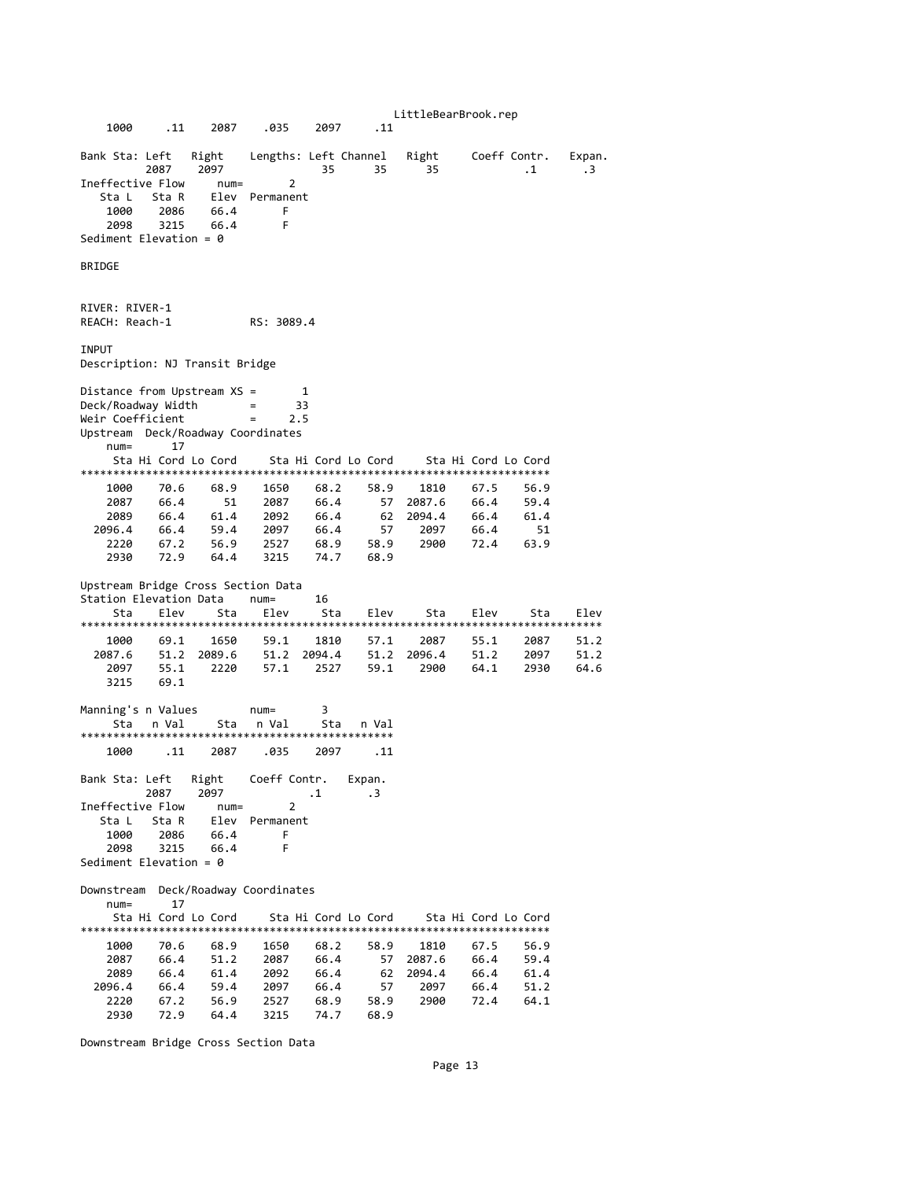| 1000 | .11 | 2087 | .035 | 2097 | .11 |
|---|---|---|---|---|---|

| Bank Sta: Left | Right | Lengths: Left | Channel | Right | Coeff Contr. | Expan. |
|---|---|---|---|---|---|---|
| 2087 | 2097 | 35 | 35 | 35 | .1 | .3 |

Ineffective Flow num= 2

| Sta L | Sta R | Elev | Permanent |
|---|---|---|---|
| 1000 | 2086 | 66.4 | F |
| 2098 | 3215 | 66.4 | F |

Sediment Elevation = 0

BRIDGE

RIVER: RIVER-1
REACH: Reach-1 RS: 3089.4

INPUT
Description: NJ Transit Bridge

Distance from Upstream XS = 1
Deck/Roadway Width = 33
Weir Coefficient = 2.5
Upstream Deck/Roadway Coordinates
num= 17

| Sta | Hi Cord | Lo Cord | Sta | Hi Cord | Lo Cord | Sta | Hi Cord | Lo Cord |
|---|---|---|---|---|---|---|---|---|
| 1000 | 70.6 | 68.9 | 1650 | 68.2 | 58.9 | 1810 | 67.5 | 56.9 |
| 2087 | 66.4 | 51 | 2087 | 66.4 | 57 | 2087.6 | 66.4 | 59.4 |
| 2089 | 66.4 | 61.4 | 2092 | 66.4 | 62 | 2094.4 | 66.4 | 61.4 |
| 2096.4 | 66.4 | 59.4 | 2097 | 66.4 | 57 | 2097 | 66.4 | 51 |
| 2220 | 67.2 | 56.9 | 2527 | 68.9 | 58.9 | 2900 | 72.4 | 63.9 |
| 2930 | 72.9 | 64.4 | 3215 | 74.7 | 68.9 | | | |

Upstream Bridge Cross Section Data
Station Elevation Data num= 16

| Sta | Elev | Sta | Elev | Sta | Elev | Sta | Elev | Sta | Elev |
|---|---|---|---|---|---|---|---|---|---|
| 1000 | 69.1 | 1650 | 59.1 | 1810 | 57.1 | 2087 | 55.1 | 2087 | 51.2 |
| 2087.6 | 51.2 | 2089.6 | 51.2 | 2094.4 | 51.2 | 2096.4 | 51.2 | 2097 | 51.2 |
| 2097 | 55.1 | 2220 | 57.1 | 2527 | 59.1 | 2900 | 64.1 | 2930 | 64.6 |
| 3215 | 69.1 | | | | | | | | |

Manning's n Values num= 3

| Sta | n Val | Sta | n Val | Sta | n Val |
|---|---|---|---|---|---|
| 1000 | .11 | 2087 | .035 | 2097 | .11 |

| Bank Sta: Left | Right | Coeff Contr. | Expan. |
|---|---|---|---|
| 2087 | 2097 | .1 | .3 |

Ineffective Flow num= 2

| Sta L | Sta R | Elev | Permanent |
|---|---|---|---|
| 1000 | 2086 | 66.4 | F |
| 2098 | 3215 | 66.4 | F |

Sediment Elevation = 0

Downstream Deck/Roadway Coordinates
num= 17

| Sta | Hi Cord | Lo Cord | Sta | Hi Cord | Lo Cord | Sta | Hi Cord | Lo Cord |
|---|---|---|---|---|---|---|---|---|
| 1000 | 70.6 | 68.9 | 1650 | 68.2 | 58.9 | 1810 | 67.5 | 56.9 |
| 2087 | 66.4 | 51.2 | 2087 | 66.4 | 57 | 2087.6 | 66.4 | 59.4 |
| 2089 | 66.4 | 61.4 | 2092 | 66.4 | 62 | 2094.4 | 66.4 | 61.4 |
| 2096.4 | 66.4 | 59.4 | 2097 | 66.4 | 57 | 2097 | 66.4 | 51.2 |
| 2220 | 67.2 | 56.9 | 2527 | 68.9 | 58.9 | 2900 | 72.4 | 64.1 |
| 2930 | 72.9 | 64.4 | 3215 | 74.7 | 68.9 | | | |

Downstream Bridge Cross Section Data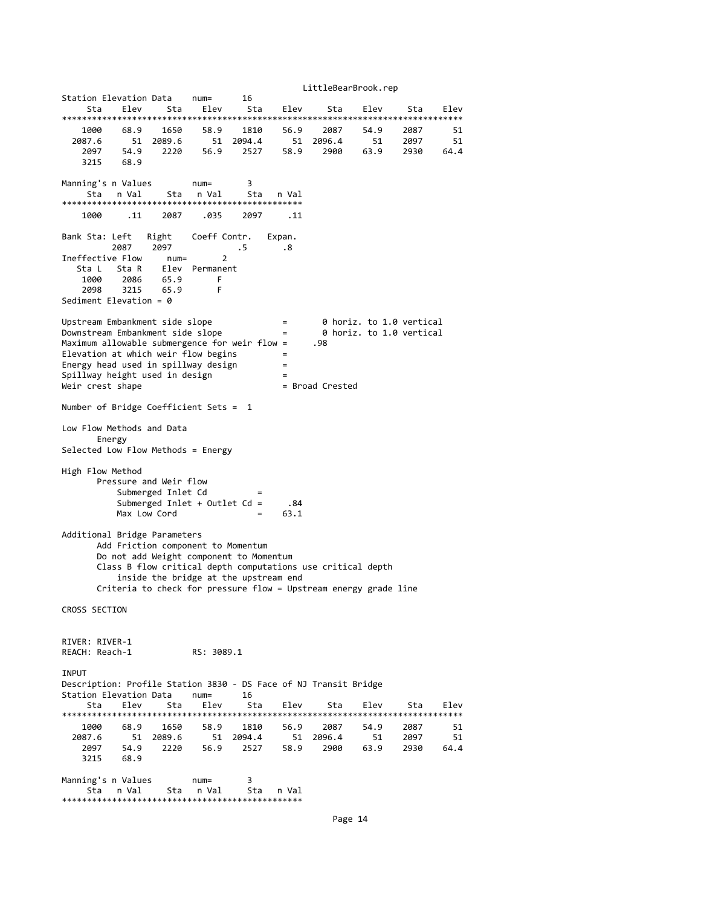```
Station Elevation Data    num=      16
     Sta    Elev     Sta    Elev     Sta    Elev     Sta    Elev     Sta    Elev
********************************************************************************
    1000    68.9    1650    58.9    1810    56.9    2087    54.9    2087      51
  2087.6      51  2089.6      51  2094.4      51  2096.4      51    2097      51
    2097    54.9    2220    56.9    2527    58.9    2900    63.9    2930    64.4
    3215    68.9

Manning's n Values        num=       3
     Sta   n Val     Sta   n Val     Sta   n Val
************************************************
    1000     .11    2087    .035    2097     .11

Bank Sta: Left   Right    Coeff Contr.   Expan.
         2087    2097             .5       .8
Ineffective Flow     num=       2
   Sta L   Sta R    Elev  Permanent
    1000    2086    65.9       F
    2098    3215    65.9       F
Sediment Elevation = 0

Upstream Embankment side slope             =       0 horiz. to 1.0 vertical
Downstream Embankment side slope           =       0 horiz. to 1.0 vertical
Maximum allowable submergence for weir flow =     .98
Elevation at which weir flow begins        =
Energy head used in spillway design        =
Spillway height used in design             =
Weir crest shape                           = Broad Crested

Number of Bridge Coefficient Sets =  1

Low Flow Methods and Data
       Energy
Selected Low Flow Methods = Energy

High Flow Method
       Pressure and Weir flow
           Submerged Inlet Cd          =
           Submerged Inlet + Outlet Cd =     .84
           Max Low Cord                =    63.1

Additional Bridge Parameters
       Add Friction component to Momentum
       Do not add Weight component to Momentum
       Class B flow critical depth computations use critical depth
           inside the bridge at the upstream end
       Criteria to check for pressure flow = Upstream energy grade line

CROSS SECTION


RIVER: RIVER-1
REACH: Reach-1           RS: 3089.1

INPUT
Description: Profile Station 3830 - DS Face of NJ Transit Bridge
Station Elevation Data    num=      16
     Sta    Elev     Sta    Elev     Sta    Elev     Sta    Elev     Sta    Elev
********************************************************************************
    1000    68.9    1650    58.9    1810    56.9    2087    54.9    2087      51
  2087.6      51  2089.6      51  2094.4      51  2096.4      51    2097      51
    2097    54.9    2220    56.9    2527    58.9    2900    63.9    2930    64.4
    3215    68.9

Manning's n Values        num=       3
     Sta   n Val     Sta   n Val     Sta   n Val
************************************************
```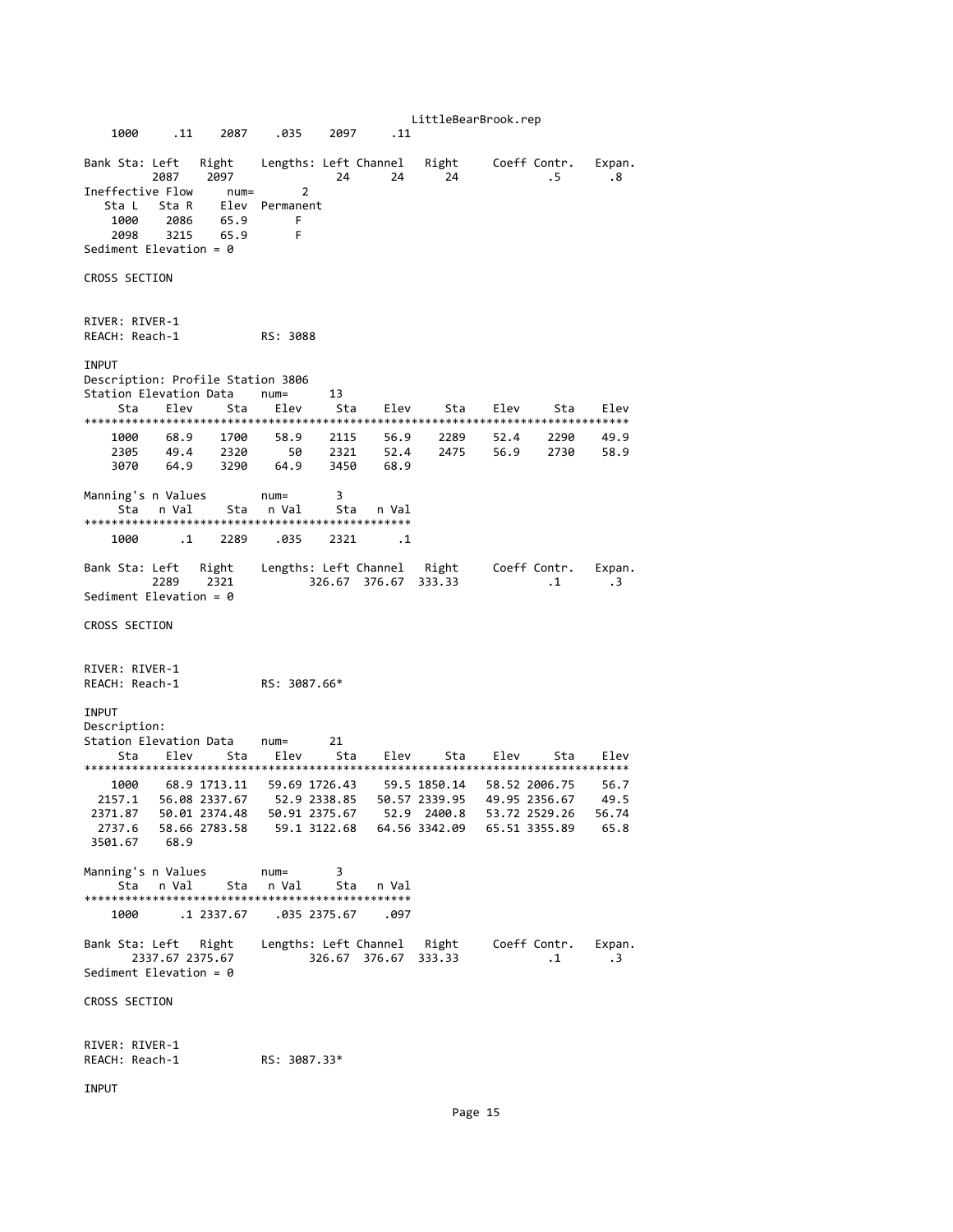```
    1000      .11    2087    .035    2097     .11

Bank Sta: Left   Right    Lengths: Left Channel   Right     Coeff Contr.   Expan.
         2087    2097              24      24      24              .5       .8
Ineffective Flow     num=       2
   Sta L   Sta R    Elev  Permanent
    1000    2086    65.9       F
    2098    3215    65.9       F
Sediment Elevation = 0

CROSS SECTION


RIVER: RIVER-1
REACH: Reach-1           RS: 3088

INPUT
Description: Profile Station 3806
Station Elevation Data    num=      13
     Sta    Elev     Sta    Elev     Sta    Elev     Sta    Elev     Sta    Elev
********************************************************************************
    1000    68.9    1700    58.9    2115    56.9    2289    52.4    2290    49.9
    2305    49.4    2320      50    2321    52.4    2475    56.9    2730    58.9
    3070    64.9    3290    64.9    3450    68.9

Manning's n Values        num=       3
     Sta   n Val     Sta   n Val     Sta   n Val
************************************************
    1000      .1    2289    .035    2321      .1

Bank Sta: Left   Right    Lengths: Left Channel   Right     Coeff Contr.   Expan.
         2289    2321           326.67  376.67  333.33            .1       .3
Sediment Elevation = 0

CROSS SECTION


RIVER: RIVER-1
REACH: Reach-1           RS: 3087.66*

INPUT
Description:
Station Elevation Data    num=      21
     Sta    Elev     Sta    Elev     Sta    Elev     Sta    Elev     Sta    Elev
********************************************************************************
    1000    68.9 1713.11   59.69 1726.43    59.5 1850.14   58.52 2006.75    56.7
  2157.1   56.08 2337.67    52.9 2338.85   50.57 2339.95   49.95 2356.67    49.5
 2371.87   50.01 2374.48   50.91 2375.67    52.9  2400.8   53.72 2529.26   56.74
  2737.6   58.66 2783.58    59.1 3122.68   64.56 3342.09   65.51 3355.89    65.8
 3501.67    68.9

Manning's n Values        num=       3
     Sta   n Val     Sta   n Val     Sta   n Val
************************************************
    1000      .1 2337.67    .035 2375.67    .097

Bank Sta: Left   Right    Lengths: Left Channel   Right     Coeff Contr.   Expan.
       2337.67 2375.67          326.67  376.67  333.33            .1       .3
Sediment Elevation = 0

CROSS SECTION


RIVER: RIVER-1
REACH: Reach-1           RS: 3087.33*

INPUT
```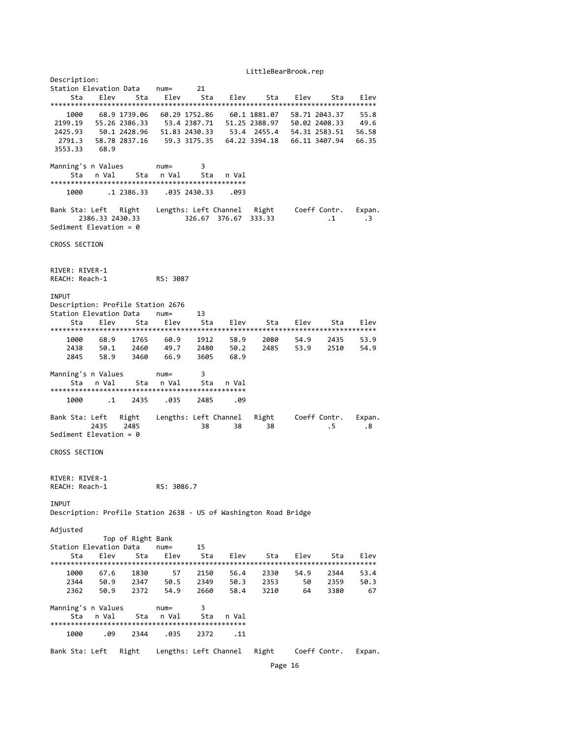Description:

Station Elevation Data num= 21

| Sta | Elev | Sta | Elev | Sta | Elev | Sta | Elev | Sta | Elev |
|---|---|---|---|---|---|---|---|---|---|
| 1000 | 68.9 | 1739.06 | 60.29 | 1752.86 | 60.1 | 1881.07 | 58.71 | 2043.37 | 55.8 |
| 2199.19 | 55.26 | 2386.33 | 53.4 | 2387.71 | 51.25 | 2388.97 | 50.02 | 2408.33 | 49.6 |
| 2425.93 | 50.1 | 2428.96 | 51.83 | 2430.33 | 53.4 | 2455.4 | 54.31 | 2583.51 | 56.58 |
| 2791.3 | 58.78 | 2837.16 | 59.3 | 3175.35 | 64.22 | 3394.18 | 66.11 | 3407.94 | 66.35 |
| 3553.33 | 68.9 | | | | | | | | |

Manning's n Values num= 3

| Sta | n Val | Sta | n Val | Sta | n Val |
|---|---|---|---|---|---|
| 1000 | .1 | 2386.33 | .035 | 2430.33 | .093 |

| Bank Sta: Left | Right | Lengths: Left | Channel | Right | Coeff Contr. | Expan. |
|---|---|---|---|---|---|---|
| 2386.33 | 2430.33 | 326.67 | 376.67 | 333.33 | .1 | .3 |

Sediment Elevation = 0

CROSS SECTION

RIVER: RIVER-1
REACH: Reach-1 RS: 3087

INPUT

Description: Profile Station 2676

Station Elevation Data num= 13

| Sta | Elev | Sta | Elev | Sta | Elev | Sta | Elev | Sta | Elev |
|---|---|---|---|---|---|---|---|---|---|
| 1000 | 68.9 | 1765 | 60.9 | 1912 | 58.9 | 2080 | 54.9 | 2435 | 53.9 |
| 2438 | 50.1 | 2460 | 49.7 | 2480 | 50.2 | 2485 | 53.9 | 2510 | 54.9 |
| 2845 | 58.9 | 3460 | 66.9 | 3605 | 68.9 | | | | |

Manning's n Values num= 3

| Sta | n Val | Sta | n Val | Sta | n Val |
|---|---|---|---|---|---|
| 1000 | .1 | 2435 | .035 | 2485 | .09 |

| Bank Sta: Left | Right | Lengths: Left | Channel | Right | Coeff Contr. | Expan. |
|---|---|---|---|---|---|---|
| 2435 | 2485 | 38 | 38 | 38 | .5 | .8 |

Sediment Elevation = 0

CROSS SECTION

RIVER: RIVER-1
REACH: Reach-1 RS: 3086.7

INPUT

Description: Profile Station 2638 - US of Washington Road Bridge

Adjusted
Top of Right Bank

Station Elevation Data num= 15

| Sta | Elev | Sta | Elev | Sta | Elev | Sta | Elev | Sta | Elev |
|---|---|---|---|---|---|---|---|---|---|
| 1000 | 67.6 | 1830 | 57 | 2150 | 56.4 | 2330 | 54.9 | 2344 | 53.4 |
| 2344 | 50.9 | 2347 | 50.5 | 2349 | 50.3 | 2353 | 50 | 2359 | 50.3 |
| 2362 | 50.9 | 2372 | 54.9 | 2660 | 58.4 | 3210 | 64 | 3380 | 67 |

Manning's n Values num= 3

| Sta | n Val | Sta | n Val | Sta | n Val |
|---|---|---|---|---|---|
| 1000 | .09 | 2344 | .035 | 2372 | .11 |

Bank Sta: Left Right Lengths: Left Channel Right Coeff Contr. Expan.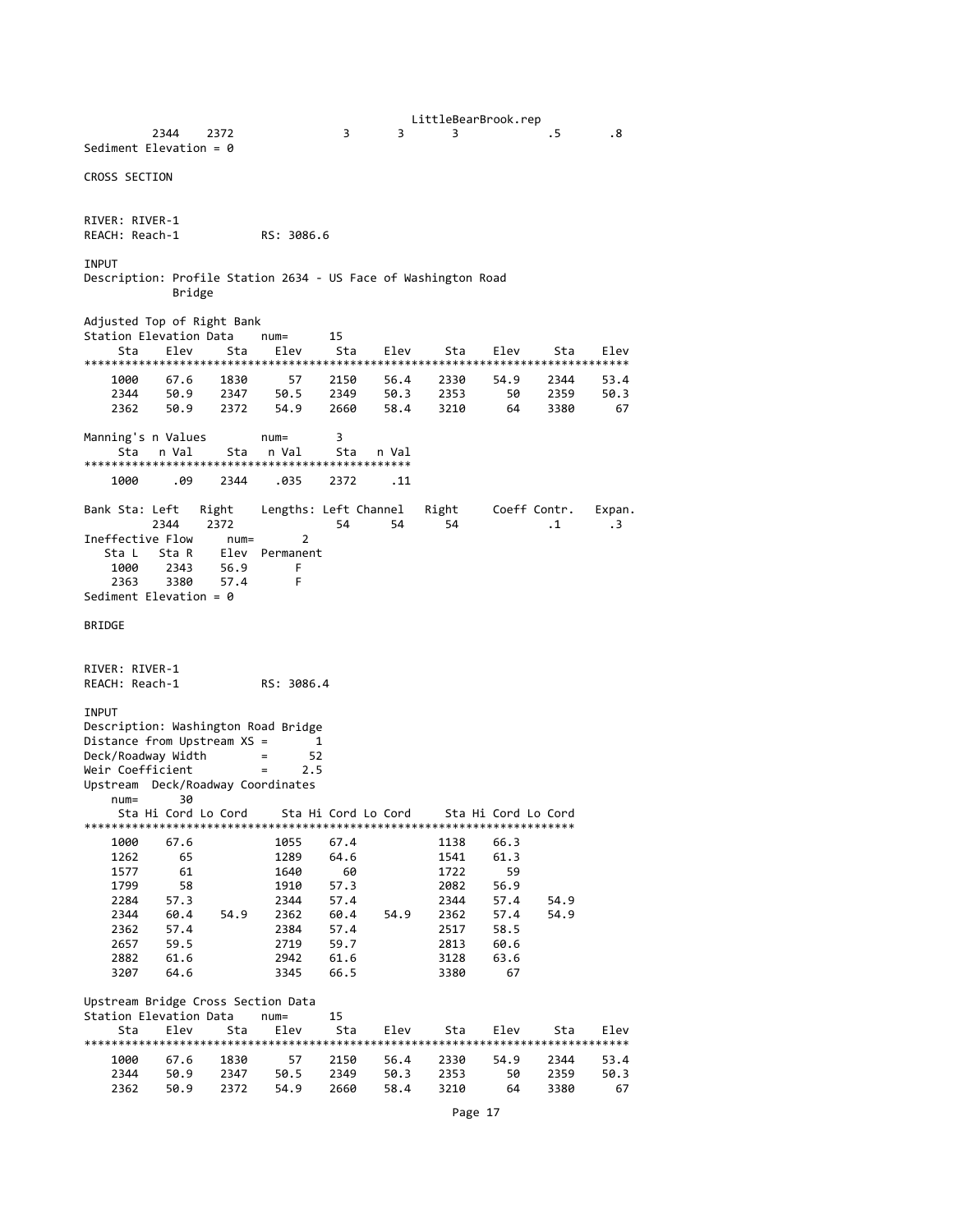```
         2344    2372                3       3       3             .5       .8
Sediment Elevation = 0

CROSS SECTION


RIVER: RIVER-1
REACH: Reach-1           RS: 3086.6

INPUT
Description: Profile Station 2634 - US Face of Washington Road
           Bridge

Adjusted Top of Right Bank
Station Elevation Data    num=      15
     Sta     Elev     Sta    Elev     Sta    Elev     Sta    Elev     Sta    Elev
********************************************************************************
    1000     67.6    1830      57    2150    56.4    2330    54.9    2344    53.4
    2344     50.9    2347    50.5    2349    50.3    2353      50    2359    50.3
    2362     50.9    2372    54.9    2660    58.4    3210      64    3380      67

Manning's n Values        num=       3
     Sta   n Val     Sta   n Val     Sta   n Val
************************************************
    1000     .09    2344    .035    2372     .11

Bank Sta: Left   Right    Lengths: Left Channel   Right     Coeff Contr.   Expan.
         2344    2372                54      54      54             .1       .3
Ineffective Flow     num=       2
   Sta L   Sta R    Elev  Permanent
    1000    2343    56.9       F
    2363    3380    57.4       F
Sediment Elevation = 0

BRIDGE


RIVER: RIVER-1
REACH: Reach-1           RS: 3086.4

INPUT
Description: Washington Road Bridge
Distance from Upstream XS =       1
Deck/Roadway Width        =      52
Weir Coefficient          =     2.5
Upstream  Deck/Roadway Coordinates
    num=      30
     Sta Hi Cord Lo Cord      Sta Hi Cord Lo Cord      Sta Hi Cord Lo Cord
***************************************************************************
    1000    67.6             1055    67.4             1138    66.3
    1262      65             1289    64.6             1541    61.3
    1577      61             1640      60             1722      59
    1799      58             1910    57.3             2082    56.9
    2284    57.3             2344    57.4             2344    57.4    54.9
    2344    60.4    54.9     2362    60.4    54.9     2362    57.4    54.9
    2362    57.4             2384    57.4             2517    58.5
    2657    59.5             2719    59.7             2813    60.6
    2882    61.6             2942    61.6             3128    63.6
    3207    64.6             3345    66.5             3380      67

Upstream Bridge Cross Section Data
Station Elevation Data    num=      15
     Sta     Elev     Sta    Elev     Sta    Elev     Sta    Elev     Sta    Elev
********************************************************************************
    1000     67.6    1830      57    2150    56.4    2330    54.9    2344    53.4
    2344     50.9    2347    50.5    2349    50.3    2353      50    2359    50.3
    2362     50.9    2372    54.9    2660    58.4    3210      64    3380      67
```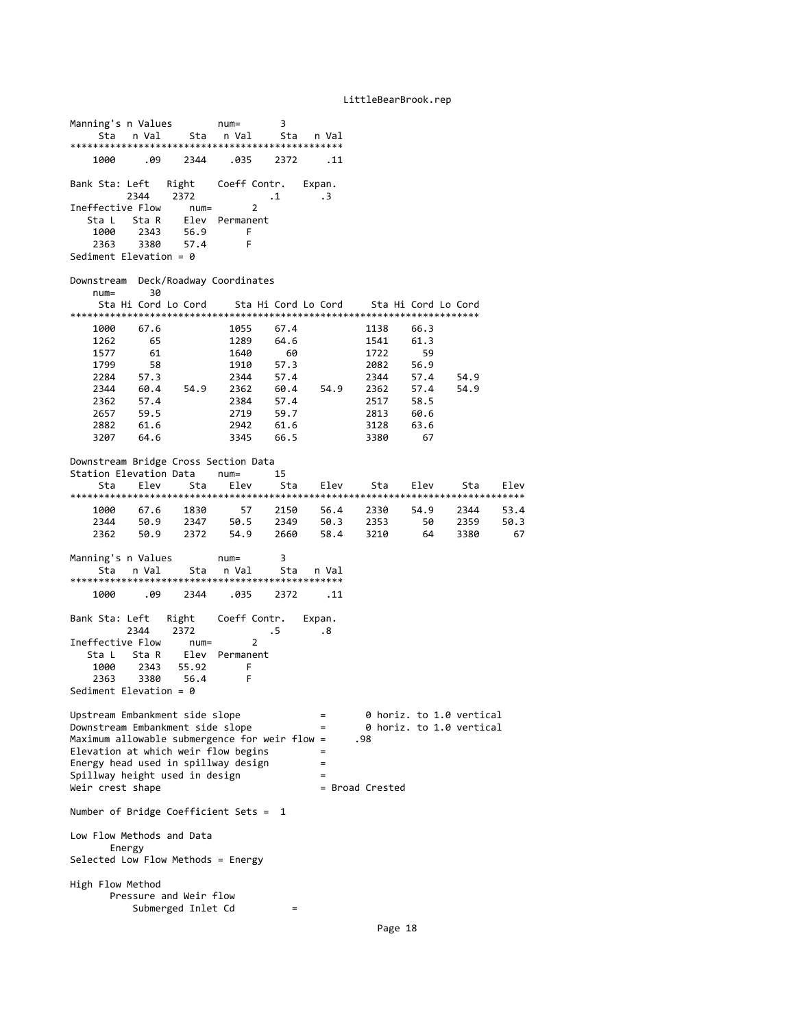Manning's n Values num= 3

| Sta | n Val | Sta | n Val | Sta | n Val |
|---|---|---|---|---|---|
| 1000 | .09 | 2344 | .035 | 2372 | .11 |

Bank Sta: Left Right Coeff Contr. Expan.

| Left | Right | Coeff Contr. | Expan. |
|---|---|---|---|
| 2344 | 2372 | .1 | .3 |

Ineffective Flow num= 2

| Sta L | Sta R | Elev | Permanent |
|---|---|---|---|
| 1000 | 2343 | 56.9 | F |
| 2363 | 3380 | 57.4 | F |

Sediment Elevation = 0

Downstream Deck/Roadway Coordinates
num= 30

| Sta | Hi Cord | Lo Cord | Sta | Hi Cord | Lo Cord | Sta | Hi Cord | Lo Cord |
|---|---|---|---|---|---|---|---|---|
| 1000 | 67.6 | | 1055 | 67.4 | | 1138 | 66.3 | |
| 1262 | 65 | | 1289 | 64.6 | | 1541 | 61.3 | |
| 1577 | 61 | | 1640 | 60 | | 1722 | 59 | |
| 1799 | 58 | | 1910 | 57.3 | | 2082 | 56.9 | |
| 2284 | 57.3 | | 2344 | 57.4 | | 2344 | 57.4 | 54.9 |
| 2344 | 60.4 | 54.9 | 2362 | 60.4 | 54.9 | 2362 | 57.4 | 54.9 |
| 2362 | 57.4 | | 2384 | 57.4 | | 2517 | 58.5 | |
| 2657 | 59.5 | | 2719 | 59.7 | | 2813 | 60.6 | |
| 2882 | 61.6 | | 2942 | 61.6 | | 3128 | 63.6 | |
| 3207 | 64.6 | | 3345 | 66.5 | | 3380 | 67 | |

Downstream Bridge Cross Section Data
Station Elevation Data num= 15

| Sta | Elev | Sta | Elev | Sta | Elev | Sta | Elev | Sta | Elev |
|---|---|---|---|---|---|---|---|---|---|
| 1000 | 67.6 | 1830 | 57 | 2150 | 56.4 | 2330 | 54.9 | 2344 | 53.4 |
| 2344 | 50.9 | 2347 | 50.5 | 2349 | 50.3 | 2353 | 50 | 2359 | 50.3 |
| 2362 | 50.9 | 2372 | 54.9 | 2660 | 58.4 | 3210 | 64 | 3380 | 67 |

Manning's n Values num= 3

| Sta | n Val | Sta | n Val | Sta | n Val |
|---|---|---|---|---|---|
| 1000 | .09 | 2344 | .035 | 2372 | .11 |

Bank Sta: Left Right Coeff Contr. Expan.

| Left | Right | Coeff Contr. | Expan. |
|---|---|---|---|
| 2344 | 2372 | .5 | .8 |

Ineffective Flow num= 2

| Sta L | Sta R | Elev | Permanent |
|---|---|---|---|
| 1000 | 2343 | 55.92 | F |
| 2363 | 3380 | 56.4 | F |

Sediment Elevation = 0

```
Upstream Embankment side slope              =       0 horiz. to 1.0 vertical
Downstream Embankment side slope            =       0 horiz. to 1.0 vertical
Maximum allowable submergence for weir flow =     .98
Elevation at which weir flow begins         =
Energy head used in spillway design         =
Spillway height used in design              =
Weir crest shape                            = Broad Crested
```

Number of Bridge Coefficient Sets = 1

Low Flow Methods and Data
Energy
Selected Low Flow Methods = Energy

High Flow Method
Pressure and Weir flow
Submerged Inlet Cd =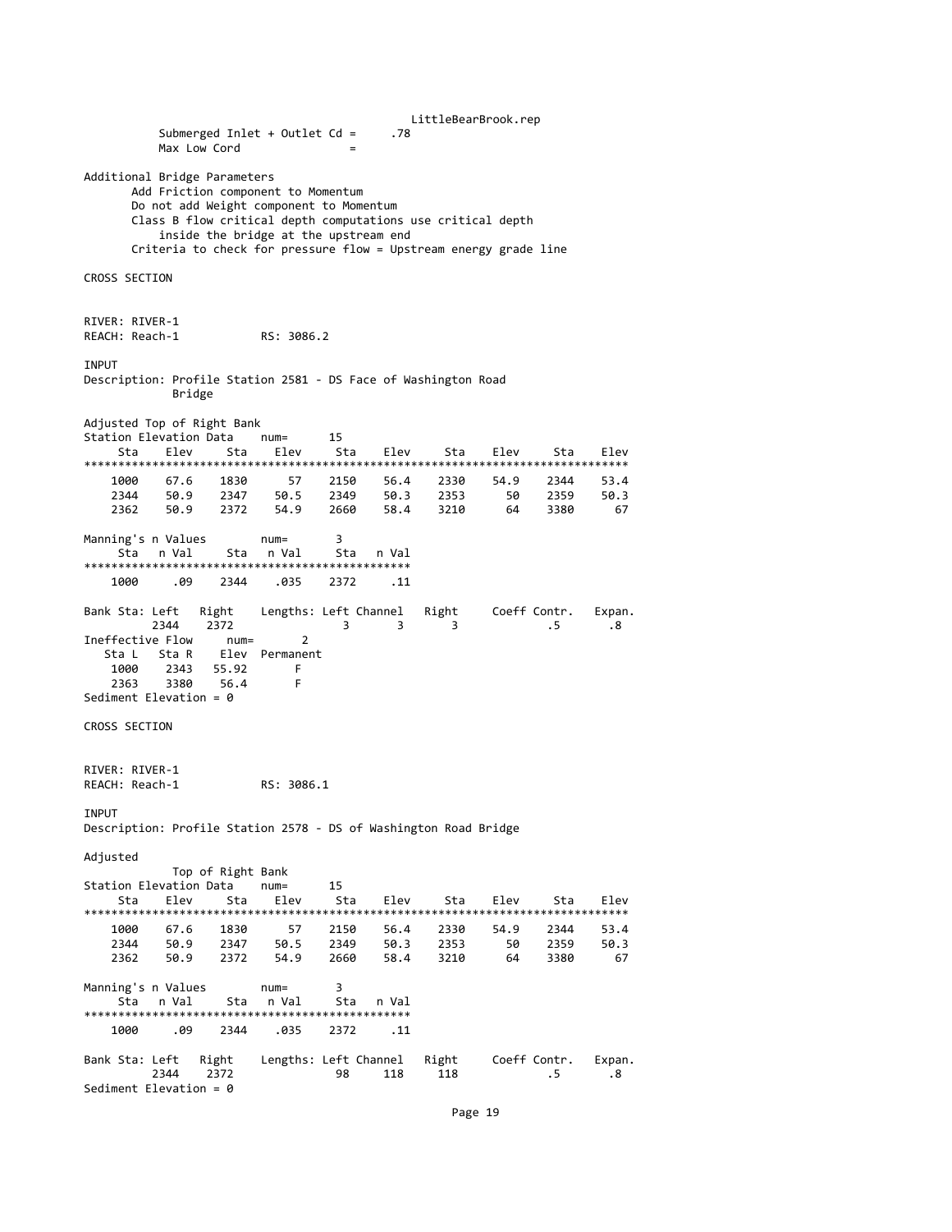```
           Submerged Inlet + Outlet Cd =     .78
           Max Low Cord                =

Additional Bridge Parameters
       Add Friction component to Momentum
       Do not add Weight component to Momentum
       Class B flow critical depth computations use critical depth
           inside the bridge at the upstream end
       Criteria to check for pressure flow = Upstream energy grade line
```

CROSS SECTION

```
RIVER: RIVER-1
REACH: Reach-1           RS: 3086.2

INPUT
Description: Profile Station 2581 - DS Face of Washington Road
             Bridge

Adjusted Top of Right Bank
Station Elevation Data    num=      15
     Sta    Elev     Sta    Elev     Sta    Elev     Sta    Elev     Sta    Elev
********************************************************************************
    1000    67.6    1830      57    2150    56.4    2330    54.9    2344    53.4
    2344    50.9    2347    50.5    2349    50.3    2353      50    2359    50.3
    2362    50.9    2372    54.9    2660    58.4    3210      64    3380      67

Manning's n Values        num=       3
     Sta   n Val     Sta   n Val     Sta   n Val
************************************************
    1000     .09    2344    .035    2372     .11

Bank Sta: Left   Right    Lengths: Left Channel   Right     Coeff Contr.   Expan.
          2344    2372                3       3       3             .5       .8
Ineffective Flow     num=       2
   Sta L   Sta R    Elev  Permanent
    1000    2343   55.92       F
    2363    3380    56.4       F
Sediment Elevation = 0
```

CROSS SECTION

```
RIVER: RIVER-1
REACH: Reach-1           RS: 3086.1

INPUT
Description: Profile Station 2578 - DS of Washington Road Bridge

Adjusted
             Top of Right Bank
Station Elevation Data    num=      15
     Sta    Elev     Sta    Elev     Sta    Elev     Sta    Elev     Sta    Elev
********************************************************************************
    1000    67.6    1830      57    2150    56.4    2330    54.9    2344    53.4
    2344    50.9    2347    50.5    2349    50.3    2353      50    2359    50.3
    2362    50.9    2372    54.9    2660    58.4    3210      64    3380      67

Manning's n Values        num=       3
     Sta   n Val     Sta   n Val     Sta   n Val
************************************************
    1000     .09    2344    .035    2372     .11

Bank Sta: Left   Right    Lengths: Left Channel   Right     Coeff Contr.   Expan.
          2344    2372               98     118     118             .5       .8
Sediment Elevation = 0
```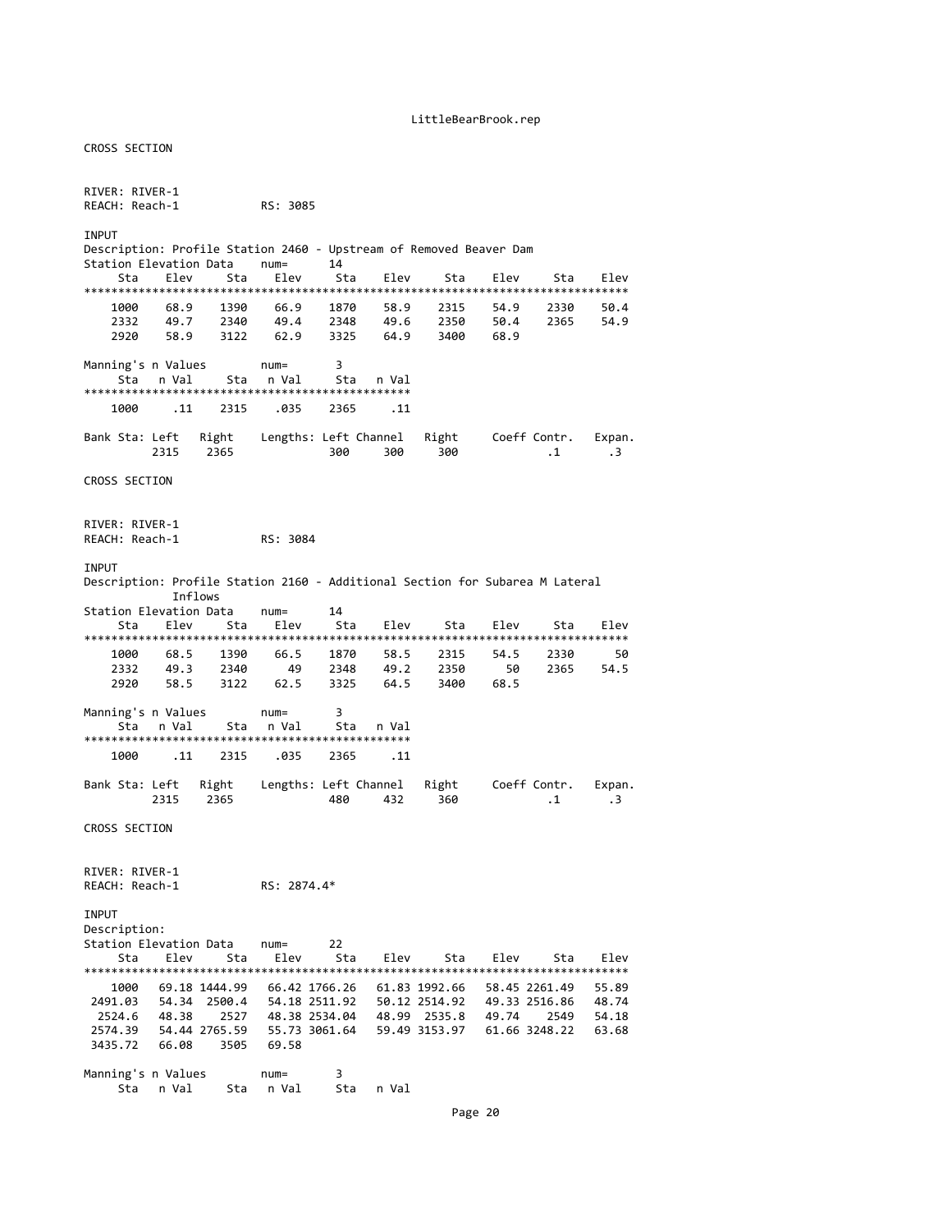CROSS SECTION

RIVER: RIVER-1
REACH: Reach-1           RS: 3085

INPUT
Description: Profile Station 2460 - Upstream of Removed Beaver Dam

Station Elevation Data    num=      14

| Sta | Elev | Sta | Elev | Sta | Elev | Sta | Elev | Sta | Elev |
|---|---|---|---|---|---|---|---|---|---|
| 1000 | 68.9 | 1390 | 66.9 | 1870 | 58.9 | 2315 | 54.9 | 2330 | 50.4 |
| 2332 | 49.7 | 2340 | 49.4 | 2348 | 49.6 | 2350 | 50.4 | 2365 | 54.9 |
| 2920 | 58.9 | 3122 | 62.9 | 3325 | 64.9 | 3400 | 68.9 | | |

Manning's n Values        num=       3

| Sta | n Val | Sta | n Val | Sta | n Val |
|---|---|---|---|---|---|
| 1000 | .11 | 2315 | .035 | 2365 | .11 |

| Bank Sta: Left | Right | Lengths: Left | Channel | Right | Coeff Contr. | Expan. |
|---|---|---|---|---|---|---|
| 2315 | 2365 | 300 | 300 | 300 | .1 | .3 |

CROSS SECTION

RIVER: RIVER-1
REACH: Reach-1           RS: 3084

INPUT
Description: Profile Station 2160 - Additional Section for Subarea M Lateral Inflows

Station Elevation Data    num=      14

| Sta | Elev | Sta | Elev | Sta | Elev | Sta | Elev | Sta | Elev |
|---|---|---|---|---|---|---|---|---|---|
| 1000 | 68.5 | 1390 | 66.5 | 1870 | 58.5 | 2315 | 54.5 | 2330 | 50 |
| 2332 | 49.3 | 2340 | 49 | 2348 | 49.2 | 2350 | 50 | 2365 | 54.5 |
| 2920 | 58.5 | 3122 | 62.5 | 3325 | 64.5 | 3400 | 68.5 | | |

Manning's n Values        num=       3

| Sta | n Val | Sta | n Val | Sta | n Val |
|---|---|---|---|---|---|
| 1000 | .11 | 2315 | .035 | 2365 | .11 |

| Bank Sta: Left | Right | Lengths: Left | Channel | Right | Coeff Contr. | Expan. |
|---|---|---|---|---|---|---|
| 2315 | 2365 | 480 | 432 | 360 | .1 | .3 |

CROSS SECTION

RIVER: RIVER-1
REACH: Reach-1           RS: 2874.4*

INPUT
Description:

Station Elevation Data    num=      22

| Sta | Elev | Sta | Elev | Sta | Elev | Sta | Elev | Sta | Elev |
|---|---|---|---|---|---|---|---|---|---|
| 1000 | 69.18 | 1444.99 | 66.42 | 1766.26 | 61.83 | 1992.66 | 58.45 | 2261.49 | 55.89 |
| 2491.03 | 54.34 | 2500.4 | 54.18 | 2511.92 | 50.12 | 2514.92 | 49.33 | 2516.86 | 48.74 |
| 2524.6 | 48.38 | 2527 | 48.38 | 2534.04 | 48.99 | 2535.8 | 49.74 | 2549 | 54.18 |
| 2574.39 | 54.44 | 2765.59 | 55.73 | 3061.64 | 59.49 | 3153.97 | 61.66 | 3248.22 | 63.68 |
| 3435.72 | 66.08 | 3505 | 69.58 | | | | | | |

Manning's n Values        num=       3

| Sta | n Val | Sta | n Val | Sta | n Val |
|---|---|---|---|---|---|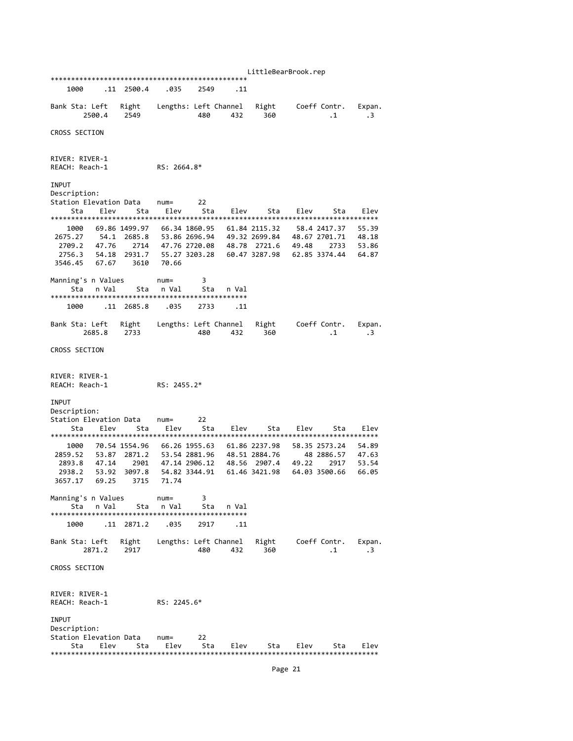```
************************************************
    1000     .11  2500.4    .035    2549     .11

Bank Sta: Left   Right    Lengths: Left Channel   Right     Coeff Contr.   Expan.
       2500.4    2549              480     432     360             .1       .3

CROSS SECTION


RIVER: RIVER-1
REACH: Reach-1           RS: 2664.8*

INPUT
Description:
Station Elevation Data    num=      22
     Sta    Elev     Sta    Elev     Sta    Elev     Sta    Elev     Sta    Elev
********************************************************************************
    1000   69.86 1499.97   66.34 1860.95   61.84 2115.32    58.4 2417.37   55.39
 2675.27    54.1  2685.8   53.86 2696.94   49.32 2699.84   48.67 2701.71   48.18
  2709.2   47.76    2714   47.76 2720.08   48.78  2721.6   49.48    2733   53.86
  2756.3   54.18  2931.7   55.27 3203.28   60.47 3287.98   62.85 3374.44   64.87
 3546.45   67.67    3610   70.66

Manning's n Values        num=       3
     Sta   n Val     Sta   n Val     Sta   n Val
************************************************
    1000     .11  2685.8    .035    2733     .11

Bank Sta: Left   Right    Lengths: Left Channel   Right     Coeff Contr.   Expan.
       2685.8    2733              480     432     360             .1       .3

CROSS SECTION


RIVER: RIVER-1
REACH: Reach-1           RS: 2455.2*

INPUT
Description:
Station Elevation Data    num=      22
     Sta    Elev     Sta    Elev     Sta    Elev     Sta    Elev     Sta    Elev
********************************************************************************
    1000   70.54 1554.96   66.26 1955.63   61.86 2237.98   58.35 2573.24   54.89
 2859.52   53.87  2871.2   53.54 2881.96   48.51 2884.76      48 2886.57   47.63
  2893.8   47.14    2901   47.14 2906.12   48.56  2907.4   49.22    2917   53.54
  2938.2   53.92  3097.8   54.82 3344.91   61.46 3421.98   64.03 3500.66   66.05
 3657.17   69.25    3715   71.74

Manning's n Values        num=       3
     Sta   n Val     Sta   n Val     Sta   n Val
************************************************
    1000     .11  2871.2    .035    2917     .11

Bank Sta: Left   Right    Lengths: Left Channel   Right     Coeff Contr.   Expan.
       2871.2    2917              480     432     360             .1       .3

CROSS SECTION


RIVER: RIVER-1
REACH: Reach-1           RS: 2245.6*

INPUT
Description:
Station Elevation Data    num=      22
     Sta    Elev     Sta    Elev     Sta    Elev     Sta    Elev     Sta    Elev
********************************************************************************
```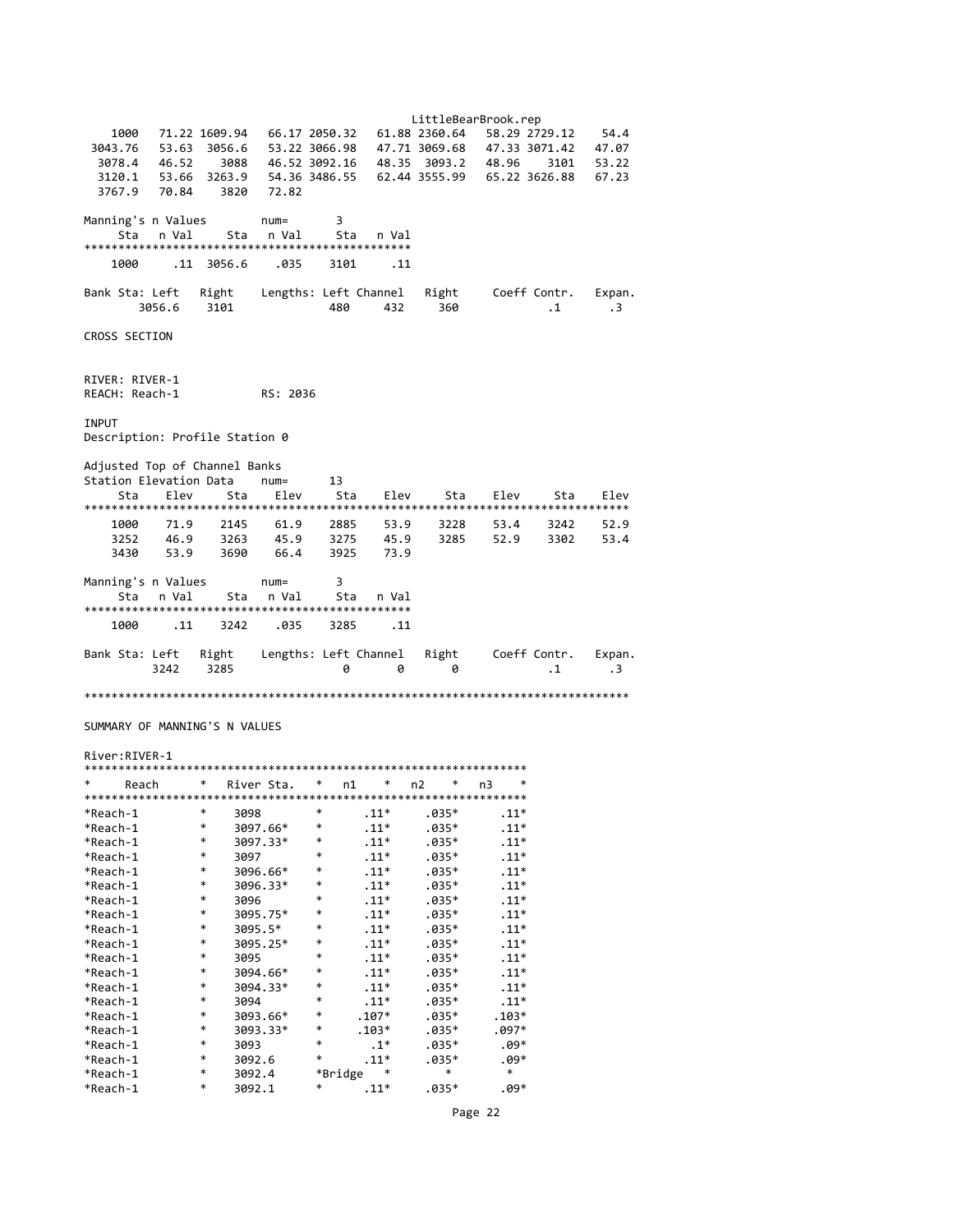```
    1000   71.22 1609.94   66.17 2050.32   61.88 2360.64   58.29 2729.12    54.4
 3043.76   53.63  3056.6   53.22 3066.98   47.71 3069.68   47.33 3071.42   47.07
  3078.4   46.52    3088   46.52 3092.16   48.35  3093.2   48.96    3101   53.22
  3120.1   53.66  3263.9   54.36 3486.55   62.44 3555.99   65.22 3626.88   67.23
  3767.9   70.84    3820   72.82

Manning's n Values        num=        3
     Sta   n Val     Sta   n Val     Sta   n Val
************************************************
    1000     .11  3056.6    .035    3101     .11

Bank Sta: Left   Right    Lengths: Left Channel   Right     Coeff Contr.   Expan.
       3056.6    3101               480     432     360             .1       .3

CROSS SECTION


RIVER: RIVER-1
REACH: Reach-1            RS: 2036

INPUT
Description: Profile Station 0

Adjusted Top of Channel Banks
Station Elevation Data    num=       13
     Sta    Elev     Sta    Elev     Sta    Elev     Sta    Elev     Sta    Elev
********************************************************************************
    1000    71.9    2145    61.9    2885    53.9    3228    53.4    3242    52.9
    3252    46.9    3263    45.9    3275    45.9    3285    52.9    3302    53.4
    3430    53.9    3690    66.4    3925    73.9

Manning's n Values        num=        3
     Sta   n Val     Sta   n Val     Sta   n Val
************************************************
    1000     .11    3242    .035    3285     .11

Bank Sta: Left   Right    Lengths: Left Channel   Right     Coeff Contr.   Expan.
         3242    3285                 0       0       0             .1       .3

*********************************************************************************

SUMMARY OF MANNING'S N VALUES

River:RIVER-1
*****************************************************************
*     Reach      *   River Sta.   *   n1    *   n2    *   n3    *
*****************************************************************
*Reach-1         *    3098        *      .11*     .035*      .11*
*Reach-1         *    3097.66*    *      .11*     .035*      .11*
*Reach-1         *    3097.33*    *      .11*     .035*      .11*
*Reach-1         *    3097        *      .11*     .035*      .11*
*Reach-1         *    3096.66*    *      .11*     .035*      .11*
*Reach-1         *    3096.33*    *      .11*     .035*      .11*
*Reach-1         *    3096        *      .11*     .035*      .11*
*Reach-1         *    3095.75*    *      .11*     .035*      .11*
*Reach-1         *    3095.5*     *      .11*     .035*      .11*
*Reach-1         *    3095.25*    *      .11*     .035*      .11*
*Reach-1         *    3095        *      .11*     .035*      .11*
*Reach-1         *    3094.66*    *      .11*     .035*      .11*
*Reach-1         *    3094.33*    *      .11*     .035*      .11*
*Reach-1         *    3094        *      .11*     .035*      .11*
*Reach-1         *    3093.66*    *     .107*     .035*     .103*
*Reach-1         *    3093.33*    *     .103*     .035*     .097*
*Reach-1         *    3093        *       .1*     .035*      .09*
*Reach-1         *    3092.6      *      .11*     .035*      .09*
*Reach-1         *    3092.4      *Bridge   *        *        *
*Reach-1         *    3092.1      *      .11*     .035*      .09*
```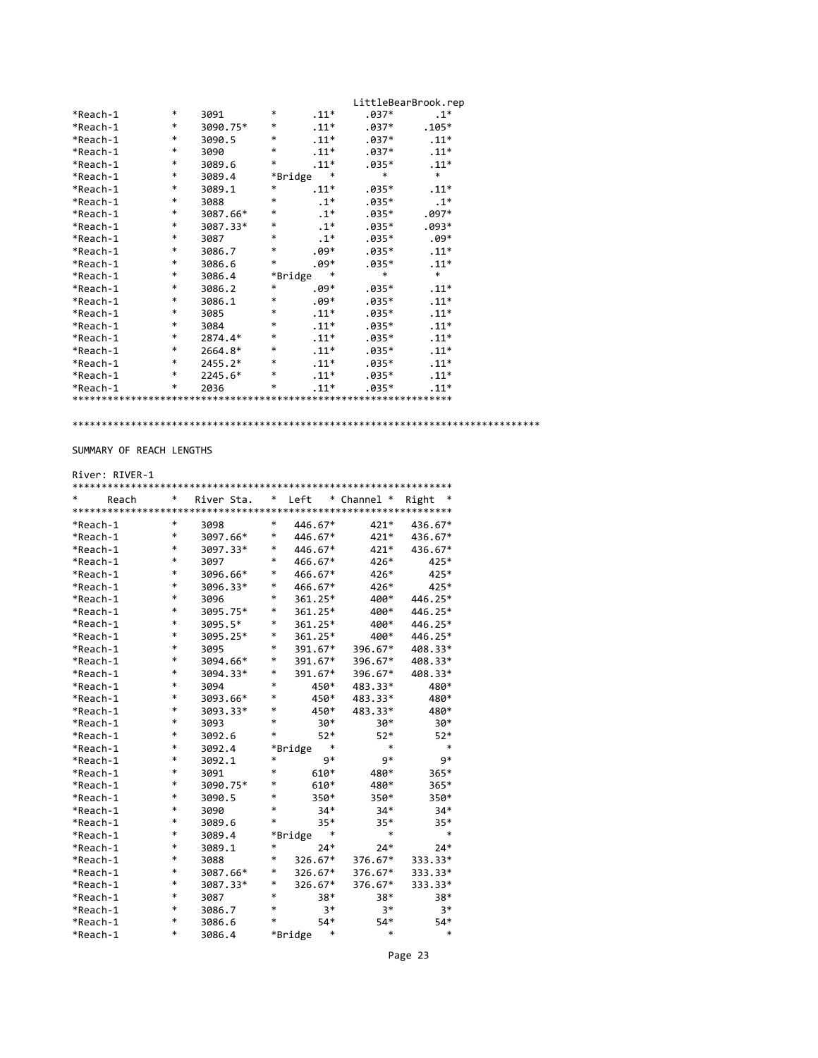| Reach | River Sta. | Left | Channel | Right |
|---|---|---|---|---|
| Reach-1 | 3091 | .11 | .037 | .1 |
| Reach-1 | 3090.75* | .11 | .037 | .105 |
| Reach-1 | 3090.5 | .11 | .037 | .11 |
| Reach-1 | 3090 | .11 | .037 | .11 |
| Reach-1 | 3089.6 | .11 | .035 | .11 |
| Reach-1 | 3089.4 | Bridge | | |
| Reach-1 | 3089.1 | .11 | .035 | .11 |
| Reach-1 | 3088 | .1 | .035 | .1 |
| Reach-1 | 3087.66* | .1 | .035 | .097 |
| Reach-1 | 3087.33* | .1 | .035 | .093 |
| Reach-1 | 3087 | .1 | .035 | .09 |
| Reach-1 | 3086.7 | .09 | .035 | .11 |
| Reach-1 | 3086.6 | .09 | .035 | .11 |
| Reach-1 | 3086.4 | Bridge | | |
| Reach-1 | 3086.2 | .09 | .035 | .11 |
| Reach-1 | 3086.1 | .09 | .035 | .11 |
| Reach-1 | 3085 | .11 | .035 | .11 |
| Reach-1 | 3084 | .11 | .035 | .11 |
| Reach-1 | 2874.4* | .11 | .035 | .11 |
| Reach-1 | 2664.8* | .11 | .035 | .11 |
| Reach-1 | 2455.2* | .11 | .035 | .11 |
| Reach-1 | 2245.6* | .11 | .035 | .11 |
| Reach-1 | 2036 | .11 | .035 | .11 |

SUMMARY OF REACH LENGTHS

River: RIVER-1

| Reach | River Sta. | Left | Channel | Right |
|---|---|---|---|---|
| Reach-1 | 3098 | 446.67 | 421 | 436.67 |
| Reach-1 | 3097.66* | 446.67 | 421 | 436.67 |
| Reach-1 | 3097.33* | 446.67 | 421 | 436.67 |
| Reach-1 | 3097 | 466.67 | 426 | 425 |
| Reach-1 | 3096.66* | 466.67 | 426 | 425 |
| Reach-1 | 3096.33* | 466.67 | 426 | 425 |
| Reach-1 | 3096 | 361.25 | 400 | 446.25 |
| Reach-1 | 3095.75* | 361.25 | 400 | 446.25 |
| Reach-1 | 3095.5* | 361.25 | 400 | 446.25 |
| Reach-1 | 3095.25* | 361.25 | 400 | 446.25 |
| Reach-1 | 3095 | 391.67 | 396.67 | 408.33 |
| Reach-1 | 3094.66* | 391.67 | 396.67 | 408.33 |
| Reach-1 | 3094.33* | 391.67 | 396.67 | 408.33 |
| Reach-1 | 3094 | 450 | 483.33 | 480 |
| Reach-1 | 3093.66* | 450 | 483.33 | 480 |
| Reach-1 | 3093.33* | 450 | 483.33 | 480 |
| Reach-1 | 3093 | 30 | 30 | 30 |
| Reach-1 | 3092.6 | 52 | 52 | 52 |
| Reach-1 | 3092.4 | Bridge | | |
| Reach-1 | 3092.1 | 9 | 9 | 9 |
| Reach-1 | 3091 | 610 | 480 | 365 |
| Reach-1 | 3090.75* | 610 | 480 | 365 |
| Reach-1 | 3090.5 | 350 | 350 | 350 |
| Reach-1 | 3090 | 34 | 34 | 34 |
| Reach-1 | 3089.6 | 35 | 35 | 35 |
| Reach-1 | 3089.4 | Bridge | | |
| Reach-1 | 3089.1 | 24 | 24 | 24 |
| Reach-1 | 3088 | 326.67 | 376.67 | 333.33 |
| Reach-1 | 3087.66* | 326.67 | 376.67 | 333.33 |
| Reach-1 | 3087.33* | 326.67 | 376.67 | 333.33 |
| Reach-1 | 3087 | 38 | 38 | 38 |
| Reach-1 | 3086.7 | 3 | 3 | 3 |
| Reach-1 | 3086.6 | 54 | 54 | 54 |
| Reach-1 | 3086.4 | Bridge | | |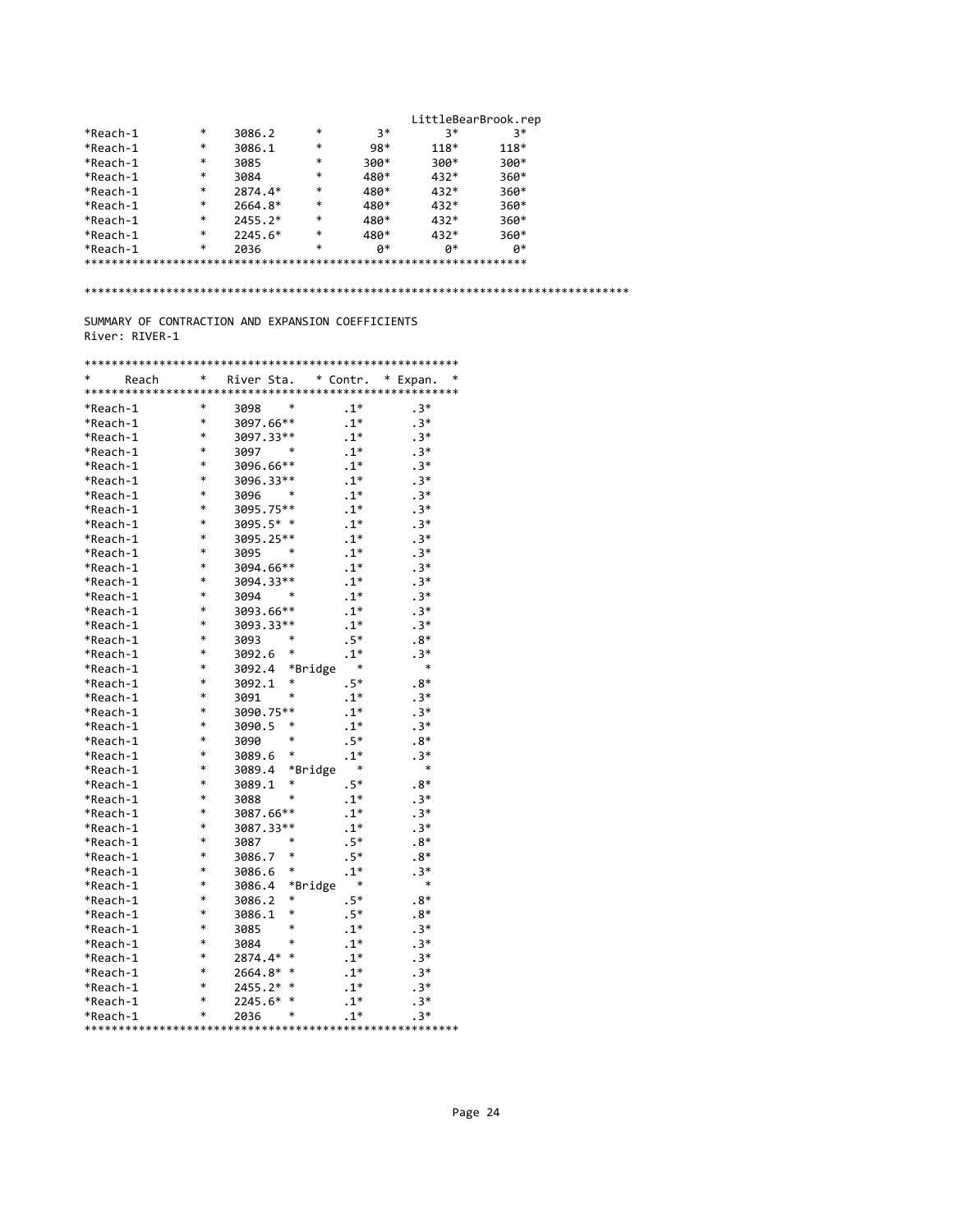| Reach | River Sta. | | | |
|---|---|---|---|---|
| Reach-1 | 3086.2 | 3 | 3 | 3 |
| Reach-1 | 3086.1 | 98 | 118 | 118 |
| Reach-1 | 3085 | 300 | 300 | 300 |
| Reach-1 | 3084 | 480 | 432 | 360 |
| Reach-1 | 2874.4* | 480 | 432 | 360 |
| Reach-1 | 2664.8* | 480 | 432 | 360 |
| Reach-1 | 2455.2* | 480 | 432 | 360 |
| Reach-1 | 2245.6* | 480 | 432 | 360 |
| Reach-1 | 2036 | 0 | 0 | 0 |

SUMMARY OF CONTRACTION AND EXPANSION COEFFICIENTS
River: RIVER-1

| Reach | River Sta. | | Contr. | Expan. |
|---|---|---|---|---|
| Reach-1 | 3098 | | .1 | .3 |
| Reach-1 | 3097.66* | | .1 | .3 |
| Reach-1 | 3097.33* | | .1 | .3 |
| Reach-1 | 3097 | | .1 | .3 |
| Reach-1 | 3096.66* | | .1 | .3 |
| Reach-1 | 3096.33* | | .1 | .3 |
| Reach-1 | 3096 | | .1 | .3 |
| Reach-1 | 3095.75* | | .1 | .3 |
| Reach-1 | 3095.5* | | .1 | .3 |
| Reach-1 | 3095.25* | | .1 | .3 |
| Reach-1 | 3095 | | .1 | .3 |
| Reach-1 | 3094.66* | | .1 | .3 |
| Reach-1 | 3094.33* | | .1 | .3 |
| Reach-1 | 3094 | | .1 | .3 |
| Reach-1 | 3093.66* | | .1 | .3 |
| Reach-1 | 3093.33* | | .1 | .3 |
| Reach-1 | 3093 | | .5 | .8 |
| Reach-1 | 3092.6 | | .1 | .3 |
| Reach-1 | 3092.4 | Bridge | | |
| Reach-1 | 3092.1 | | .5 | .8 |
| Reach-1 | 3091 | | .1 | .3 |
| Reach-1 | 3090.75* | | .1 | .3 |
| Reach-1 | 3090.5 | | .1 | .3 |
| Reach-1 | 3090 | | .5 | .8 |
| Reach-1 | 3089.6 | | .1 | .3 |
| Reach-1 | 3089.4 | Bridge | | |
| Reach-1 | 3089.1 | | .5 | .8 |
| Reach-1 | 3088 | | .1 | .3 |
| Reach-1 | 3087.66* | | .1 | .3 |
| Reach-1 | 3087.33* | | .1 | .3 |
| Reach-1 | 3087 | | .5 | .8 |
| Reach-1 | 3086.7 | | .5 | .8 |
| Reach-1 | 3086.6 | | .1 | .3 |
| Reach-1 | 3086.4 | Bridge | | |
| Reach-1 | 3086.2 | | .5 | .8 |
| Reach-1 | 3086.1 | | .5 | .8 |
| Reach-1 | 3085 | | .1 | .3 |
| Reach-1 | 3084 | | .1 | .3 |
| Reach-1 | 2874.4* | | .1 | .3 |
| Reach-1 | 2664.8* | | .1 | .3 |
| Reach-1 | 2455.2* | | .1 | .3 |
| Reach-1 | 2245.6* | | .1 | .3 |
| Reach-1 | 2036 | | .1 | .3 |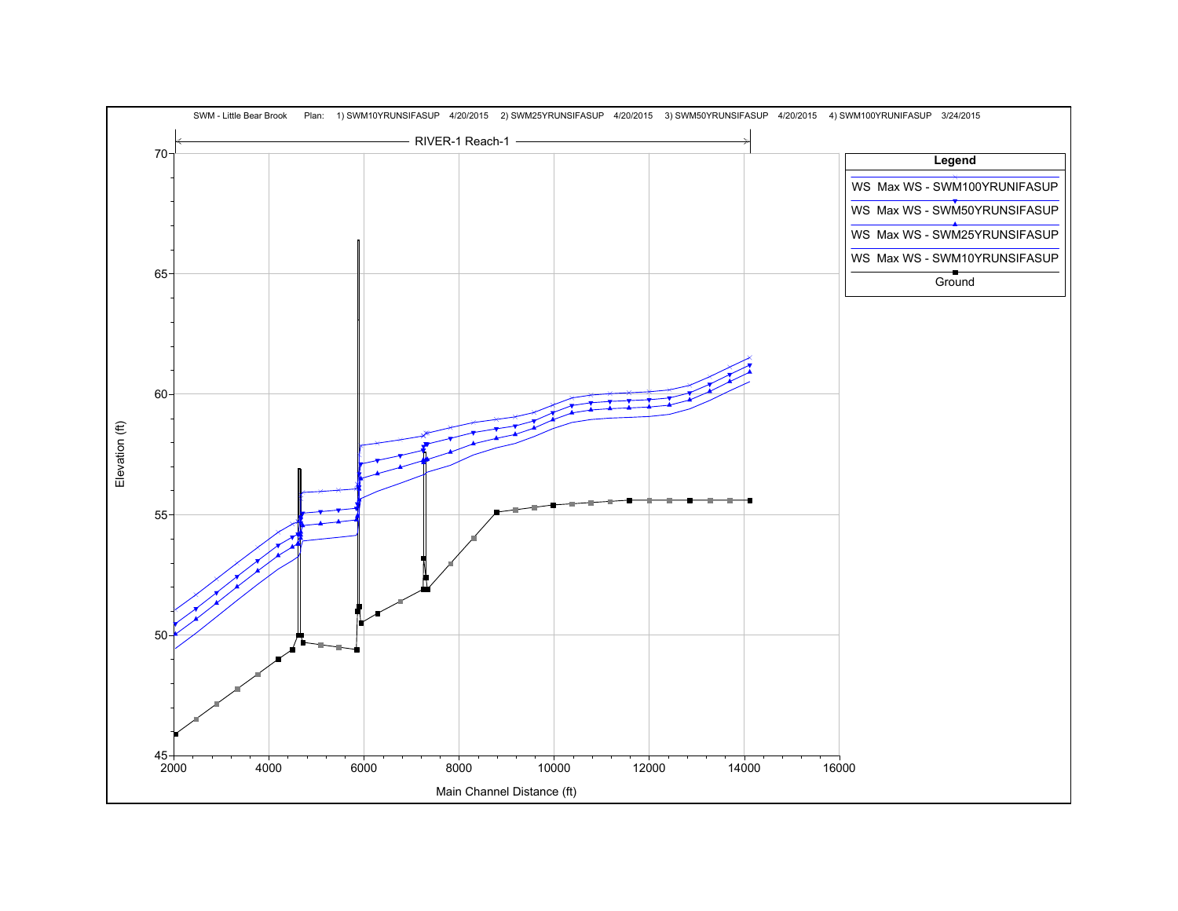SWM - Little Bear Brook Plan: 1) SWM10YRUNSIFASUP 4/20/2015 2) SWM25YRUNSIFASUP 4/20/2015 3) SWM50YRUNSIFASUP 4/20/2015 4) SWM100YRUNIFASUP 3/24/2015

RIVER-1 Reach-1

**Legend**

- WS Max WS - SWM100YRUNIFASUP
- WS Max WS - SWM50YRUNSIFASUP
- WS Max WS - SWM25YRUNSIFASUP
- WS Max WS - SWM10YRUNSIFASUP
- Ground

Elevation (ft)

Main Channel Distance (ft)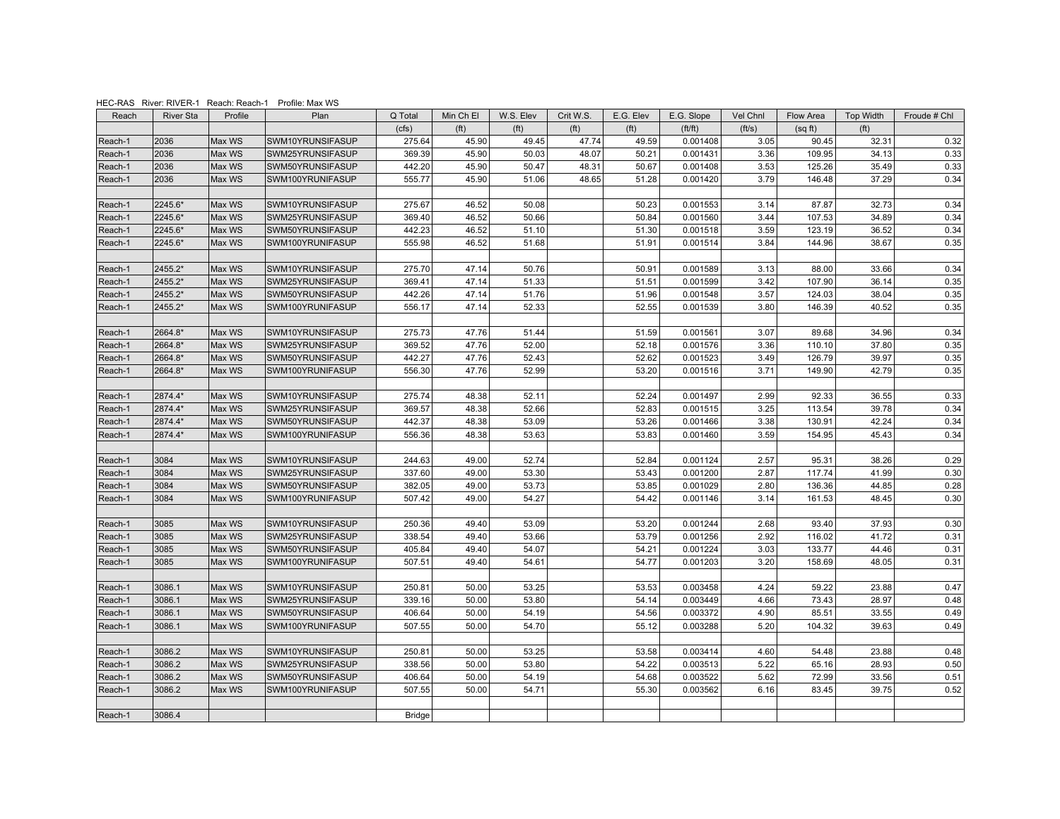HEC-RAS River: RIVER-1 Reach: Reach-1 Profile: Max WS

| Reach | River Sta | Profile | Plan | Q Total | Min Ch El | W.S. Elev | Crit W.S. | E.G. Elev | E.G. Slope | Vel Chnl | Flow Area | Top Width | Froude # Chl |
|---|---|---|---|---|---|---|---|---|---|---|---|---|---|
| | | | | (cfs) | (ft) | (ft) | (ft) | (ft) | (ft/ft) | (ft/s) | (sq ft) | (ft) | |
| Reach-1 | 2036 | Max WS | SWM10YRUNSIFASUP | 275.64 | 45.90 | 49.45 | 47.74 | 49.59 | 0.001408 | 3.05 | 90.45 | 32.31 | 0.32 |
| Reach-1 | 2036 | Max WS | SWM25YRUNSIFASUP | 369.39 | 45.90 | 50.03 | 48.07 | 50.21 | 0.001431 | 3.36 | 109.95 | 34.13 | 0.33 |
| Reach-1 | 2036 | Max WS | SWM50YRUNSIFASUP | 442.20 | 45.90 | 50.47 | 48.31 | 50.67 | 0.001408 | 3.53 | 125.26 | 35.49 | 0.33 |
| Reach-1 | 2036 | Max WS | SWM100YRUNIFASUP | 555.77 | 45.90 | 51.06 | 48.65 | 51.28 | 0.001420 | 3.79 | 146.48 | 37.29 | 0.34 |
| | | | | | | | | | | | | | |
| Reach-1 | 2245.6* | Max WS | SWM10YRUNSIFASUP | 275.67 | 46.52 | 50.08 | | 50.23 | 0.001553 | 3.14 | 87.87 | 32.73 | 0.34 |
| Reach-1 | 2245.6* | Max WS | SWM25YRUNSIFASUP | 369.40 | 46.52 | 50.66 | | 50.84 | 0.001560 | 3.44 | 107.53 | 34.89 | 0.34 |
| Reach-1 | 2245.6* | Max WS | SWM50YRUNSIFASUP | 442.23 | 46.52 | 51.10 | | 51.30 | 0.001518 | 3.59 | 123.19 | 36.52 | 0.34 |
| Reach-1 | 2245.6* | Max WS | SWM100YRUNIFASUP | 555.98 | 46.52 | 51.68 | | 51.91 | 0.001514 | 3.84 | 144.96 | 38.67 | 0.35 |
| | | | | | | | | | | | | | |
| Reach-1 | 2455.2* | Max WS | SWM10YRUNSIFASUP | 275.70 | 47.14 | 50.76 | | 50.91 | 0.001589 | 3.13 | 88.00 | 33.66 | 0.34 |
| Reach-1 | 2455.2* | Max WS | SWM25YRUNSIFASUP | 369.41 | 47.14 | 51.33 | | 51.51 | 0.001599 | 3.42 | 107.90 | 36.14 | 0.35 |
| Reach-1 | 2455.2* | Max WS | SWM50YRUNSIFASUP | 442.26 | 47.14 | 51.76 | | 51.96 | 0.001548 | 3.57 | 124.03 | 38.04 | 0.35 |
| Reach-1 | 2455.2* | Max WS | SWM100YRUNIFASUP | 556.17 | 47.14 | 52.33 | | 52.55 | 0.001539 | 3.80 | 146.39 | 40.52 | 0.35 |
| | | | | | | | | | | | | | |
| Reach-1 | 2664.8* | Max WS | SWM10YRUNSIFASUP | 275.73 | 47.76 | 51.44 | | 51.59 | 0.001561 | 3.07 | 89.68 | 34.96 | 0.34 |
| Reach-1 | 2664.8* | Max WS | SWM25YRUNSIFASUP | 369.52 | 47.76 | 52.00 | | 52.18 | 0.001576 | 3.36 | 110.10 | 37.80 | 0.35 |
| Reach-1 | 2664.8* | Max WS | SWM50YRUNSIFASUP | 442.27 | 47.76 | 52.43 | | 52.62 | 0.001523 | 3.49 | 126.79 | 39.97 | 0.35 |
| Reach-1 | 2664.8* | Max WS | SWM100YRUNIFASUP | 556.30 | 47.76 | 52.99 | | 53.20 | 0.001516 | 3.71 | 149.90 | 42.79 | 0.35 |
| | | | | | | | | | | | | | |
| Reach-1 | 2874.4* | Max WS | SWM10YRUNSIFASUP | 275.74 | 48.38 | 52.11 | | 52.24 | 0.001497 | 2.99 | 92.33 | 36.55 | 0.33 |
| Reach-1 | 2874.4* | Max WS | SWM25YRUNSIFASUP | 369.57 | 48.38 | 52.66 | | 52.83 | 0.001515 | 3.25 | 113.54 | 39.78 | 0.34 |
| Reach-1 | 2874.4* | Max WS | SWM50YRUNSIFASUP | 442.37 | 48.38 | 53.09 | | 53.26 | 0.001466 | 3.38 | 130.91 | 42.24 | 0.34 |
| Reach-1 | 2874.4* | Max WS | SWM100YRUNIFASUP | 556.36 | 48.38 | 53.63 | | 53.83 | 0.001460 | 3.59 | 154.95 | 45.43 | 0.34 |
| | | | | | | | | | | | | | |
| Reach-1 | 3084 | Max WS | SWM10YRUNSIFASUP | 244.63 | 49.00 | 52.74 | | 52.84 | 0.001124 | 2.57 | 95.31 | 38.26 | 0.29 |
| Reach-1 | 3084 | Max WS | SWM25YRUNSIFASUP | 337.60 | 49.00 | 53.30 | | 53.43 | 0.001200 | 2.87 | 117.74 | 41.99 | 0.30 |
| Reach-1 | 3084 | Max WS | SWM50YRUNSIFASUP | 382.05 | 49.00 | 53.73 | | 53.85 | 0.001029 | 2.80 | 136.36 | 44.85 | 0.28 |
| Reach-1 | 3084 | Max WS | SWM100YRUNIFASUP | 507.42 | 49.00 | 54.27 | | 54.42 | 0.001146 | 3.14 | 161.53 | 48.45 | 0.30 |
| | | | | | | | | | | | | | |
| Reach-1 | 3085 | Max WS | SWM10YRUNSIFASUP | 250.36 | 49.40 | 53.09 | | 53.20 | 0.001244 | 2.68 | 93.40 | 37.93 | 0.30 |
| Reach-1 | 3085 | Max WS | SWM25YRUNSIFASUP | 338.54 | 49.40 | 53.66 | | 53.79 | 0.001256 | 2.92 | 116.02 | 41.72 | 0.31 |
| Reach-1 | 3085 | Max WS | SWM50YRUNSIFASUP | 405.84 | 49.40 | 54.07 | | 54.21 | 0.001224 | 3.03 | 133.77 | 44.46 | 0.31 |
| Reach-1 | 3085 | Max WS | SWM100YRUNIFASUP | 507.51 | 49.40 | 54.61 | | 54.77 | 0.001203 | 3.20 | 158.69 | 48.05 | 0.31 |
| | | | | | | | | | | | | | |
| Reach-1 | 3086.1 | Max WS | SWM10YRUNSIFASUP | 250.81 | 50.00 | 53.25 | | 53.53 | 0.003458 | 4.24 | 59.22 | 23.88 | 0.47 |
| Reach-1 | 3086.1 | Max WS | SWM25YRUNSIFASUP | 339.16 | 50.00 | 53.80 | | 54.14 | 0.003449 | 4.66 | 73.43 | 28.97 | 0.48 |
| Reach-1 | 3086.1 | Max WS | SWM50YRUNSIFASUP | 406.64 | 50.00 | 54.19 | | 54.56 | 0.003372 | 4.90 | 85.51 | 33.55 | 0.49 |
| Reach-1 | 3086.1 | Max WS | SWM100YRUNIFASUP | 507.55 | 50.00 | 54.70 | | 55.12 | 0.003288 | 5.20 | 104.32 | 39.63 | 0.49 |
| | | | | | | | | | | | | | |
| Reach-1 | 3086.2 | Max WS | SWM10YRUNSIFASUP | 250.81 | 50.00 | 53.25 | | 53.58 | 0.003414 | 4.60 | 54.48 | 23.88 | 0.48 |
| Reach-1 | 3086.2 | Max WS | SWM25YRUNSIFASUP | 338.56 | 50.00 | 53.80 | | 54.22 | 0.003513 | 5.22 | 65.16 | 28.93 | 0.50 |
| Reach-1 | 3086.2 | Max WS | SWM50YRUNSIFASUP | 406.64 | 50.00 | 54.19 | | 54.68 | 0.003522 | 5.62 | 72.99 | 33.56 | 0.51 |
| Reach-1 | 3086.2 | Max WS | SWM100YRUNIFASUP | 507.55 | 50.00 | 54.71 | | 55.30 | 0.003562 | 6.16 | 83.45 | 39.75 | 0.52 |
| | | | | | | | | | | | | | |
| Reach-1 | 3086.4 | | | Bridge | | | | | | | | | |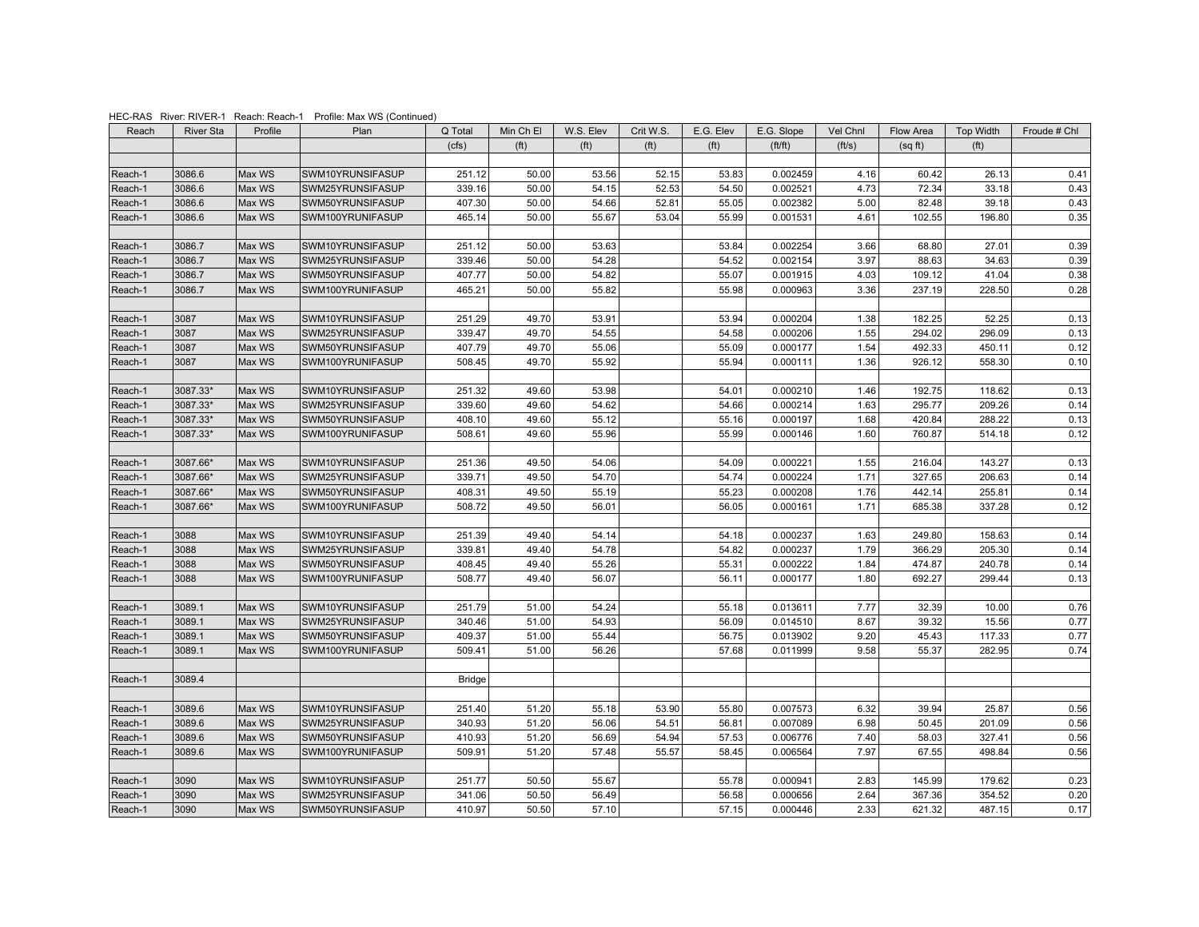HEC-RAS River: RIVER-1 Reach: Reach-1 Profile: Max WS (Continued)

| Reach | River Sta | Profile | Plan | Q Total | Min Ch El | W.S. Elev | Crit W.S. | E.G. Elev | E.G. Slope | Vel Chnl | Flow Area | Top Width | Froude # Chl |
|---|---|---|---|---|---|---|---|---|---|---|---|---|---|
| | | | | (cfs) | (ft) | (ft) | (ft) | (ft) | (ft/ft) | (ft/s) | (sq ft) | (ft) | |
| | | | | | | | | | | | | | |
| Reach-1 | 3086.6 | Max WS | SWM10YRUNSIFASUP | 251.12 | 50.00 | 53.56 | 52.15 | 53.83 | 0.002459 | 4.16 | 60.42 | 26.13 | 0.41 |
| Reach-1 | 3086.6 | Max WS | SWM25YRUNSIFASUP | 339.16 | 50.00 | 54.15 | 52.53 | 54.50 | 0.002521 | 4.73 | 72.34 | 33.18 | 0.43 |
| Reach-1 | 3086.6 | Max WS | SWM50YRUNSIFASUP | 407.30 | 50.00 | 54.66 | 52.81 | 55.05 | 0.002382 | 5.00 | 82.48 | 39.18 | 0.43 |
| Reach-1 | 3086.6 | Max WS | SWM100YRUNIFASUP | 465.14 | 50.00 | 55.67 | 53.04 | 55.99 | 0.001531 | 4.61 | 102.55 | 196.80 | 0.35 |
| | | | | | | | | | | | | | |
| Reach-1 | 3086.7 | Max WS | SWM10YRUNSIFASUP | 251.12 | 50.00 | 53.63 | | 53.84 | 0.002254 | 3.66 | 68.80 | 27.01 | 0.39 |
| Reach-1 | 3086.7 | Max WS | SWM25YRUNSIFASUP | 339.46 | 50.00 | 54.28 | | 54.52 | 0.002154 | 3.97 | 88.63 | 34.63 | 0.39 |
| Reach-1 | 3086.7 | Max WS | SWM50YRUNSIFASUP | 407.77 | 50.00 | 54.82 | | 55.07 | 0.001915 | 4.03 | 109.12 | 41.04 | 0.38 |
| Reach-1 | 3086.7 | Max WS | SWM100YRUNIFASUP | 465.21 | 50.00 | 55.82 | | 55.98 | 0.000963 | 3.36 | 237.19 | 228.50 | 0.28 |
| | | | | | | | | | | | | | |
| Reach-1 | 3087 | Max WS | SWM10YRUNSIFASUP | 251.29 | 49.70 | 53.91 | | 53.94 | 0.000204 | 1.38 | 182.25 | 52.25 | 0.13 |
| Reach-1 | 3087 | Max WS | SWM25YRUNSIFASUP | 339.47 | 49.70 | 54.55 | | 54.58 | 0.000206 | 1.55 | 294.02 | 296.09 | 0.13 |
| Reach-1 | 3087 | Max WS | SWM50YRUNSIFASUP | 407.79 | 49.70 | 55.06 | | 55.09 | 0.000177 | 1.54 | 492.33 | 450.11 | 0.12 |
| Reach-1 | 3087 | Max WS | SWM100YRUNIFASUP | 508.45 | 49.70 | 55.92 | | 55.94 | 0.000111 | 1.36 | 926.12 | 558.30 | 0.10 |
| | | | | | | | | | | | | | |
| Reach-1 | 3087.33* | Max WS | SWM10YRUNSIFASUP | 251.32 | 49.60 | 53.98 | | 54.01 | 0.000210 | 1.46 | 192.75 | 118.62 | 0.13 |
| Reach-1 | 3087.33* | Max WS | SWM25YRUNSIFASUP | 339.60 | 49.60 | 54.62 | | 54.66 | 0.000214 | 1.63 | 295.77 | 209.26 | 0.14 |
| Reach-1 | 3087.33* | Max WS | SWM50YRUNSIFASUP | 408.10 | 49.60 | 55.12 | | 55.16 | 0.000197 | 1.68 | 420.84 | 288.22 | 0.13 |
| Reach-1 | 3087.33* | Max WS | SWM100YRUNIFASUP | 508.61 | 49.60 | 55.96 | | 55.99 | 0.000146 | 1.60 | 760.87 | 514.18 | 0.12 |
| | | | | | | | | | | | | | |
| Reach-1 | 3087.66* | Max WS | SWM10YRUNSIFASUP | 251.36 | 49.50 | 54.06 | | 54.09 | 0.000221 | 1.55 | 216.04 | 143.27 | 0.13 |
| Reach-1 | 3087.66* | Max WS | SWM25YRUNSIFASUP | 339.71 | 49.50 | 54.70 | | 54.74 | 0.000224 | 1.71 | 327.65 | 206.63 | 0.14 |
| Reach-1 | 3087.66* | Max WS | SWM50YRUNSIFASUP | 408.31 | 49.50 | 55.19 | | 55.23 | 0.000208 | 1.76 | 442.14 | 255.81 | 0.14 |
| Reach-1 | 3087.66* | Max WS | SWM100YRUNIFASUP | 508.72 | 49.50 | 56.01 | | 56.05 | 0.000161 | 1.71 | 685.38 | 337.28 | 0.12 |
| | | | | | | | | | | | | | |
| Reach-1 | 3088 | Max WS | SWM10YRUNSIFASUP | 251.39 | 49.40 | 54.14 | | 54.18 | 0.000237 | 1.63 | 249.80 | 158.63 | 0.14 |
| Reach-1 | 3088 | Max WS | SWM25YRUNSIFASUP | 339.81 | 49.40 | 54.78 | | 54.82 | 0.000237 | 1.79 | 366.29 | 205.30 | 0.14 |
| Reach-1 | 3088 | Max WS | SWM50YRUNSIFASUP | 408.45 | 49.40 | 55.26 | | 55.31 | 0.000222 | 1.84 | 474.87 | 240.78 | 0.14 |
| Reach-1 | 3088 | Max WS | SWM100YRUNIFASUP | 508.77 | 49.40 | 56.07 | | 56.11 | 0.000177 | 1.80 | 692.27 | 299.44 | 0.13 |
| | | | | | | | | | | | | | |
| Reach-1 | 3089.1 | Max WS | SWM10YRUNSIFASUP | 251.79 | 51.00 | 54.24 | | 55.18 | 0.013611 | 7.77 | 32.39 | 10.00 | 0.76 |
| Reach-1 | 3089.1 | Max WS | SWM25YRUNSIFASUP | 340.46 | 51.00 | 54.93 | | 56.09 | 0.014510 | 8.67 | 39.32 | 15.56 | 0.77 |
| Reach-1 | 3089.1 | Max WS | SWM50YRUNSIFASUP | 409.37 | 51.00 | 55.44 | | 56.75 | 0.013902 | 9.20 | 45.43 | 117.33 | 0.77 |
| Reach-1 | 3089.1 | Max WS | SWM100YRUNIFASUP | 509.41 | 51.00 | 56.26 | | 57.68 | 0.011999 | 9.58 | 55.37 | 282.95 | 0.74 |
| | | | | | | | | | | | | | |
| Reach-1 | 3089.4 | | | Bridge | | | | | | | | | |
| | | | | | | | | | | | | | |
| Reach-1 | 3089.6 | Max WS | SWM10YRUNSIFASUP | 251.40 | 51.20 | 55.18 | 53.90 | 55.80 | 0.007573 | 6.32 | 39.94 | 25.87 | 0.56 |
| Reach-1 | 3089.6 | Max WS | SWM25YRUNSIFASUP | 340.93 | 51.20 | 56.06 | 54.51 | 56.81 | 0.007089 | 6.98 | 50.45 | 201.09 | 0.56 |
| Reach-1 | 3089.6 | Max WS | SWM50YRUNSIFASUP | 410.93 | 51.20 | 56.69 | 54.94 | 57.53 | 0.006776 | 7.40 | 58.03 | 327.41 | 0.56 |
| Reach-1 | 3089.6 | Max WS | SWM100YRUNIFASUP | 509.91 | 51.20 | 57.48 | 55.57 | 58.45 | 0.006564 | 7.97 | 67.55 | 498.84 | 0.56 |
| | | | | | | | | | | | | | |
| Reach-1 | 3090 | Max WS | SWM10YRUNSIFASUP | 251.77 | 50.50 | 55.67 | | 55.78 | 0.000941 | 2.83 | 145.99 | 179.62 | 0.23 |
| Reach-1 | 3090 | Max WS | SWM25YRUNSIFASUP | 341.06 | 50.50 | 56.49 | | 56.58 | 0.000656 | 2.64 | 367.36 | 354.52 | 0.20 |
| Reach-1 | 3090 | Max WS | SWM50YRUNSIFASUP | 410.97 | 50.50 | 57.10 | | 57.15 | 0.000446 | 2.33 | 621.32 | 487.15 | 0.17 |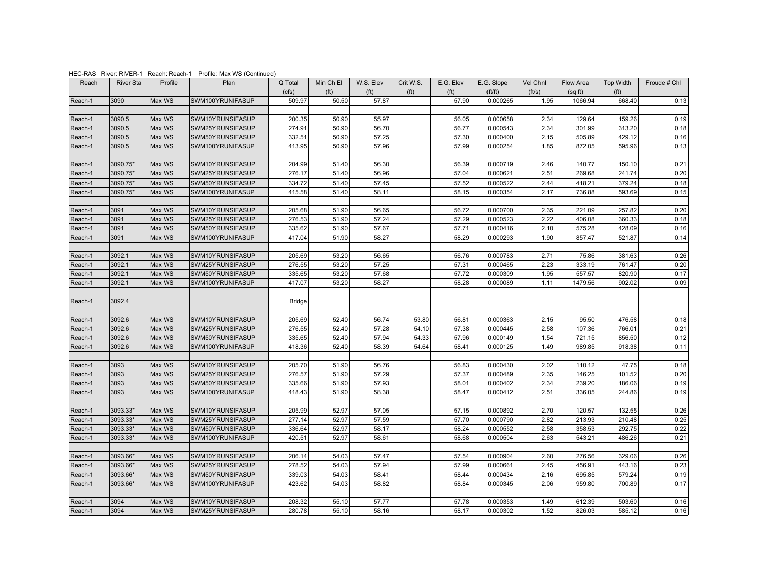HEC-RAS River: RIVER-1 Reach: Reach-1 Profile: Max WS (Continued)

| Reach | River Sta | Profile | Plan | Q Total | Min Ch El | W.S. Elev | Crit W.S. | E.G. Elev | E.G. Slope | Vel Chnl | Flow Area | Top Width | Froude # Chl |
|---|---|---|---|---|---|---|---|---|---|---|---|---|---|
| | | | | (cfs) | (ft) | (ft) | (ft) | (ft) | (ft/ft) | (ft/s) | (sq ft) | (ft) | |
| Reach-1 | 3090 | Max WS | SWM100YRUNIFASUP | 509.97 | 50.50 | 57.87 | | 57.90 | 0.000265 | 1.95 | 1066.94 | 668.40 | 0.13 |
| | | | | | | | | | | | | | |
| Reach-1 | 3090.5 | Max WS | SWM10YRUNSIFASUP | 200.35 | 50.90 | 55.97 | | 56.05 | 0.000658 | 2.34 | 129.64 | 159.26 | 0.19 |
| Reach-1 | 3090.5 | Max WS | SWM25YRUNSIFASUP | 274.91 | 50.90 | 56.70 | | 56.77 | 0.000543 | 2.34 | 301.99 | 313.20 | 0.18 |
| Reach-1 | 3090.5 | Max WS | SWM50YRUNSIFASUP | 332.51 | 50.90 | 57.25 | | 57.30 | 0.000400 | 2.15 | 505.89 | 429.12 | 0.16 |
| Reach-1 | 3090.5 | Max WS | SWM100YRUNIFASUP | 413.95 | 50.90 | 57.96 | | 57.99 | 0.000254 | 1.85 | 872.05 | 595.96 | 0.13 |
| | | | | | | | | | | | | | |
| Reach-1 | 3090.75* | Max WS | SWM10YRUNSIFASUP | 204.99 | 51.40 | 56.30 | | 56.39 | 0.000719 | 2.46 | 140.77 | 150.10 | 0.21 |
| Reach-1 | 3090.75* | Max WS | SWM25YRUNSIFASUP | 276.17 | 51.40 | 56.96 | | 57.04 | 0.000621 | 2.51 | 269.68 | 241.74 | 0.20 |
| Reach-1 | 3090.75* | Max WS | SWM50YRUNSIFASUP | 334.72 | 51.40 | 57.45 | | 57.52 | 0.000522 | 2.44 | 418.21 | 379.24 | 0.18 |
| Reach-1 | 3090.75* | Max WS | SWM100YRUNIFASUP | 415.58 | 51.40 | 58.11 | | 58.15 | 0.000354 | 2.17 | 736.88 | 593.69 | 0.15 |
| | | | | | | | | | | | | | |
| Reach-1 | 3091 | Max WS | SWM10YRUNSIFASUP | 205.68 | 51.90 | 56.65 | | 56.72 | 0.000700 | 2.35 | 221.09 | 257.82 | 0.20 |
| Reach-1 | 3091 | Max WS | SWM25YRUNSIFASUP | 276.53 | 51.90 | 57.24 | | 57.29 | 0.000523 | 2.22 | 406.08 | 360.33 | 0.18 |
| Reach-1 | 3091 | Max WS | SWM50YRUNSIFASUP | 335.62 | 51.90 | 57.67 | | 57.71 | 0.000416 | 2.10 | 575.28 | 428.09 | 0.16 |
| Reach-1 | 3091 | Max WS | SWM100YRUNIFASUP | 417.04 | 51.90 | 58.27 | | 58.29 | 0.000293 | 1.90 | 857.47 | 521.87 | 0.14 |
| | | | | | | | | | | | | | |
| Reach-1 | 3092.1 | Max WS | SWM10YRUNSIFASUP | 205.69 | 53.20 | 56.65 | | 56.76 | 0.000783 | 2.71 | 75.86 | 381.63 | 0.26 |
| Reach-1 | 3092.1 | Max WS | SWM25YRUNSIFASUP | 276.55 | 53.20 | 57.25 | | 57.31 | 0.000465 | 2.23 | 333.19 | 761.47 | 0.20 |
| Reach-1 | 3092.1 | Max WS | SWM50YRUNSIFASUP | 335.65 | 53.20 | 57.68 | | 57.72 | 0.000309 | 1.95 | 557.57 | 820.90 | 0.17 |
| Reach-1 | 3092.1 | Max WS | SWM100YRUNIFASUP | 417.07 | 53.20 | 58.27 | | 58.28 | 0.000089 | 1.11 | 1479.56 | 902.02 | 0.09 |
| | | | | | | | | | | | | | |
| Reach-1 | 3092.4 | | | Bridge | | | | | | | | | |
| | | | | | | | | | | | | | |
| Reach-1 | 3092.6 | Max WS | SWM10YRUNSIFASUP | 205.69 | 52.40 | 56.74 | 53.80 | 56.81 | 0.000363 | 2.15 | 95.50 | 476.58 | 0.18 |
| Reach-1 | 3092.6 | Max WS | SWM25YRUNSIFASUP | 276.55 | 52.40 | 57.28 | 54.10 | 57.38 | 0.000445 | 2.58 | 107.36 | 766.01 | 0.21 |
| Reach-1 | 3092.6 | Max WS | SWM50YRUNSIFASUP | 335.65 | 52.40 | 57.94 | 54.33 | 57.96 | 0.000149 | 1.54 | 721.15 | 856.50 | 0.12 |
| Reach-1 | 3092.6 | Max WS | SWM100YRUNIFASUP | 418.36 | 52.40 | 58.39 | 54.64 | 58.41 | 0.000125 | 1.49 | 989.85 | 918.38 | 0.11 |
| | | | | | | | | | | | | | |
| Reach-1 | 3093 | Max WS | SWM10YRUNSIFASUP | 205.70 | 51.90 | 56.76 | | 56.83 | 0.000430 | 2.02 | 110.12 | 47.75 | 0.18 |
| Reach-1 | 3093 | Max WS | SWM25YRUNSIFASUP | 276.57 | 51.90 | 57.29 | | 57.37 | 0.000489 | 2.35 | 146.25 | 101.52 | 0.20 |
| Reach-1 | 3093 | Max WS | SWM50YRUNSIFASUP | 335.66 | 51.90 | 57.93 | | 58.01 | 0.000402 | 2.34 | 239.20 | 186.06 | 0.19 |
| Reach-1 | 3093 | Max WS | SWM100YRUNIFASUP | 418.43 | 51.90 | 58.38 | | 58.47 | 0.000412 | 2.51 | 336.05 | 244.86 | 0.19 |
| | | | | | | | | | | | | | |
| Reach-1 | 3093.33* | Max WS | SWM10YRUNSIFASUP | 205.99 | 52.97 | 57.05 | | 57.15 | 0.000892 | 2.70 | 120.57 | 132.55 | 0.26 |
| Reach-1 | 3093.33* | Max WS | SWM25YRUNSIFASUP | 277.14 | 52.97 | 57.59 | | 57.70 | 0.000790 | 2.82 | 213.93 | 210.48 | 0.25 |
| Reach-1 | 3093.33* | Max WS | SWM50YRUNSIFASUP | 336.64 | 52.97 | 58.17 | | 58.24 | 0.000552 | 2.58 | 358.53 | 292.75 | 0.22 |
| Reach-1 | 3093.33* | Max WS | SWM100YRUNIFASUP | 420.51 | 52.97 | 58.61 | | 58.68 | 0.000504 | 2.63 | 543.21 | 486.26 | 0.21 |
| | | | | | | | | | | | | | |
| Reach-1 | 3093.66* | Max WS | SWM10YRUNSIFASUP | 206.14 | 54.03 | 57.47 | | 57.54 | 0.000904 | 2.60 | 276.56 | 329.06 | 0.26 |
| Reach-1 | 3093.66* | Max WS | SWM25YRUNSIFASUP | 278.52 | 54.03 | 57.94 | | 57.99 | 0.000661 | 2.45 | 456.91 | 443.16 | 0.23 |
| Reach-1 | 3093.66* | Max WS | SWM50YRUNSIFASUP | 339.03 | 54.03 | 58.41 | | 58.44 | 0.000434 | 2.16 | 695.85 | 579.24 | 0.19 |
| Reach-1 | 3093.66* | Max WS | SWM100YRUNIFASUP | 423.62 | 54.03 | 58.82 | | 58.84 | 0.000345 | 2.06 | 959.80 | 700.89 | 0.17 |
| | | | | | | | | | | | | | |
| Reach-1 | 3094 | Max WS | SWM10YRUNSIFASUP | 208.32 | 55.10 | 57.77 | | 57.78 | 0.000353 | 1.49 | 612.39 | 503.60 | 0.16 |
| Reach-1 | 3094 | Max WS | SWM25YRUNSIFASUP | 280.78 | 55.10 | 58.16 | | 58.17 | 0.000302 | 1.52 | 826.03 | 585.12 | 0.16 |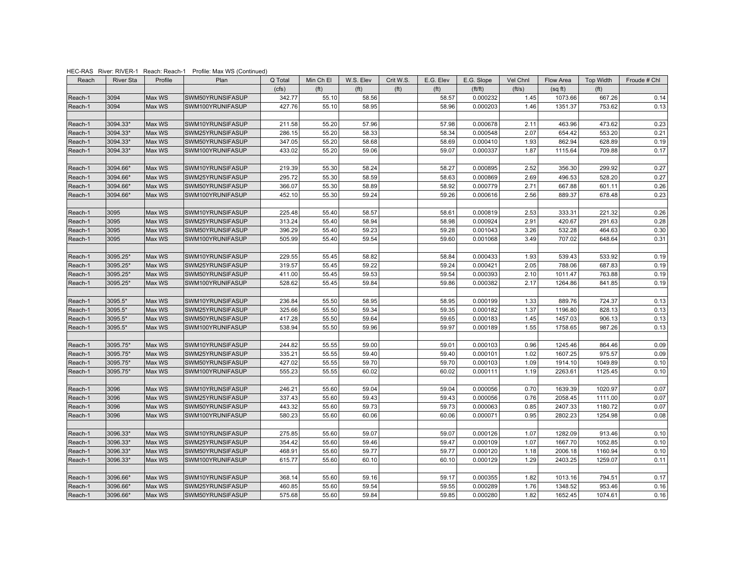HEC-RAS River: RIVER-1 Reach: Reach-1 Profile: Max WS (Continued)

| Reach | River Sta | Profile | Plan | Q Total | Min Ch El | W.S. Elev | Crit W.S. | E.G. Elev | E.G. Slope | Vel Chnl | Flow Area | Top Width | Froude # Chl |
|---|---|---|---|---|---|---|---|---|---|---|---|---|---|
| | | | | (cfs) | (ft) | (ft) | (ft) | (ft) | (ft/ft) | (ft/s) | (sq ft) | (ft) | |
| Reach-1 | 3094 | Max WS | SWM50YRUNSIFASUP | 342.77 | 55.10 | 58.56 | | 58.57 | 0.000232 | 1.45 | 1073.66 | 667.26 | 0.14 |
| Reach-1 | 3094 | Max WS | SWM100YRUNIFASUP | 427.76 | 55.10 | 58.95 | | 58.96 | 0.000203 | 1.46 | 1351.37 | 753.62 | 0.13 |
| | | | | | | | | | | | | | |
| Reach-1 | 3094.33* | Max WS | SWM10YRUNSIFASUP | 211.58 | 55.20 | 57.96 | | 57.98 | 0.000678 | 2.11 | 463.96 | 473.62 | 0.23 |
| Reach-1 | 3094.33* | Max WS | SWM25YRUNSIFASUP | 286.15 | 55.20 | 58.33 | | 58.34 | 0.000548 | 2.07 | 654.42 | 553.20 | 0.21 |
| Reach-1 | 3094.33* | Max WS | SWM50YRUNSIFASUP | 347.05 | 55.20 | 58.68 | | 58.69 | 0.000410 | 1.93 | 862.94 | 628.89 | 0.19 |
| Reach-1 | 3094.33* | Max WS | SWM100YRUNIFASUP | 433.02 | 55.20 | 59.06 | | 59.07 | 0.000337 | 1.87 | 1115.64 | 709.88 | 0.17 |
| | | | | | | | | | | | | | |
| Reach-1 | 3094.66* | Max WS | SWM10YRUNSIFASUP | 219.39 | 55.30 | 58.24 | | 58.27 | 0.000895 | 2.52 | 356.30 | 299.92 | 0.27 |
| Reach-1 | 3094.66* | Max WS | SWM25YRUNSIFASUP | 295.72 | 55.30 | 58.59 | | 58.63 | 0.000869 | 2.69 | 496.53 | 528.20 | 0.27 |
| Reach-1 | 3094.66* | Max WS | SWM50YRUNSIFASUP | 366.07 | 55.30 | 58.89 | | 58.92 | 0.000779 | 2.71 | 667.88 | 601.11 | 0.26 |
| Reach-1 | 3094.66* | Max WS | SWM100YRUNIFASUP | 452.10 | 55.30 | 59.24 | | 59.26 | 0.000616 | 2.56 | 889.37 | 678.48 | 0.23 |
| | | | | | | | | | | | | | |
| Reach-1 | 3095 | Max WS | SWM10YRUNSIFASUP | 225.48 | 55.40 | 58.57 | | 58.61 | 0.000819 | 2.53 | 333.31 | 221.32 | 0.26 |
| Reach-1 | 3095 | Max WS | SWM25YRUNSIFASUP | 313.24 | 55.40 | 58.94 | | 58.98 | 0.000924 | 2.91 | 420.67 | 291.63 | 0.28 |
| Reach-1 | 3095 | Max WS | SWM50YRUNSIFASUP | 396.29 | 55.40 | 59.23 | | 59.28 | 0.001043 | 3.26 | 532.28 | 464.63 | 0.30 |
| Reach-1 | 3095 | Max WS | SWM100YRUNIFASUP | 505.99 | 55.40 | 59.54 | | 59.60 | 0.001068 | 3.49 | 707.02 | 648.64 | 0.31 |
| | | | | | | | | | | | | | |
| Reach-1 | 3095.25* | Max WS | SWM10YRUNSIFASUP | 229.55 | 55.45 | 58.82 | | 58.84 | 0.000433 | 1.93 | 539.43 | 533.92 | 0.19 |
| Reach-1 | 3095.25* | Max WS | SWM25YRUNSIFASUP | 319.57 | 55.45 | 59.22 | | 59.24 | 0.000421 | 2.05 | 788.06 | 687.83 | 0.19 |
| Reach-1 | 3095.25* | Max WS | SWM50YRUNSIFASUP | 411.00 | 55.45 | 59.53 | | 59.54 | 0.000393 | 2.10 | 1011.47 | 763.88 | 0.19 |
| Reach-1 | 3095.25* | Max WS | SWM100YRUNIFASUP | 528.62 | 55.45 | 59.84 | | 59.86 | 0.000382 | 2.17 | 1264.86 | 841.85 | 0.19 |
| | | | | | | | | | | | | | |
| Reach-1 | 3095.5* | Max WS | SWM10YRUNSIFASUP | 236.84 | 55.50 | 58.95 | | 58.95 | 0.000199 | 1.33 | 889.76 | 724.37 | 0.13 |
| Reach-1 | 3095.5* | Max WS | SWM25YRUNSIFASUP | 325.66 | 55.50 | 59.34 | | 59.35 | 0.000182 | 1.37 | 1196.80 | 828.13 | 0.13 |
| Reach-1 | 3095.5* | Max WS | SWM50YRUNSIFASUP | 417.28 | 55.50 | 59.64 | | 59.65 | 0.000183 | 1.45 | 1457.03 | 906.13 | 0.13 |
| Reach-1 | 3095.5* | Max WS | SWM100YRUNIFASUP | 538.94 | 55.50 | 59.96 | | 59.97 | 0.000189 | 1.55 | 1758.65 | 987.26 | 0.13 |
| | | | | | | | | | | | | | |
| Reach-1 | 3095.75* | Max WS | SWM10YRUNSIFASUP | 244.82 | 55.55 | 59.00 | | 59.01 | 0.000103 | 0.96 | 1245.46 | 864.46 | 0.09 |
| Reach-1 | 3095.75* | Max WS | SWM25YRUNSIFASUP | 335.21 | 55.55 | 59.40 | | 59.40 | 0.000101 | 1.02 | 1607.25 | 975.57 | 0.09 |
| Reach-1 | 3095.75* | Max WS | SWM50YRUNSIFASUP | 427.02 | 55.55 | 59.70 | | 59.70 | 0.000103 | 1.09 | 1914.10 | 1049.89 | 0.10 |
| Reach-1 | 3095.75* | Max WS | SWM100YRUNIFASUP | 555.23 | 55.55 | 60.02 | | 60.02 | 0.000111 | 1.19 | 2263.61 | 1125.45 | 0.10 |
| | | | | | | | | | | | | | |
| Reach-1 | 3096 | Max WS | SWM10YRUNSIFASUP | 246.21 | 55.60 | 59.04 | | 59.04 | 0.000056 | 0.70 | 1639.39 | 1020.97 | 0.07 |
| Reach-1 | 3096 | Max WS | SWM25YRUNSIFASUP | 337.43 | 55.60 | 59.43 | | 59.43 | 0.000056 | 0.76 | 2058.45 | 1111.00 | 0.07 |
| Reach-1 | 3096 | Max WS | SWM50YRUNSIFASUP | 443.32 | 55.60 | 59.73 | | 59.73 | 0.000063 | 0.85 | 2407.33 | 1180.72 | 0.07 |
| Reach-1 | 3096 | Max WS | SWM100YRUNIFASUP | 580.23 | 55.60 | 60.06 | | 60.06 | 0.000071 | 0.95 | 2802.23 | 1254.98 | 0.08 |
| | | | | | | | | | | | | | |
| Reach-1 | 3096.33* | Max WS | SWM10YRUNSIFASUP | 275.85 | 55.60 | 59.07 | | 59.07 | 0.000126 | 1.07 | 1282.09 | 913.46 | 0.10 |
| Reach-1 | 3096.33* | Max WS | SWM25YRUNSIFASUP | 354.42 | 55.60 | 59.46 | | 59.47 | 0.000109 | 1.07 | 1667.70 | 1052.85 | 0.10 |
| Reach-1 | 3096.33* | Max WS | SWM50YRUNSIFASUP | 468.91 | 55.60 | 59.77 | | 59.77 | 0.000120 | 1.18 | 2006.18 | 1160.94 | 0.10 |
| Reach-1 | 3096.33* | Max WS | SWM100YRUNIFASUP | 615.77 | 55.60 | 60.10 | | 60.10 | 0.000129 | 1.29 | 2403.25 | 1259.07 | 0.11 |
| | | | | | | | | | | | | | |
| Reach-1 | 3096.66* | Max WS | SWM10YRUNSIFASUP | 368.14 | 55.60 | 59.16 | | 59.17 | 0.000355 | 1.82 | 1013.16 | 794.51 | 0.17 |
| Reach-1 | 3096.66* | Max WS | SWM25YRUNSIFASUP | 460.85 | 55.60 | 59.54 | | 59.55 | 0.000289 | 1.76 | 1348.52 | 953.46 | 0.16 |
| Reach-1 | 3096.66* | Max WS | SWM50YRUNSIFASUP | 575.68 | 55.60 | 59.84 | | 59.85 | 0.000280 | 1.82 | 1652.45 | 1074.61 | 0.16 |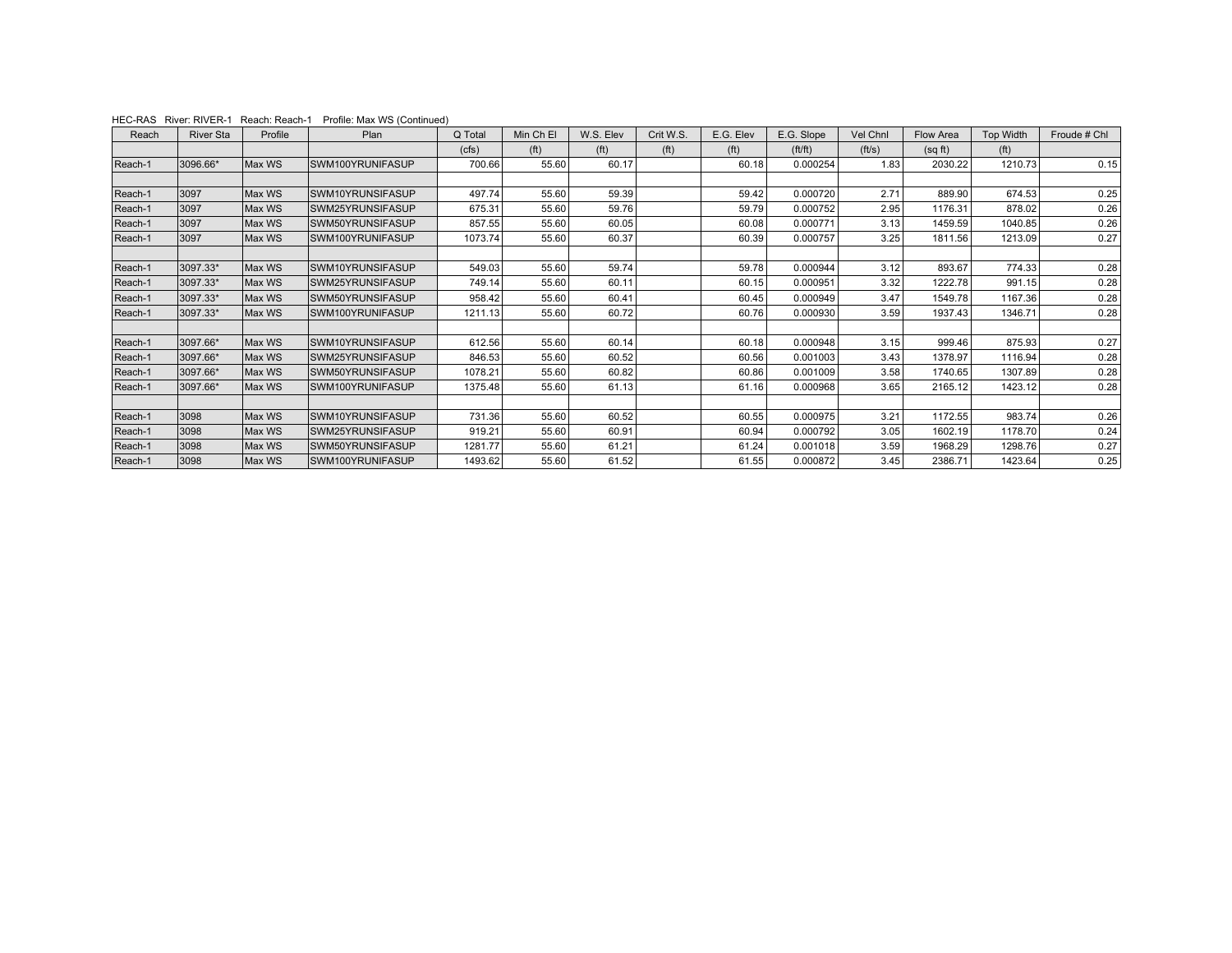HEC-RAS River: RIVER-1 Reach: Reach-1 Profile: Max WS (Continued)

| Reach | River Sta | Profile | Plan | Q Total | Min Ch El | W.S. Elev | Crit W.S. | E.G. Elev | E.G. Slope | Vel Chnl | Flow Area | Top Width | Froude # Chl |
|---|---|---|---|---|---|---|---|---|---|---|---|---|---|
| | | | | (cfs) | (ft) | (ft) | (ft) | (ft) | (ft/ft) | (ft/s) | (sq ft) | (ft) | |
| Reach-1 | 3096.66* | Max WS | SWM100YRUNIFASUP | 700.66 | 55.60 | 60.17 | | 60.18 | 0.000254 | 1.83 | 2030.22 | 1210.73 | 0.15 |
| | | | | | | | | | | | | | |
| Reach-1 | 3097 | Max WS | SWM10YRUNSIFASUP | 497.74 | 55.60 | 59.39 | | 59.42 | 0.000720 | 2.71 | 889.90 | 674.53 | 0.25 |
| Reach-1 | 3097 | Max WS | SWM25YRUNSIFASUP | 675.31 | 55.60 | 59.76 | | 59.79 | 0.000752 | 2.95 | 1176.31 | 878.02 | 0.26 |
| Reach-1 | 3097 | Max WS | SWM50YRUNSIFASUP | 857.55 | 55.60 | 60.05 | | 60.08 | 0.000771 | 3.13 | 1459.59 | 1040.85 | 0.26 |
| Reach-1 | 3097 | Max WS | SWM100YRUNIFASUP | 1073.74 | 55.60 | 60.37 | | 60.39 | 0.000757 | 3.25 | 1811.56 | 1213.09 | 0.27 |
| | | | | | | | | | | | | | |
| Reach-1 | 3097.33* | Max WS | SWM10YRUNSIFASUP | 549.03 | 55.60 | 59.74 | | 59.78 | 0.000944 | 3.12 | 893.67 | 774.33 | 0.28 |
| Reach-1 | 3097.33* | Max WS | SWM25YRUNSIFASUP | 749.14 | 55.60 | 60.11 | | 60.15 | 0.000951 | 3.32 | 1222.78 | 991.15 | 0.28 |
| Reach-1 | 3097.33* | Max WS | SWM50YRUNSIFASUP | 958.42 | 55.60 | 60.41 | | 60.45 | 0.000949 | 3.47 | 1549.78 | 1167.36 | 0.28 |
| Reach-1 | 3097.33* | Max WS | SWM100YRUNIFASUP | 1211.13 | 55.60 | 60.72 | | 60.76 | 0.000930 | 3.59 | 1937.43 | 1346.71 | 0.28 |
| | | | | | | | | | | | | | |
| Reach-1 | 3097.66* | Max WS | SWM10YRUNSIFASUP | 612.56 | 55.60 | 60.14 | | 60.18 | 0.000948 | 3.15 | 999.46 | 875.93 | 0.27 |
| Reach-1 | 3097.66* | Max WS | SWM25YRUNSIFASUP | 846.53 | 55.60 | 60.52 | | 60.56 | 0.001003 | 3.43 | 1378.97 | 1116.94 | 0.28 |
| Reach-1 | 3097.66* | Max WS | SWM50YRUNSIFASUP | 1078.21 | 55.60 | 60.82 | | 60.86 | 0.001009 | 3.58 | 1740.65 | 1307.89 | 0.28 |
| Reach-1 | 3097.66* | Max WS | SWM100YRUNIFASUP | 1375.48 | 55.60 | 61.13 | | 61.16 | 0.000968 | 3.65 | 2165.12 | 1423.12 | 0.28 |
| | | | | | | | | | | | | | |
| Reach-1 | 3098 | Max WS | SWM10YRUNSIFASUP | 731.36 | 55.60 | 60.52 | | 60.55 | 0.000975 | 3.21 | 1172.55 | 983.74 | 0.26 |
| Reach-1 | 3098 | Max WS | SWM25YRUNSIFASUP | 919.21 | 55.60 | 60.91 | | 60.94 | 0.000792 | 3.05 | 1602.19 | 1178.70 | 0.24 |
| Reach-1 | 3098 | Max WS | SWM50YRUNSIFASUP | 1281.77 | 55.60 | 61.21 | | 61.24 | 0.001018 | 3.59 | 1968.29 | 1298.76 | 0.27 |
| Reach-1 | 3098 | Max WS | SWM100YRUNIFASUP | 1493.62 | 55.60 | 61.52 | | 61.55 | 0.000872 | 3.45 | 2386.71 | 1423.64 | 0.25 |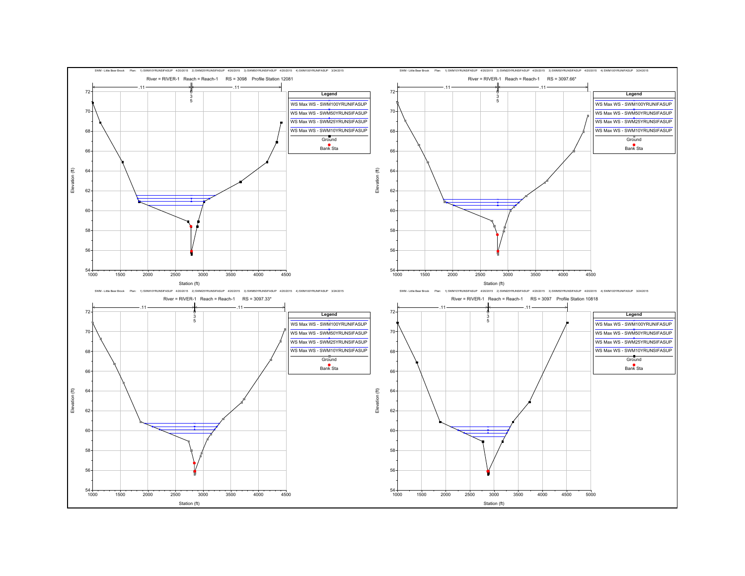SWM - Little Bear Brook Plan: 1) SWM10YRUNSIFASUP 4/20/2015 2) SWM25YRUNSIFASUP 4/20/2015 3) SWM50YRUNSIFASUP 4/20/2015 4) SWM100YRUNIFASUP 3/24/2015

River = RIVER-1 Reach = Reach-1 RS = 3098 Profile Station 12081

Legend: WS Max WS - SWM100YRUNIFASUP; WS Max WS - SWM50YRUNSIFASUP; WS Max WS - SWM25YRUNSIFASUP; WS Max WS - SWM10YRUNSIFASUP; Ground; Bank Sta

SWM - Little Bear Brook Plan: 1) SWM10YRUNSIFASUP 4/20/2015 2) SWM25YRUNSIFASUP 4/20/2015 3) SWM50YRUNSIFASUP 4/20/2015 4) SWM100YRUNIFASUP 3/24/2015

River = RIVER-1 Reach = Reach-1 RS = 3097.66*

Legend: WS Max WS - SWM100YRUNIFASUP; WS Max WS - SWM50YRUNSIFASUP; WS Max WS - SWM25YRUNSIFASUP; WS Max WS - SWM10YRUNSIFASUP; Ground; Bank Sta

SWM - Little Bear Brook Plan: 1) SWM10YRUNSIFASUP 4/20/2015 2) SWM25YRUNSIFASUP 4/20/2015 3) SWM50YRUNSIFASUP 4/20/2015 4) SWM100YRUNIFASUP 3/24/2015

River = RIVER-1 Reach = Reach-1 RS = 3097.33*

Legend: WS Max WS - SWM100YRUNIFASUP; WS Max WS - SWM50YRUNSIFASUP; WS Max WS - SWM25YRUNSIFASUP; WS Max WS - SWM10YRUNSIFASUP; Ground; Bank Sta

SWM - Little Bear Brook Plan: 1) SWM10YRUNSIFASUP 4/20/2015 2) SWM25YRUNSIFASUP 4/20/2015 3) SWM50YRUNSIFASUP 4/20/2015 4) SWM100YRUNIFASUP 3/24/2015

River = RIVER-1 Reach = Reach-1 RS = 3097 Profile Station 10818

Legend: WS Max WS - SWM100YRUNIFASUP; WS Max WS - SWM50YRUNSIFASUP; WS Max WS - SWM25YRUNSIFASUP; WS Max WS - SWM10YRUNSIFASUP; Ground; Bank Sta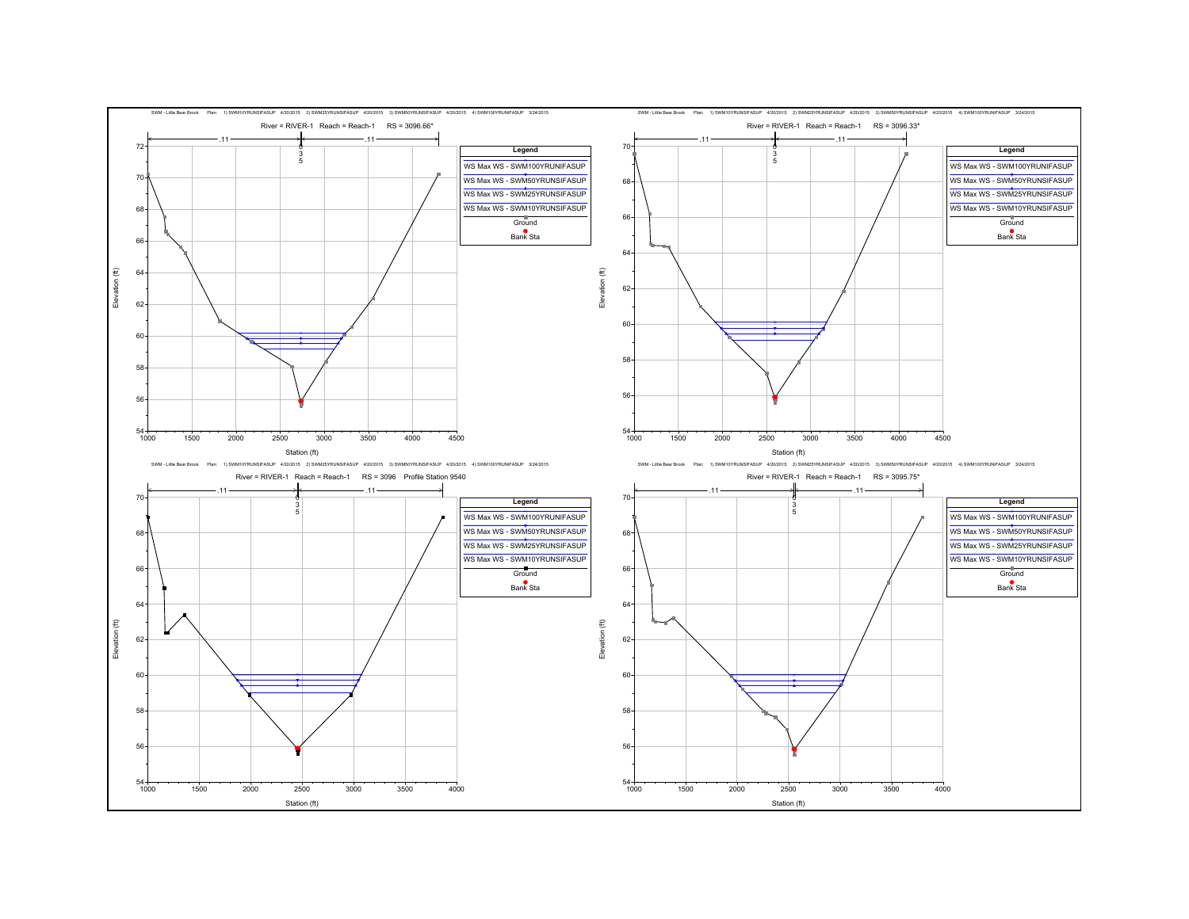SWM - Little Bear Brook Plan: 1) SWM10YRUNSIFASUP 4/20/2015 2) SWM25YRUNSIFASUP 4/20/2015 3) SWM50YRUNSIFASUP 4/20/2015 4) SWM100YRUNIFASUP 3/24/2015

River = RIVER-1 Reach = Reach-1 RS = 3096.66*

Legend: WS Max WS - SWM100YRUNIFASUP; WS Max WS - SWM50YRUNSIFASUP; WS Max WS - SWM25YRUNSIFASUP; WS Max WS - SWM10YRUNSIFASUP; Ground; Bank Sta

SWM - Little Bear Brook Plan: 1) SWM10YRUNSIFASUP 4/20/2015 2) SWM25YRUNSIFASUP 4/20/2015 3) SWM50YRUNSIFASUP 4/20/2015 4) SWM100YRUNIFASUP 3/24/2015

River = RIVER-1 Reach = Reach-1 RS = 3096.33*

Legend: WS Max WS - SWM100YRUNIFASUP; WS Max WS - SWM50YRUNSIFASUP; WS Max WS - SWM25YRUNSIFASUP; WS Max WS - SWM10YRUNSIFASUP; Ground; Bank Sta

SWM - Little Bear Brook Plan: 1) SWM10YRUNSIFASUP 4/20/2015 2) SWM25YRUNSIFASUP 4/20/2015 3) SWM50YRUNSIFASUP 4/20/2015 4) SWM100YRUNIFASUP 3/24/2015

River = RIVER-1 Reach = Reach-1 RS = 3096 Profile Station 9540

Legend: WS Max WS - SWM100YRUNIFASUP; WS Max WS - SWM50YRUNSIFASUP; WS Max WS - SWM25YRUNSIFASUP; WS Max WS - SWM10YRUNSIFASUP; Ground; Bank Sta

SWM - Little Bear Brook Plan: 1) SWM10YRUNSIFASUP 4/20/2015 2) SWM25YRUNSIFASUP 4/20/2015 3) SWM50YRUNSIFASUP 4/20/2015 4) SWM100YRUNIFASUP 3/24/2015

River = RIVER-1 Reach = Reach-1 RS = 3095.75*

Legend: WS Max WS - SWM100YRUNIFASUP; WS Max WS - SWM50YRUNSIFASUP; WS Max WS - SWM25YRUNSIFASUP; WS Max WS - SWM10YRUNSIFASUP; Ground; Bank Sta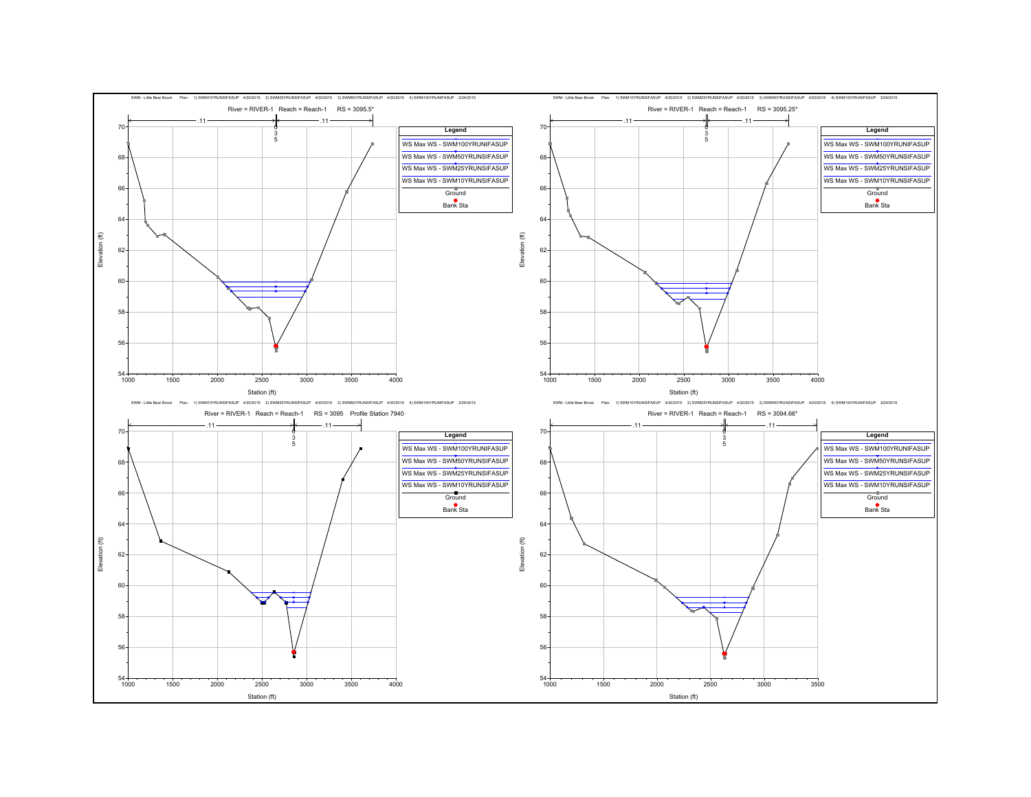SWM - Little Bear Brook Plan: 1) SWM10YRUNSIFASUP 4/20/2015 2) SWM25YRUNSIFASUP 4/20/2015 3) SWM50YRUNSIFASUP 4/20/2015 4) SWM100YRUNIFASUP 3/24/2015

River = RIVER-1 Reach = Reach-1 RS = 3095.5*

Legend: WS Max WS - SWM100YRUNIFASUP; WS Max WS - SWM50YRUNSIFASUP; WS Max WS - SWM25YRUNSIFASUP; WS Max WS - SWM10YRUNSIFASUP; Ground; Bank Sta

SWM - Little Bear Brook Plan: 1) SWM10YRUNSIFASUP 4/20/2015 2) SWM25YRUNSIFASUP 4/20/2015 3) SWM50YRUNSIFASUP 4/20/2015 4) SWM100YRUNIFASUP 3/24/2015

River = RIVER-1 Reach = Reach-1 RS = 3095.25*

Legend: WS Max WS - SWM100YRUNIFASUP; WS Max WS - SWM50YRUNSIFASUP; WS Max WS - SWM25YRUNSIFASUP; WS Max WS - SWM10YRUNSIFASUP; Ground; Bank Sta

SWM - Little Bear Brook Plan: 1) SWM10YRUNSIFASUP 4/20/2015 2) SWM25YRUNSIFASUP 4/20/2015 3) SWM50YRUNSIFASUP 4/20/2015 4) SWM100YRUNIFASUP 3/24/2015

River = RIVER-1 Reach = Reach-1 RS = 3095 Profile Station 7940

Legend: WS Max WS - SWM100YRUNIFASUP; WS Max WS - SWM50YRUNSIFASUP; WS Max WS - SWM25YRUNSIFASUP; WS Max WS - SWM10YRUNSIFASUP; Ground; Bank Sta

SWM - Little Bear Brook Plan: 1) SWM10YRUNSIFASUP 4/20/2015 2) SWM25YRUNSIFASUP 4/20/2015 3) SWM50YRUNSIFASUP 4/20/2015 4) SWM100YRUNIFASUP 3/24/2015

River = RIVER-1 Reach = Reach-1 RS = 3094.66*

Legend: WS Max WS - SWM100YRUNIFASUP; WS Max WS - SWM50YRUNSIFASUP; WS Max WS - SWM25YRUNSIFASUP; WS Max WS - SWM10YRUNSIFASUP; Ground; Bank Sta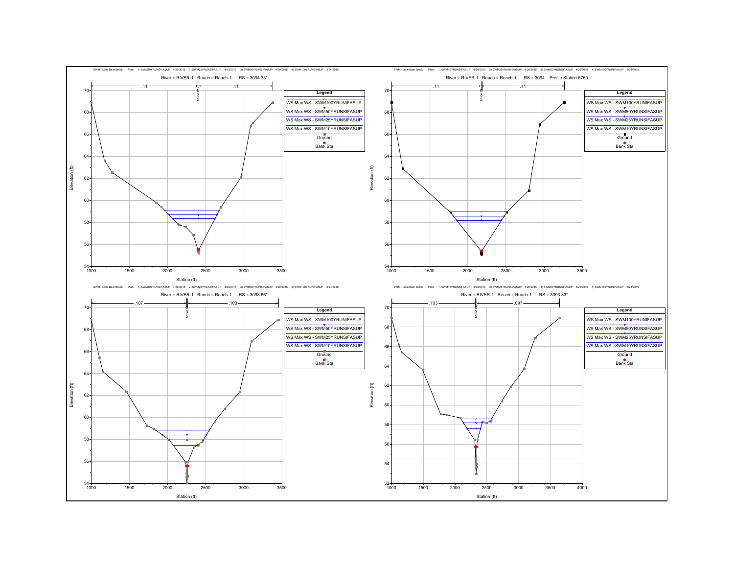SWM - Little Bear Brook Plan: 1) SWM10YRUNSIFASUP 4/20/2015 2) SWM25YRUNSIFASUP 4/20/2015 3) SWM50YRUNSIFASUP 4/20/2015 4) SWM100YRUNIFASUP 3/24/2015

River = RIVER-1 Reach = Reach-1 RS = 3094.33*

.11 | 0 3 5 | .11

Legend
- WS Max WS - SWM100YRUNIFASUP
- WS Max WS - SWM50YRUNSIFASUP
- WS Max WS - SWM25YRUNSIFASUP
- WS Max WS - SWM10YRUNSIFASUP
- Ground
- Bank Sta

Elevation (ft) / Station (ft)

SWM - Little Bear Brook Plan: 1) SWM10YRUNSIFASUP 4/20/2015 2) SWM25YRUNSIFASUP 4/20/2015 3) SWM50YRUNSIFASUP 4/20/2015 4) SWM100YRUNIFASUP 3/24/2015

River = RIVER-1 Reach = Reach-1 RS = 3094 Profile Station 6750

.11 | 0 3 5 | .11

Legend
- WS Max WS - SWM100YRUNIFASUP
- WS Max WS - SWM50YRUNSIFASUP
- WS Max WS - SWM25YRUNSIFASUP
- WS Max WS - SWM10YRUNSIFASUP
- Ground
- Bank Sta

Elevation (ft) / Station (ft)

SWM - Little Bear Brook Plan: 1) SWM10YRUNSIFASUP 4/20/2015 2) SWM25YRUNSIFASUP 4/20/2015 3) SWM50YRUNSIFASUP 4/20/2015 4) SWM100YRUNIFASUP 3/24/2015

River = RIVER-1 Reach = Reach-1 RS = 3093.66*

.107 | 0 3 5 | .103

Legend
- WS Max WS - SWM100YRUNIFASUP
- WS Max WS - SWM50YRUNSIFASUP
- WS Max WS - SWM25YRUNSIFASUP
- WS Max WS - SWM10YRUNSIFASUP
- Ground
- Bank Sta

Elevation (ft) / Station (ft)

SWM - Little Bear Brook Plan: 1) SWM10YRUNSIFASUP 4/20/2015 2) SWM25YRUNSIFASUP 4/20/2015 3) SWM50YRUNSIFASUP 4/20/2015 4) SWM100YRUNIFASUP 3/24/2015

River = RIVER-1 Reach = Reach-1 RS = 3093.33*

.103 | 0 3 5 | .097

Legend
- WS Max WS - SWM100YRUNIFASUP
- WS Max WS - SWM50YRUNSIFASUP
- WS Max WS - SWM25YRUNSIFASUP
- WS Max WS - SWM10YRUNSIFASUP
- Ground
- Bank Sta

Elevation (ft) / Station (ft)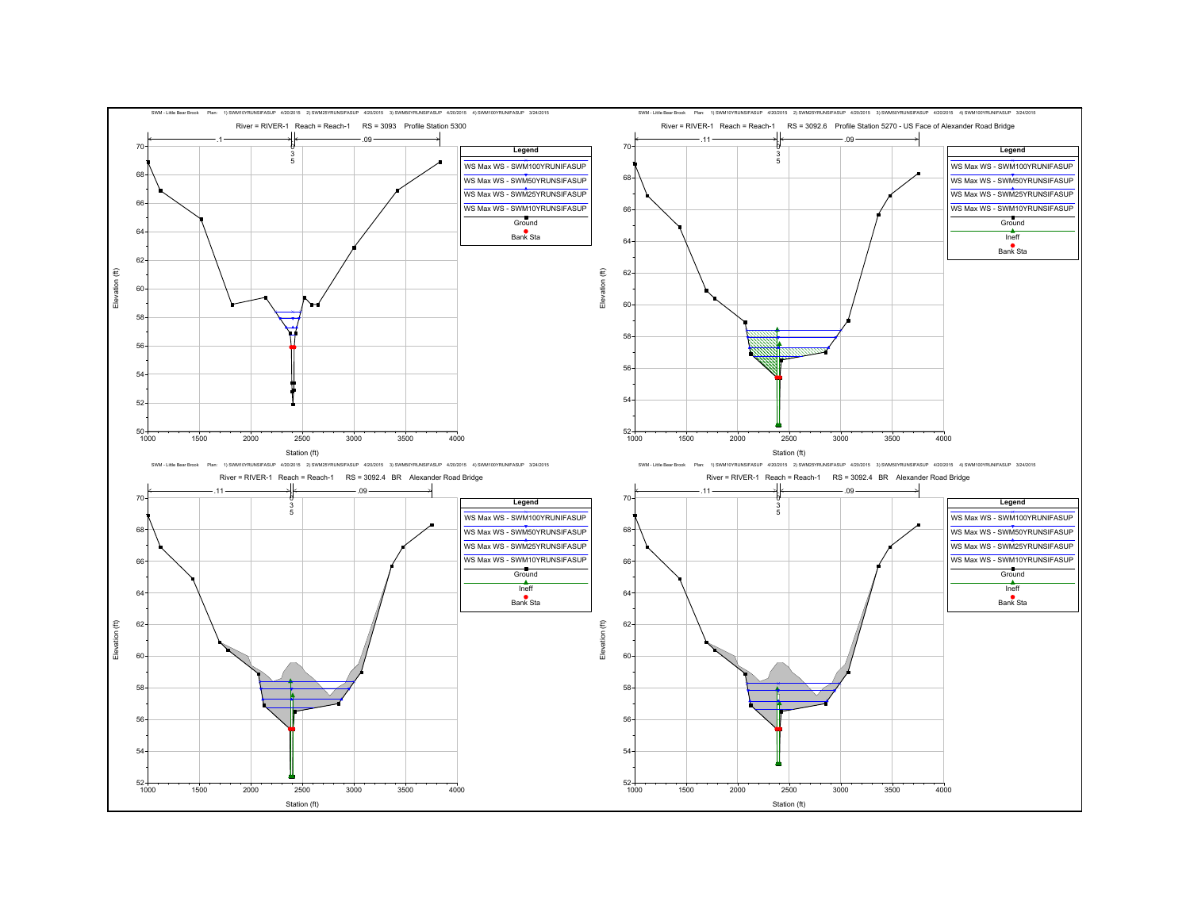SWM - Little Bear Brook Plan: 1) SWM10YRUNSIFASUP 4/20/2015 2) SWM25YRUNSIFASUP 4/20/2015 3) SWM50YRUNSIFASUP 4/20/2015 4) SWM100YRUNIFASUP 3/24/2015

River = RIVER-1 Reach = Reach-1 RS = 3093 Profile Station 5300

Legend: WS Max WS - SWM100YRUNIFASUP; WS Max WS - SWM50YRUNSIFASUP; WS Max WS - SWM25YRUNSIFASUP; WS Max WS - SWM10YRUNSIFASUP; Ground; Bank Sta

Manning's n: .1 | .035 | .09

Elevation (ft) vs. Station (ft)

SWM - Little Bear Brook Plan: 1) SWM10YRUNSIFASUP 4/20/2015 2) SWM25YRUNSIFASUP 4/20/2015 3) SWM50YRUNSIFASUP 4/20/2015 4) SWM100YRUNIFASUP 3/24/2015

River = RIVER-1 Reach = Reach-1 RS = 3092.6 Profile Station 5270 - US Face of Alexander Road Bridge

Legend: WS Max WS - SWM100YRUNIFASUP; WS Max WS - SWM50YRUNSIFASUP; WS Max WS - SWM25YRUNSIFASUP; WS Max WS - SWM10YRUNSIFASUP; Ground; Ineff; Bank Sta

Manning's n: .11 | .035 | .09

Elevation (ft) vs. Station (ft)

SWM - Little Bear Brook Plan: 1) SWM10YRUNSIFASUP 4/20/2015 2) SWM25YRUNSIFASUP 4/20/2015 3) SWM50YRUNSIFASUP 4/20/2015 4) SWM100YRUNIFASUP 3/24/2015

River = RIVER-1 Reach = Reach-1 RS = 3092.4 BR Alexander Road Bridge

Legend: WS Max WS - SWM100YRUNIFASUP; WS Max WS - SWM50YRUNSIFASUP; WS Max WS - SWM25YRUNSIFASUP; WS Max WS - SWM10YRUNSIFASUP; Ground; Ineff; Bank Sta

Manning's n: .11 | .035 | .09

Elevation (ft) vs. Station (ft)

SWM - Little Bear Brook Plan: 1) SWM10YRUNSIFASUP 4/20/2015 2) SWM25YRUNSIFASUP 4/20/2015 3) SWM50YRUNSIFASUP 4/20/2015 4) SWM100YRUNIFASUP 3/24/2015

River = RIVER-1 Reach = Reach-1 RS = 3092.4 BR Alexander Road Bridge

Legend: WS Max WS - SWM100YRUNIFASUP; WS Max WS - SWM50YRUNSIFASUP; WS Max WS - SWM25YRUNSIFASUP; WS Max WS - SWM10YRUNSIFASUP; Ground; Ineff; Bank Sta

Manning's n: .11 | .035 | .09

Elevation (ft) vs. Station (ft)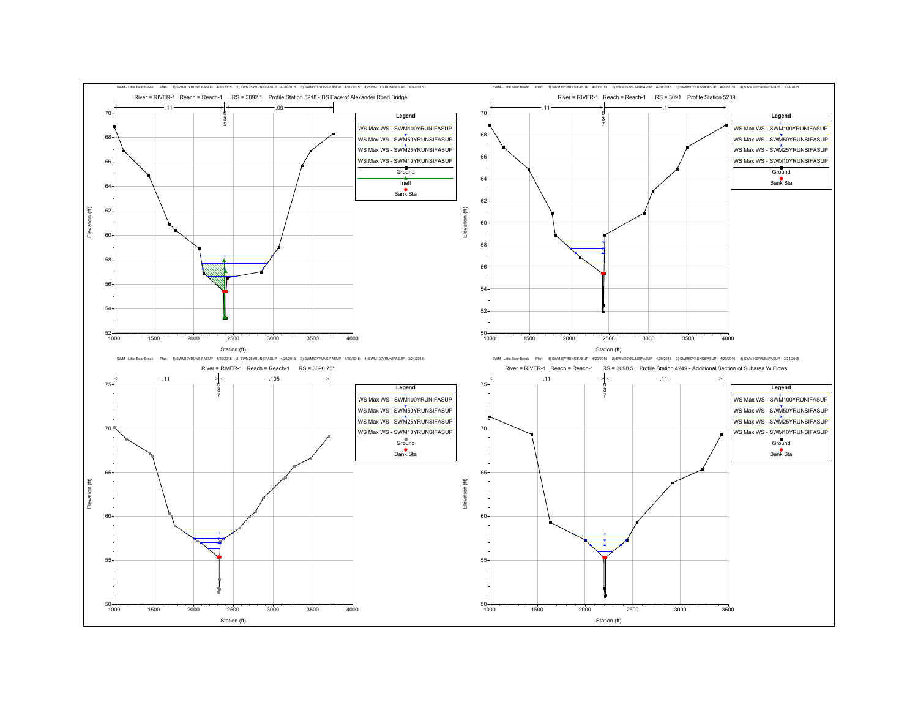SWM - Little Bear Brook Plan: 1) SWM10YRUNSIFASUP 4/20/2015 2) SWM25YRUNSIFASUP 4/20/2015 3) SWM50YRUNSIFASUP 4/20/2015 4) SWM100YRUNIFASUP 3/24/2015

River = RIVER-1 Reach = Reach-1 RS = 3092.1 Profile Station 5218 - DS Face of Alexander Road Bridge

.11 | .035 | .09

Elevation (ft) vs. Station (ft)

Legend:
- WS Max WS - SWM100YRUNIFASUP
- WS Max WS - SWM50YRUNSIFASUP
- WS Max WS - SWM25YRUNSIFASUP
- WS Max WS - SWM10YRUNSIFASUP
- Ground
- Ineff
- Bank Sta

SWM - Little Bear Brook Plan: 1) SWM10YRUNSIFASUP 4/20/2015 2) SWM25YRUNSIFASUP 4/20/2015 3) SWM50YRUNSIFASUP 4/20/2015 4) SWM100YRUNIFASUP 3/24/2015

River = RIVER-1 Reach = Reach-1 RS = 3091 Profile Station 5209

.11 | .037 | .1

Elevation (ft) vs. Station (ft)

Legend:
- WS Max WS - SWM100YRUNIFASUP
- WS Max WS - SWM50YRUNSIFASUP
- WS Max WS - SWM25YRUNSIFASUP
- WS Max WS - SWM10YRUNSIFASUP
- Ground
- Bank Sta

SWM - Little Bear Brook Plan: 1) SWM10YRUNSIFASUP 4/20/2015 2) SWM25YRUNSIFASUP 4/20/2015 3) SWM50YRUNSIFASUP 4/20/2015 4) SWM100YRUNIFASUP 3/24/2015

River = RIVER-1 Reach = Reach-1 RS = 3090.75*

.11 | .037 | .105

Elevation (ft) vs. Station (ft)

Legend:
- WS Max WS - SWM100YRUNIFASUP
- WS Max WS - SWM50YRUNSIFASUP
- WS Max WS - SWM25YRUNSIFASUP
- WS Max WS - SWM10YRUNSIFASUP
- Ground
- Bank Sta

SWM - Little Bear Brook Plan: 1) SWM10YRUNSIFASUP 4/20/2015 2) SWM25YRUNSIFASUP 4/20/2015 3) SWM50YRUNSIFASUP 4/20/2015 4) SWM100YRUNIFASUP 3/24/2015

River = RIVER-1 Reach = Reach-1 RS = 3090.5 Profile Station 4249 - Additional Section of Subarea W Flows

.11 | .037 | .11

Elevation (ft) vs. Station (ft)

Legend:
- WS Max WS - SWM100YRUNIFASUP
- WS Max WS - SWM50YRUNSIFASUP
- WS Max WS - SWM25YRUNSIFASUP
- WS Max WS - SWM10YRUNSIFASUP
- Ground
- Bank Sta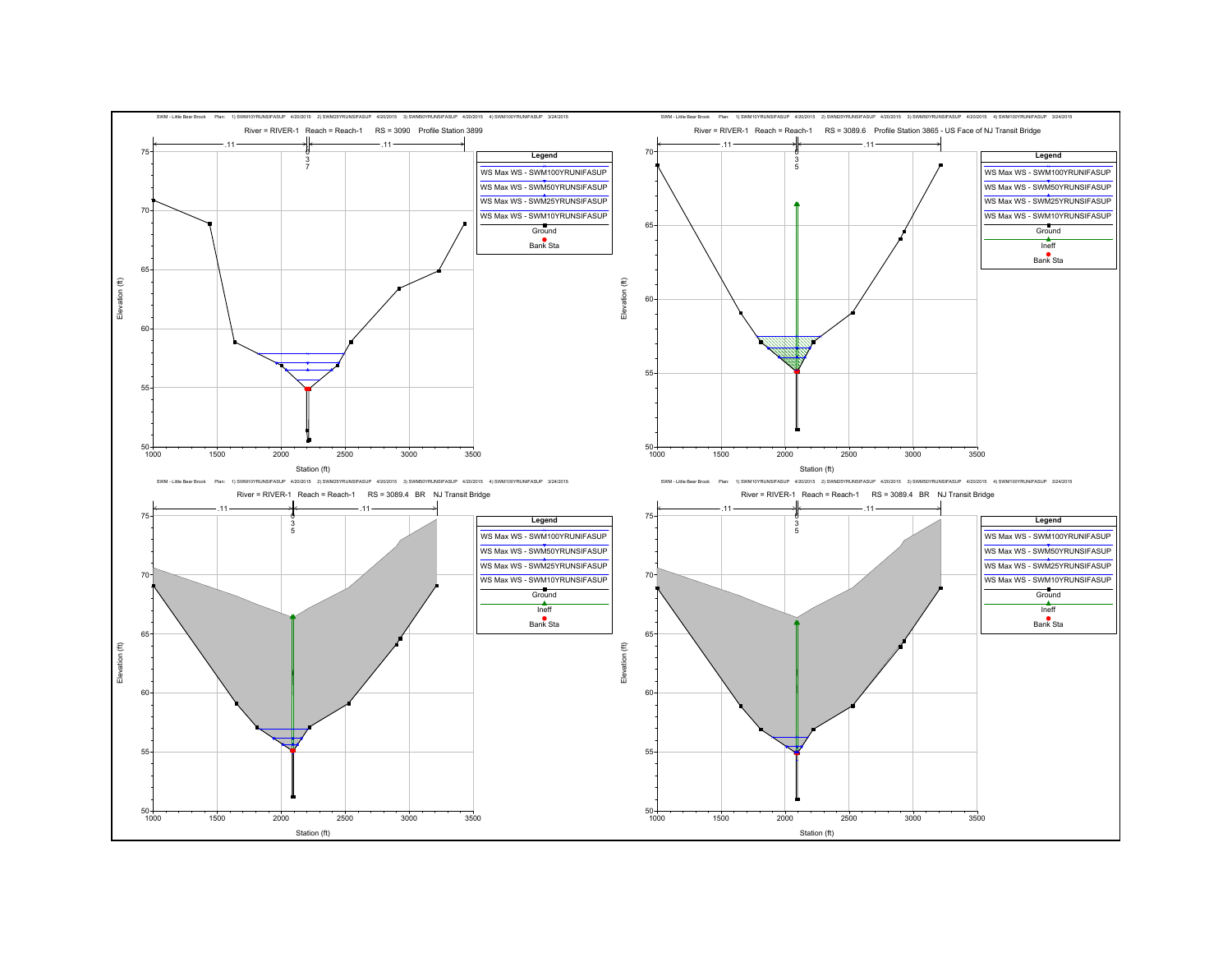SWM - Little Bear Brook    Plan: 1) SWM10YRUNSIFASUP 4/20/2015  2) SWM25YRUNSIFASUP 4/20/2015  3) SWM50YRUNSIFASUP 4/20/2015  4) SWM100YRUNIFASUP 3/24/2015

River = RIVER-1 Reach = Reach-1 RS = 3090 Profile Station 3899

Legend

- WS Max WS - SWM100YRUNIFASUP
- WS Max WS - SWM50YRUNSIFASUP
- WS Max WS - SWM25YRUNSIFASUP
- WS Max WS - SWM10YRUNSIFASUP
- Ground
- Bank Sta

Station (ft) / Elevation (ft)

SWM - Little Bear Brook    Plan: 1) SWM10YRUNSIFASUP 4/20/2015  2) SWM25YRUNSIFASUP 4/20/2015  3) SWM50YRUNSIFASUP 4/20/2015  4) SWM100YRUNIFASUP 3/24/2015

River = RIVER-1 Reach = Reach-1 RS = 3089.6 Profile Station 3865 - US Face of NJ Transit Bridge

Legend

- WS Max WS - SWM100YRUNIFASUP
- WS Max WS - SWM50YRUNSIFASUP
- WS Max WS - SWM25YRUNSIFASUP
- WS Max WS - SWM10YRUNSIFASUP
- Ground
- Ineff
- Bank Sta

Station (ft) / Elevation (ft)

SWM - Little Bear Brook    Plan: 1) SWM10YRUNSIFASUP 4/20/2015  2) SWM25YRUNSIFASUP 4/20/2015  3) SWM50YRUNSIFASUP 4/20/2015  4) SWM100YRUNIFASUP 3/24/2015

River = RIVER-1 Reach = Reach-1 RS = 3089.4 BR NJ Transit Bridge

Legend

- WS Max WS - SWM100YRUNIFASUP
- WS Max WS - SWM50YRUNSIFASUP
- WS Max WS - SWM25YRUNSIFASUP
- WS Max WS - SWM10YRUNSIFASUP
- Ground
- Ineff
- Bank Sta

Station (ft) / Elevation (ft)

SWM - Little Bear Brook    Plan: 1) SWM10YRUNSIFASUP 4/20/2015  2) SWM25YRUNSIFASUP 4/20/2015  3) SWM50YRUNSIFASUP 4/20/2015  4) SWM100YRUNIFASUP 3/24/2015

River = RIVER-1 Reach = Reach-1 RS = 3089.4 BR NJ Transit Bridge

Legend

- WS Max WS - SWM100YRUNIFASUP
- WS Max WS - SWM50YRUNSIFASUP
- WS Max WS - SWM25YRUNSIFASUP
- WS Max WS - SWM10YRUNSIFASUP
- Ground
- Ineff
- Bank Sta

Station (ft) / Elevation (ft)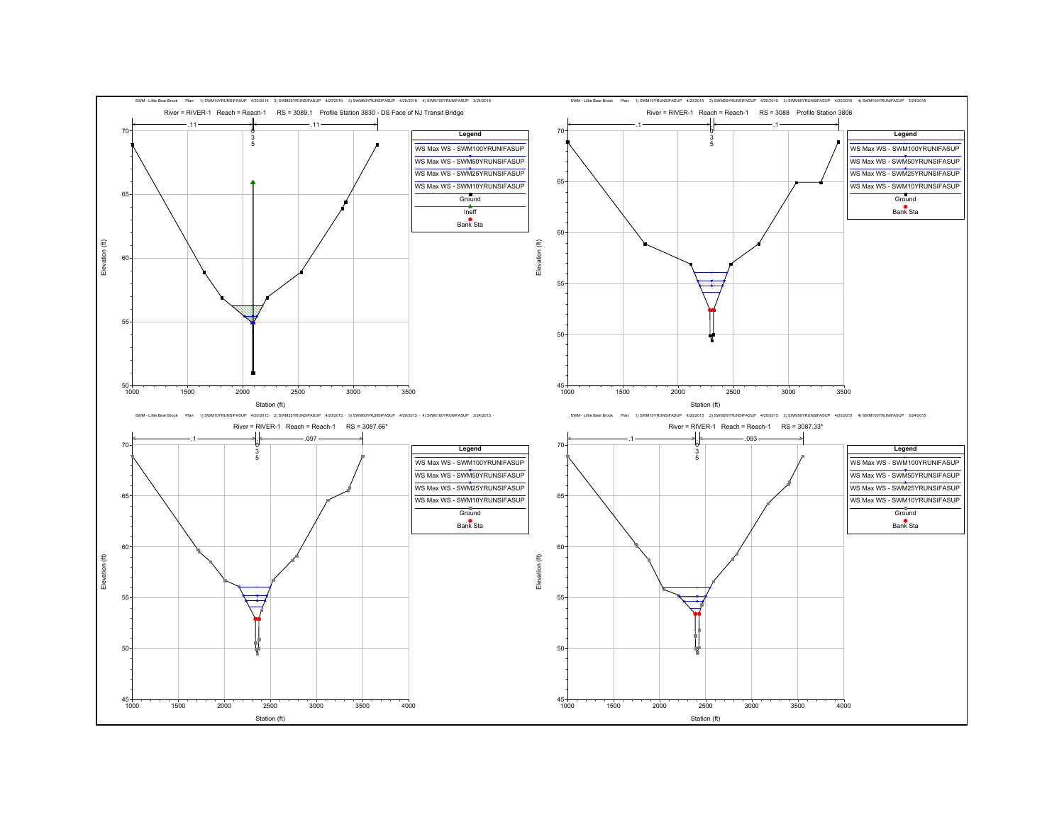SWM - Little Bear Brook Plan: 1) SWM10YRUNSIFASUP 4/20/2015 2) SWM25YRUNSIFASUP 4/20/2015 3) SWM50YRUNSIFASUP 4/20/2015 4) SWM100YRUNIFASUP 3/24/2015

River = RIVER-1 Reach = Reach-1 RS = 3089.1 Profile Station 3830 - DS Face of NJ Transit Bridge

Legend: WS Max WS - SWM100YRUNIFASUP; WS Max WS - SWM50YRUNSIFASUP; WS Max WS - SWM25YRUNSIFASUP; WS Max WS - SWM10YRUNSIFASUP; Ground; Ineff; Bank Sta

Elevation (ft) / Station (ft)

SWM - Little Bear Brook Plan: 1) SWM10YRUNSIFASUP 4/20/2015 2) SWM25YRUNSIFASUP 4/20/2015 3) SWM50YRUNSIFASUP 4/20/2015 4) SWM100YRUNIFASUP 3/24/2015

River = RIVER-1 Reach = Reach-1 RS = 3088 Profile Station 3806

Legend: WS Max WS - SWM100YRUNIFASUP; WS Max WS - SWM50YRUNSIFASUP; WS Max WS - SWM25YRUNSIFASUP; WS Max WS - SWM10YRUNSIFASUP; Ground; Bank Sta

Elevation (ft) / Station (ft)

SWM - Little Bear Brook Plan: 1) SWM10YRUNSIFASUP 4/20/2015 2) SWM25YRUNSIFASUP 4/20/2015 3) SWM50YRUNSIFASUP 4/20/2015 4) SWM100YRUNIFASUP 3/24/2015

River = RIVER-1 Reach = Reach-1 RS = 3087.66*

Legend: WS Max WS - SWM100YRUNIFASUP; WS Max WS - SWM50YRUNSIFASUP; WS Max WS - SWM25YRUNSIFASUP; WS Max WS - SWM10YRUNSIFASUP; Ground; Bank Sta

Elevation (ft) / Station (ft)

SWM - Little Bear Brook Plan: 1) SWM10YRUNSIFASUP 4/20/2015 2) SWM25YRUNSIFASUP 4/20/2015 3) SWM50YRUNSIFASUP 4/20/2015 4) SWM100YRUNIFASUP 3/24/2015

River = RIVER-1 Reach = Reach-1 RS = 3087.33*

Legend: WS Max WS - SWM100YRUNIFASUP; WS Max WS - SWM50YRUNSIFASUP; WS Max WS - SWM25YRUNSIFASUP; WS Max WS - SWM10YRUNSIFASUP; Ground; Bank Sta

Elevation (ft) / Station (ft)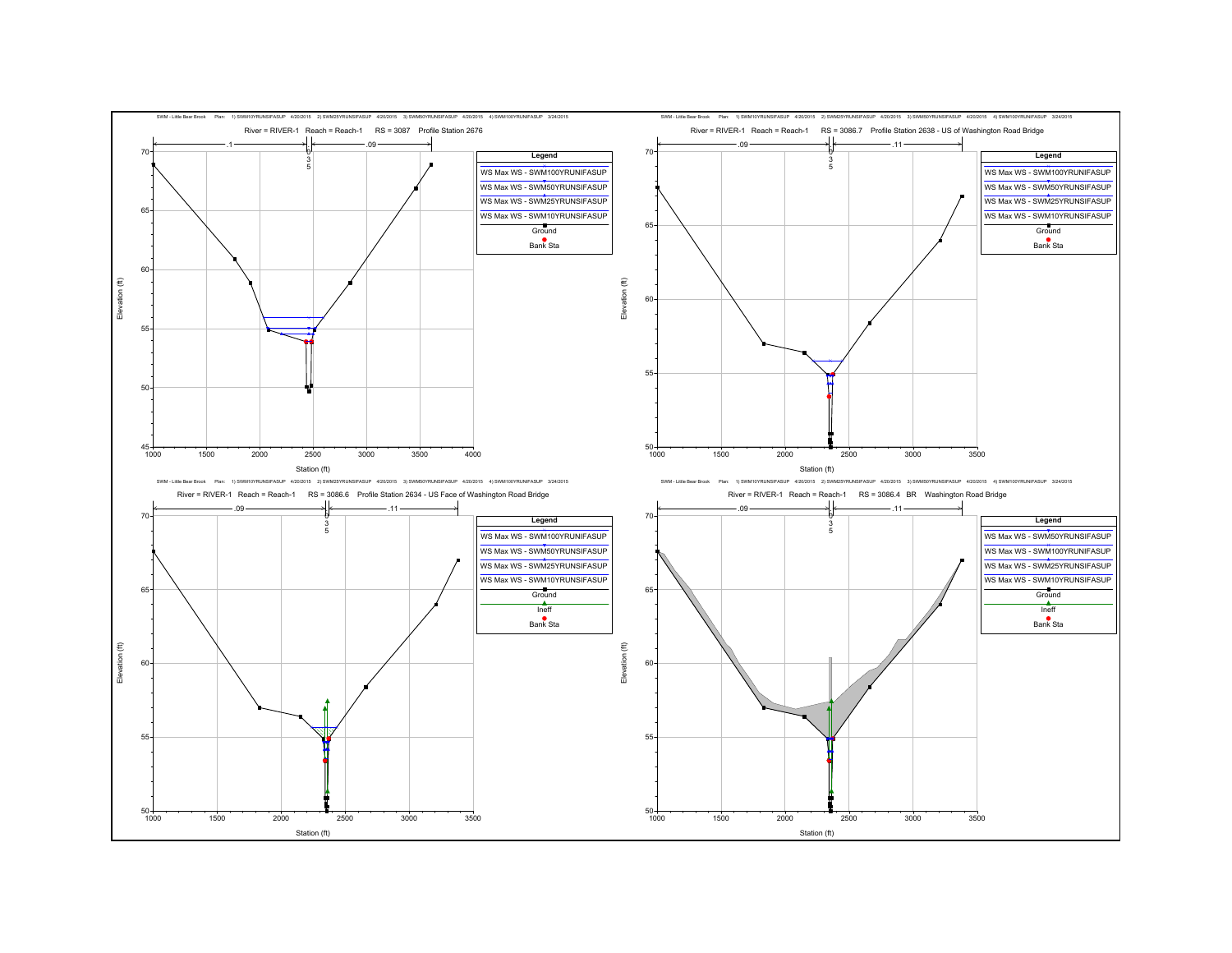SWM - Little Bear Brook Plan: 1) SWM10YRUNSIFASUP 4/20/2015 2) SWM25YRUNSIFASUP 4/20/2015 3) SWM50YRUNSIFASUP 4/20/2015 4) SWM100YRUNIFASUP 3/24/2015

River = RIVER-1 Reach = Reach-1 RS = 3087 Profile Station 2676

Legend: WS Max WS - SWM100YRUNIFASUP; WS Max WS - SWM50YRUNSIFASUP; WS Max WS - SWM25YRUNSIFASUP; WS Max WS - SWM10YRUNSIFASUP; Ground; Bank Sta

Manning's n: .1 | 0.035 | .09

Elevation (ft): 45–70; Station (ft): 1000–4000

SWM - Little Bear Brook Plan: 1) SWM10YRUNSIFASUP 4/20/2015 2) SWM25YRUNSIFASUP 4/20/2015 3) SWM50YRUNSIFASUP 4/20/2015 4) SWM100YRUNIFASUP 3/24/2015

River = RIVER-1 Reach = Reach-1 RS = 3086.7 Profile Station 2638 - US of Washington Road Bridge

Legend: WS Max WS - SWM100YRUNIFASUP; WS Max WS - SWM50YRUNSIFASUP; WS Max WS - SWM25YRUNSIFASUP; WS Max WS - SWM10YRUNSIFASUP; Ground; Bank Sta

Manning's n: .09 | 0.035 | .11

Elevation (ft): 50–70; Station (ft): 1000–3500

SWM - Little Bear Brook Plan: 1) SWM10YRUNSIFASUP 4/20/2015 2) SWM25YRUNSIFASUP 4/20/2015 3) SWM50YRUNSIFASUP 4/20/2015 4) SWM100YRUNIFASUP 3/24/2015

River = RIVER-1 Reach = Reach-1 RS = 3086.6 Profile Station 2634 - US Face of Washington Road Bridge

Legend: WS Max WS - SWM100YRUNIFASUP; WS Max WS - SWM50YRUNSIFASUP; WS Max WS - SWM25YRUNSIFASUP; WS Max WS - SWM10YRUNSIFASUP; Ground; Ineff; Bank Sta

Manning's n: .09 | 0.035 | .11

Elevation (ft): 50–70; Station (ft): 1000–3500

SWM - Little Bear Brook Plan: 1) SWM10YRUNSIFASUP 4/20/2015 2) SWM25YRUNSIFASUP 4/20/2015 3) SWM50YRUNSIFASUP 4/20/2015 4) SWM100YRUNIFASUP 3/24/2015

River = RIVER-1 Reach = Reach-1 RS = 3086.4 BR Washington Road Bridge

Legend: WS Max WS - SWM50YRUNSIFASUP; WS Max WS - SWM100YRUNIFASUP; WS Max WS - SWM25YRUNSIFASUP; WS Max WS - SWM10YRUNSIFASUP; Ground; Ineff; Bank Sta

Manning's n: .09 | 0.035 | .11

Elevation (ft): 50–70; Station (ft): 1000–3500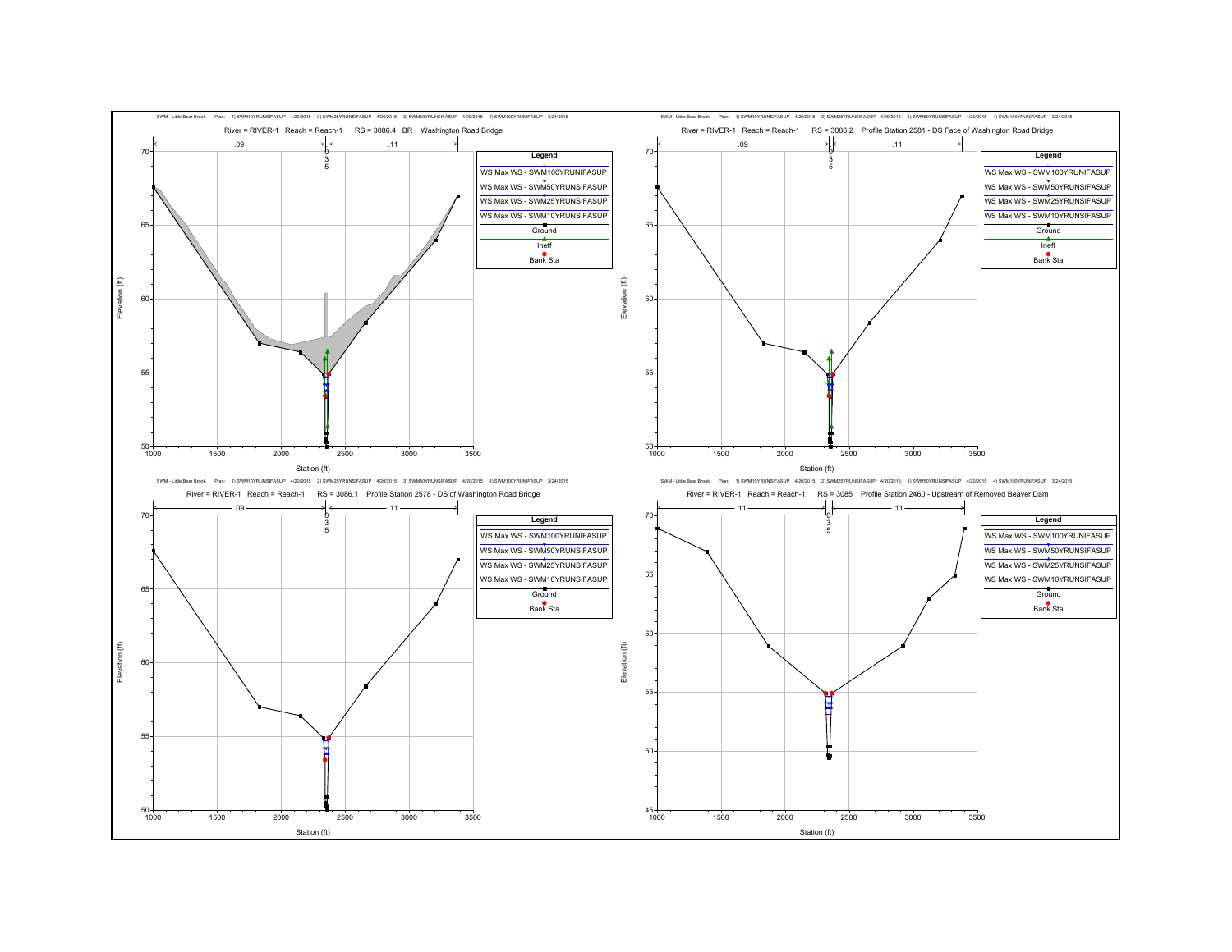SWM - Little Bear Brook Plan: 1) SWM10YRUNSIFASUP 4/20/2015 2) SWM25YRUNSIFASUP 4/20/2015 3) SWM50YRUNSIFASUP 4/20/2015 4) SWM100YRUNIFASUP 3/24/2015

River = RIVER-1 Reach = Reach-1 RS = 3086.4 BR Washington Road Bridge

Legend: WS Max WS - SWM100YRUNIFASUP; WS Max WS - SWM50YRUNSIFASUP; WS Max WS - SWM25YRUNSIFASUP; WS Max WS - SWM10YRUNSIFASUP; Ground; Ineff; Bank Sta

Manning's n: .09 | .035 | .11

Elevation (ft) vs. Station (ft)

SWM - Little Bear Brook Plan: 1) SWM10YRUNSIFASUP 4/20/2015 2) SWM25YRUNSIFASUP 4/20/2015 3) SWM50YRUNSIFASUP 4/20/2015 4) SWM100YRUNIFASUP 3/24/2015

River = RIVER-1 Reach = Reach-1 RS = 3086.2 Profile Station 2581 - DS Face of Washington Road Bridge

Legend: WS Max WS - SWM100YRUNIFASUP; WS Max WS - SWM50YRUNSIFASUP; WS Max WS - SWM25YRUNSIFASUP; WS Max WS - SWM10YRUNSIFASUP; Ground; Ineff; Bank Sta

Manning's n: .09 | .035 | .11

Elevation (ft) vs. Station (ft)

SWM - Little Bear Brook Plan: 1) SWM10YRUNSIFASUP 4/20/2015 2) SWM25YRUNSIFASUP 4/20/2015 3) SWM50YRUNSIFASUP 4/20/2015 4) SWM100YRUNIFASUP 3/24/2015

River = RIVER-1 Reach = Reach-1 RS = 3086.1 Profile Station 2578 - DS of Washington Road Bridge

Legend: WS Max WS - SWM100YRUNIFASUP; WS Max WS - SWM50YRUNSIFASUP; WS Max WS - SWM25YRUNSIFASUP; WS Max WS - SWM10YRUNSIFASUP; Ground; Bank Sta

Manning's n: .09 | .035 | .11

Elevation (ft) vs. Station (ft)

SWM - Little Bear Brook Plan: 1) SWM10YRUNSIFASUP 4/20/2015 2) SWM25YRUNSIFASUP 4/20/2015 3) SWM50YRUNSIFASUP 4/20/2015 4) SWM100YRUNIFASUP 3/24/2015

River = RIVER-1 Reach = Reach-1 RS = 3085 Profile Station 2460 - Upstream of Removed Beaver Dam

Legend: WS Max WS - SWM100YRUNIFASUP; WS Max WS - SWM50YRUNSIFASUP; WS Max WS - SWM25YRUNSIFASUP; WS Max WS - SWM10YRUNSIFASUP; Ground; Bank Sta

Manning's n: .11 | .035 | .11

Elevation (ft) vs. Station (ft)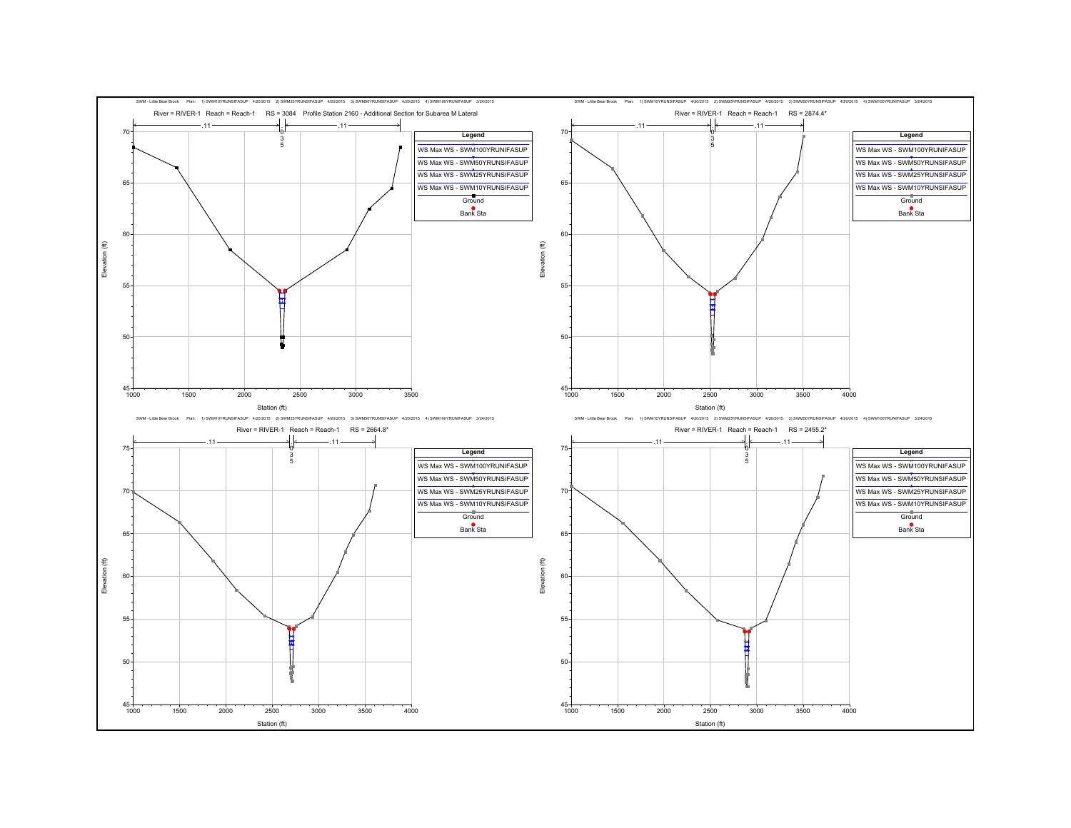SWM - Little Bear Brook    Plan: 1) SWM10YRUNSIFASUP 4/20/2015 2) SWM25YRUNSIFASUP 4/20/2015 3) SWM50YRUNSIFASUP 4/20/2015 4) SWM100YRUNIFASUP 3/24/2015

River = RIVER-1 Reach = Reach-1 RS = 3084 Profile Station 2160 - Additional Section for Subarea M Lateral

Legend: WS Max WS - SWM100YRUNIFASUP; WS Max WS - SWM50YRUNSIFASUP; WS Max WS - SWM25YRUNSIFASUP; WS Max WS - SWM10YRUNSIFASUP; Ground; Bank Sta

Manning's n: .11 | .035 | .11

Elevation (ft) 45–70; Station (ft) 1000–3500

SWM - Little Bear Brook    Plan: 1) SWM10YRUNSIFASUP 4/20/2015 2) SWM25YRUNSIFASUP 4/20/2015 3) SWM50YRUNSIFASUP 4/20/2015 4) SWM100YRUNIFASUP 3/24/2015

River = RIVER-1 Reach = Reach-1 RS = 2874.4*

Legend: WS Max WS - SWM100YRUNIFASUP; WS Max WS - SWM50YRUNSIFASUP; WS Max WS - SWM25YRUNSIFASUP; WS Max WS - SWM10YRUNSIFASUP; Ground; Bank Sta

Manning's n: .11 | .035 | .11

Elevation (ft) 45–70; Station (ft) 1000–4000

SWM - Little Bear Brook    Plan: 1) SWM10YRUNSIFASUP 4/20/2015 2) SWM25YRUNSIFASUP 4/20/2015 3) SWM50YRUNSIFASUP 4/20/2015 4) SWM100YRUNIFASUP 3/24/2015

River = RIVER-1 Reach = Reach-1 RS = 2664.8*

Legend: WS Max WS - SWM100YRUNIFASUP; WS Max WS - SWM50YRUNSIFASUP; WS Max WS - SWM25YRUNSIFASUP; WS Max WS - SWM10YRUNSIFASUP; Ground; Bank Sta

Manning's n: .11 | .035 | .11

Elevation (ft) 45–75; Station (ft) 1000–4000

SWM - Little Bear Brook    Plan: 1) SWM10YRUNSIFASUP 4/20/2015 2) SWM25YRUNSIFASUP 4/20/2015 3) SWM50YRUNSIFASUP 4/20/2015 4) SWM100YRUNIFASUP 3/24/2015

River = RIVER-1 Reach = Reach-1 RS = 2455.2*

Legend: WS Max WS - SWM100YRUNIFASUP; WS Max WS - SWM50YRUNSIFASUP; WS Max WS - SWM25YRUNSIFASUP; WS Max WS - SWM10YRUNSIFASUP; Ground; Bank Sta

Manning's n: .11 | .035 | .11

Elevation (ft) 45–75; Station (ft) 1000–4000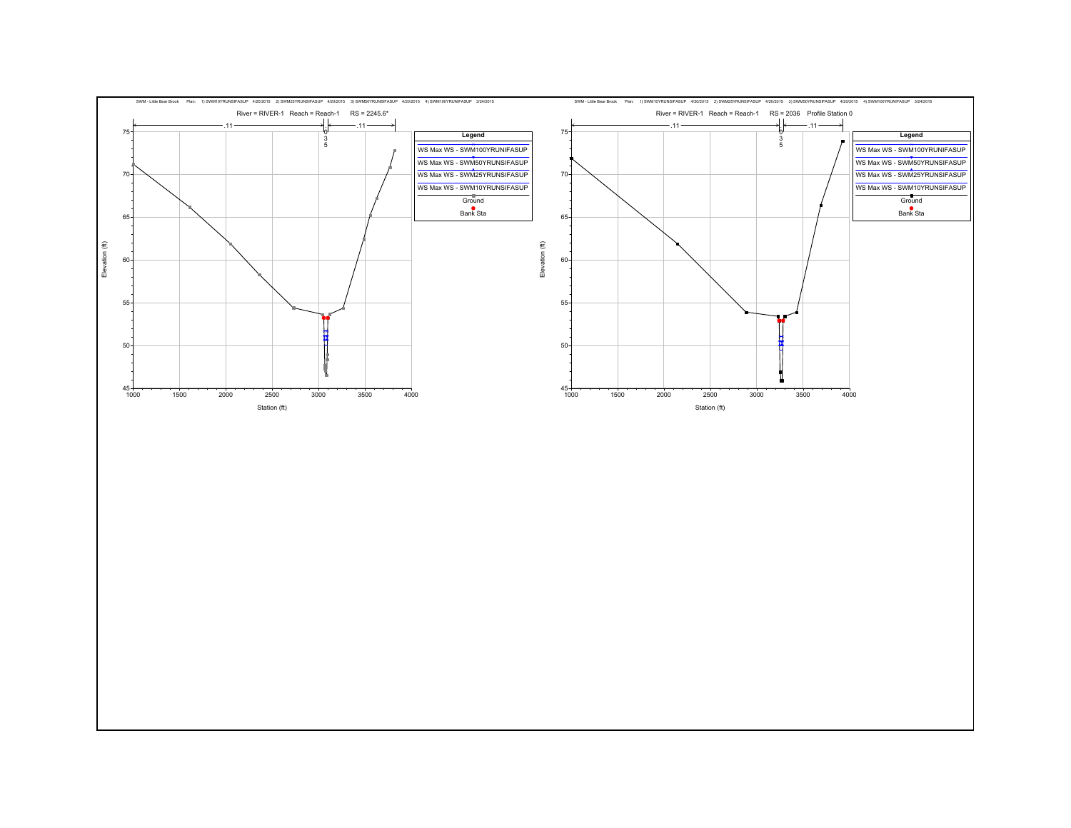SWM - Little Bear Brook Plan: 1) SWM10YRUNSIFASUP 4/20/2015 2) SWM25YRUNSIFASUP 4/20/2015 3) SWM50YRUNSIFASUP 4/20/2015 4) SWM100YRUNIFASUP 3/24/2015

River = RIVER-1 Reach = Reach-1 RS = 2245.6*

.11 .035 .11

Legend

WS Max WS - SWM100YRUNIFASUP

WS Max WS - SWM50YRUNSIFASUP

WS Max WS - SWM25YRUNSIFASUP

WS Max WS - SWM10YRUNSIFASUP

Ground

Bank Sta

Elevation (ft)

Station (ft)

45 50 55 60 65 70 75

1000 1500 2000 2500 3000 3500 4000

SWM - Little Bear Brook Plan: 1) SWM10YRUNSIFASUP 4/20/2015 2) SWM25YRUNSIFASUP 4/20/2015 3) SWM50YRUNSIFASUP 4/20/2015 4) SWM100YRUNIFASUP 3/24/2015

River = RIVER-1 Reach = Reach-1 RS = 2036 Profile Station 0

.11 .035 .11

Legend

WS Max WS - SWM100YRUNIFASUP

WS Max WS - SWM50YRUNSIFASUP

WS Max WS - SWM25YRUNSIFASUP

WS Max WS - SWM10YRUNSIFASUP

Ground

Bank Sta

Elevation (ft)

Station (ft)

45 50 55 60 65 70 75

1000 1500 2000 2500 3000 3500 4000